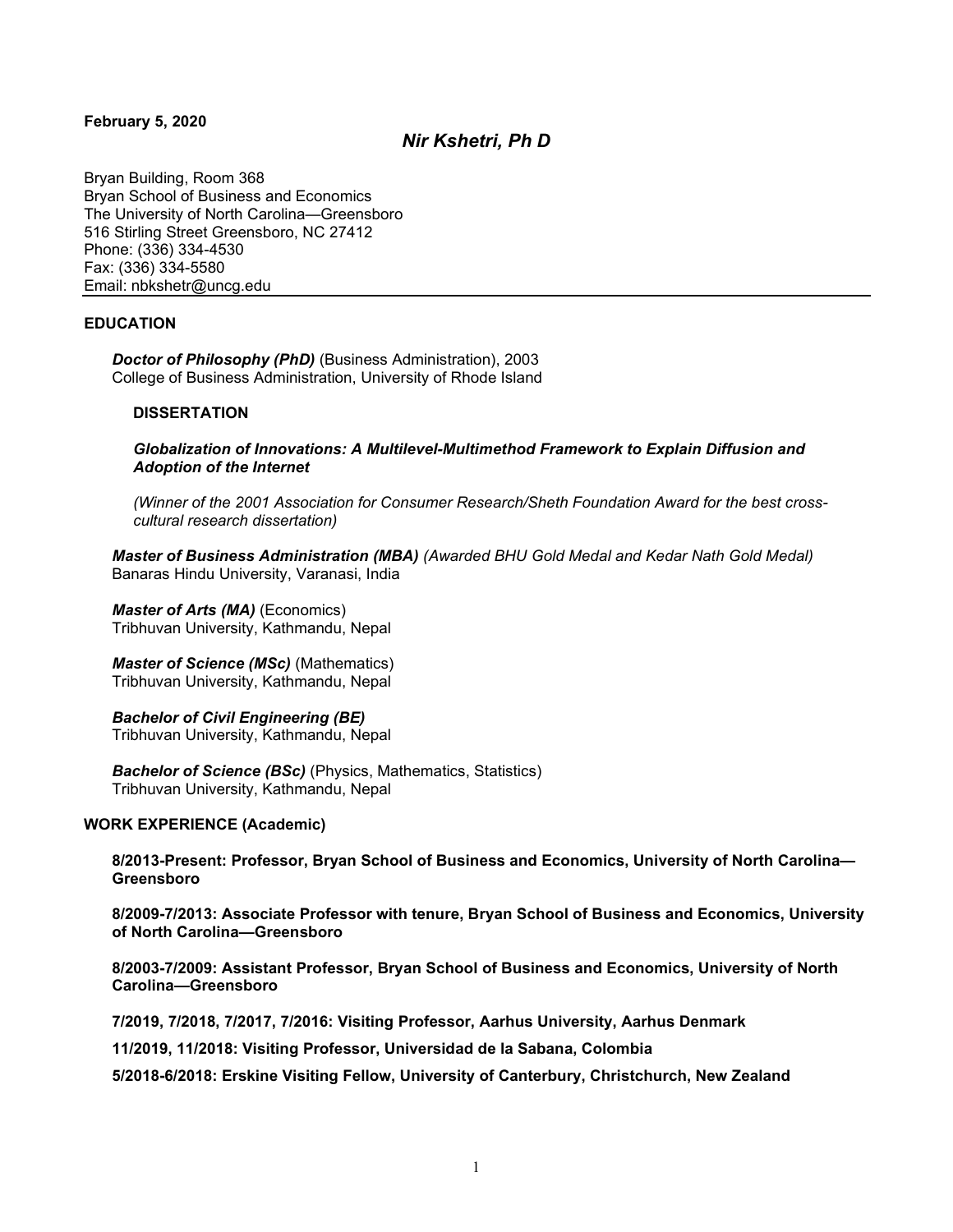**February 5, 2020**

# *Nir Kshetri, Ph D*

Bryan Building, Room 368
Bryan School of Business and Economics
The University of North Carolina—Greensboro
516 Stirling Street Greensboro, NC 27412
Phone: (336) 334-4530
Fax: (336) 334-5580
Email: nbkshetr@uncg.edu

## EDUCATION

***Doctor of Philosophy (PhD)*** (Business Administration), 2003
College of Business Administration, University of Rhode Island

### DISSERTATION

***Globalization of Innovations: A Multilevel-Multimethod Framework to Explain Diffusion and Adoption of the Internet***

*(Winner of the 2001 Association for Consumer Research/Sheth Foundation Award for the best cross-cultural research dissertation)*

***Master of Business Administration (MBA)*** *(Awarded BHU Gold Medal and Kedar Nath Gold Medal)*
Banaras Hindu University, Varanasi, India

***Master of Arts (MA)*** (Economics)
Tribhuvan University, Kathmandu, Nepal

***Master of Science (MSc)*** (Mathematics)
Tribhuvan University, Kathmandu, Nepal

***Bachelor of Civil Engineering (BE)***
Tribhuvan University, Kathmandu, Nepal

***Bachelor of Science (BSc)*** (Physics, Mathematics, Statistics)
Tribhuvan University, Kathmandu, Nepal

## WORK EXPERIENCE (Academic)

**8/2013-Present: Professor, Bryan School of Business and Economics, University of North Carolina—Greensboro**

**8/2009-7/2013: Associate Professor with tenure, Bryan School of Business and Economics, University of North Carolina—Greensboro**

**8/2003-7/2009: Assistant Professor, Bryan School of Business and Economics, University of North Carolina—Greensboro**

**7/2019, 7/2018, 7/2017, 7/2016: Visiting Professor, Aarhus University, Aarhus Denmark**

**11/2019, 11/2018: Visiting Professor, Universidad de la Sabana, Colombia**

**5/2018-6/2018: Erskine Visiting Fellow, University of Canterbury, Christchurch, New Zealand**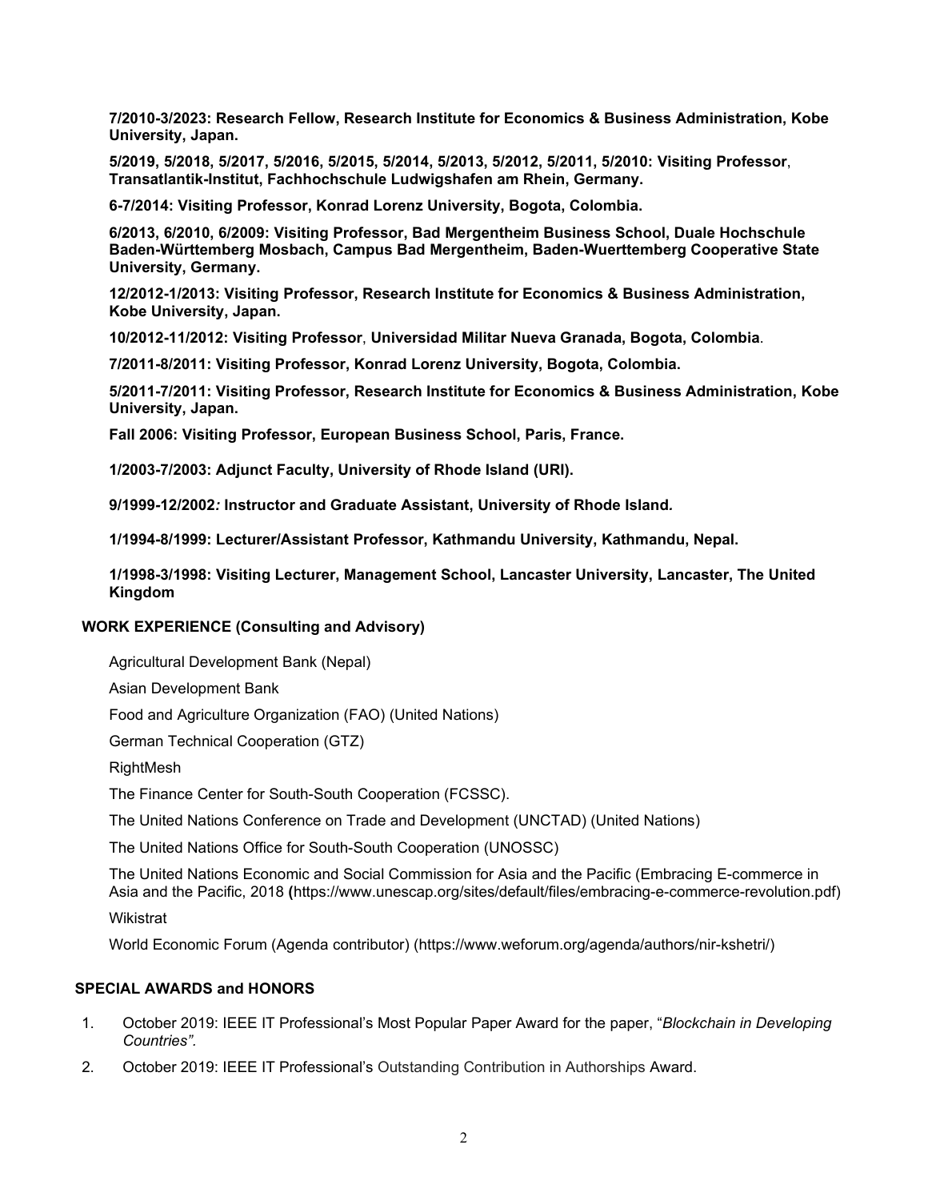**7/2010-3/2023: Research Fellow, Research Institute for Economics & Business Administration, Kobe University, Japan.**

**5/2019, 5/2018, 5/2017, 5/2016, 5/2015, 5/2014, 5/2013, 5/2012, 5/2011, 5/2010: Visiting Professor, Transatlantik-Institut, Fachhochschule Ludwigshafen am Rhein, Germany.**

**6-7/2014: Visiting Professor, Konrad Lorenz University, Bogota, Colombia.**

**6/2013, 6/2010, 6/2009: Visiting Professor, Bad Mergentheim Business School, Duale Hochschule Baden-Württemberg Mosbach, Campus Bad Mergentheim, Baden-Wuerttemberg Cooperative State University, Germany.**

**12/2012-1/2013: Visiting Professor, Research Institute for Economics & Business Administration, Kobe University, Japan.**

**10/2012-11/2012: Visiting Professor, Universidad Militar Nueva Granada, Bogota, Colombia.**

**7/2011-8/2011: Visiting Professor, Konrad Lorenz University, Bogota, Colombia.**

**5/2011-7/2011: Visiting Professor, Research Institute for Economics & Business Administration, Kobe University, Japan.**

**Fall 2006: Visiting Professor, European Business School, Paris, France.**

**1/2003-7/2003: Adjunct Faculty, University of Rhode Island (URI).**

**9/1999-12/2002: Instructor and Graduate Assistant, University of Rhode Island.**

**1/1994-8/1999: Lecturer/Assistant Professor, Kathmandu University, Kathmandu, Nepal.**

**1/1998-3/1998: Visiting Lecturer, Management School, Lancaster University, Lancaster, The United Kingdom**

## WORK EXPERIENCE (Consulting and Advisory)

Agricultural Development Bank (Nepal)

Asian Development Bank

Food and Agriculture Organization (FAO) (United Nations)

German Technical Cooperation (GTZ)

RightMesh

The Finance Center for South-South Cooperation (FCSSC).

The United Nations Conference on Trade and Development (UNCTAD) (United Nations)

The United Nations Office for South-South Cooperation (UNOSSC)

The United Nations Economic and Social Commission for Asia and the Pacific (Embracing E-commerce in Asia and the Pacific, 2018 (https://www.unescap.org/sites/default/files/embracing-e-commerce-revolution.pdf)

Wikistrat

World Economic Forum (Agenda contributor) (https://www.weforum.org/agenda/authors/nir-kshetri/)

## SPECIAL AWARDS and HONORS

1. October 2019: IEEE IT Professional's Most Popular Paper Award for the paper, "*Blockchain in Developing Countries".*
2. October 2019: IEEE IT Professional's Outstanding Contribution in Authorships Award.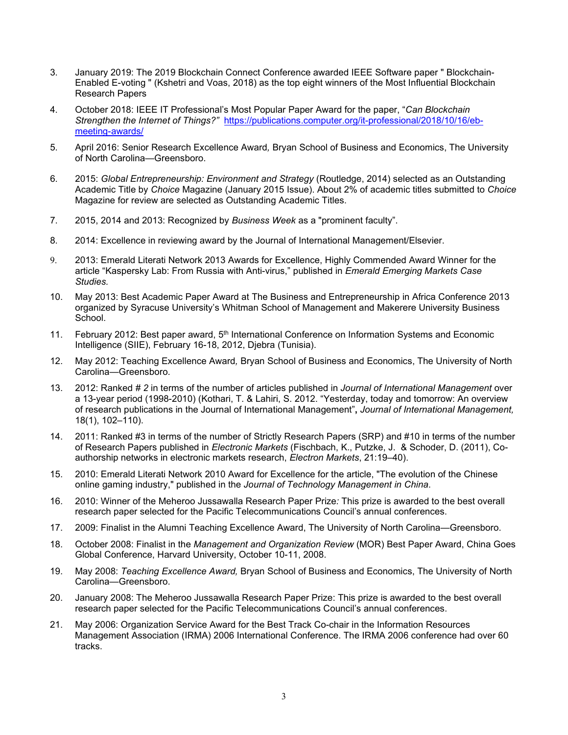3. January 2019: The 2019 Blockchain Connect Conference awarded IEEE Software paper " Blockchain-Enabled E-voting " (Kshetri and Voas, 2018) as the top eight winners of the Most Influential Blockchain Research Papers

4. October 2018: IEEE IT Professional's Most Popular Paper Award for the paper, "*Can Blockchain Strengthen the Internet of Things?"* [https://publications.computer.org/it-professional/2018/10/16/eb-meeting-awards/](https://publications.computer.org/it-professional/2018/10/16/eb-meeting-awards/)

5. April 2016: Senior Research Excellence Award*,* Bryan School of Business and Economics, The University of North Carolina—Greensboro.

6. 2015: *Global Entrepreneurship: Environment and Strategy* (Routledge, 2014) selected as an Outstanding Academic Title by *Choice* Magazine (January 2015 Issue). About 2% of academic titles submitted to *Choice* Magazine for review are selected as Outstanding Academic Titles.

7. 2015, 2014 and 2013: Recognized by *Business Week* as a "prominent faculty".

8. 2014: Excellence in reviewing award by the Journal of International Management/Elsevier.

9. 2013: Emerald Literati Network 2013 Awards for Excellence, Highly Commended Award Winner for the article "Kaspersky Lab: From Russia with Anti-virus," published in *Emerald Emerging Markets Case Studies*.

10. May 2013: Best Academic Paper Award at The Business and Entrepreneurship in Africa Conference 2013 organized by Syracuse University's Whitman School of Management and Makerere University Business School.

11. February 2012: Best paper award, 5th International Conference on Information Systems and Economic Intelligence (SIIE), February 16-18, 2012, Djebra (Tunisia).

12. May 2012: Teaching Excellence Award*,* Bryan School of Business and Economics, The University of North Carolina—Greensboro.

13. 2012: Ranked # *2* in terms of the number of articles published in *Journal of International Management* over a 13-year period (1998-2010) (Kothari, T. & Lahiri, S. 2012. "Yesterday, today and tomorrow: An overview of research publications in the Journal of International Management"**,** *Journal of International Management,* 18(1), 102–110).

14. 2011: Ranked #3 in terms of the number of Strictly Research Papers (SRP) and #10 in terms of the number of Research Papers published in *Electronic Markets* (Fischbach, K., Putzke, J. & Schoder, D. (2011), Co-authorship networks in electronic markets research, *Electron Markets*, 21:19–40).

15. 2010: Emerald Literati Network 2010 Award for Excellence for the article, "The evolution of the Chinese online gaming industry," published in the *Journal of Technology Management in China*.

16. 2010: Winner of the Meheroo Jussawalla Research Paper Prize*:* This prize is awarded to the best overall research paper selected for the Pacific Telecommunications Council's annual conferences.

17. 2009: Finalist in the Alumni Teaching Excellence Award, The University of North Carolina—Greensboro.

18. October 2008: Finalist in the *Management and Organization Review* (MOR) Best Paper Award, China Goes Global Conference, Harvard University, October 10-11, 2008.

19. May 2008: *Teaching Excellence Award,* Bryan School of Business and Economics, The University of North Carolina—Greensboro.

20. January 2008: The Meheroo Jussawalla Research Paper Prize: This prize is awarded to the best overall research paper selected for the Pacific Telecommunications Council's annual conferences.

21. May 2006: Organization Service Award for the Best Track Co-chair in the Information Resources Management Association (IRMA) 2006 International Conference. The IRMA 2006 conference had over 60 tracks.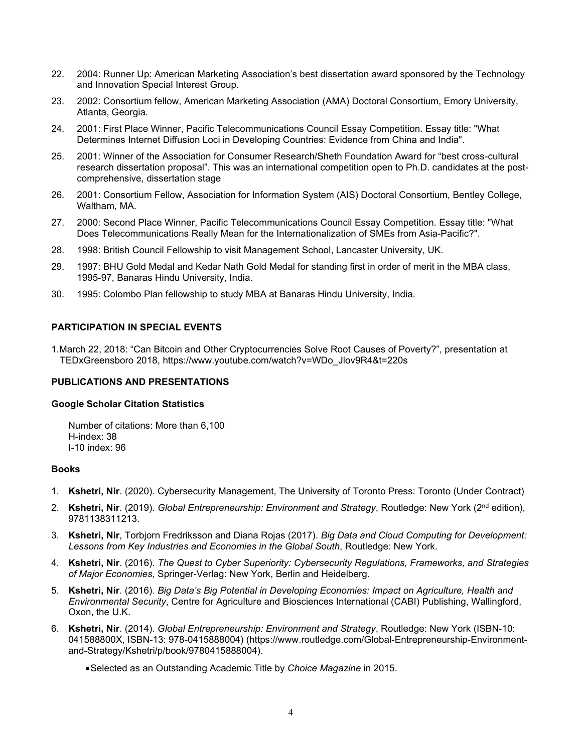22. 2004: Runner Up: American Marketing Association's best dissertation award sponsored by the Technology and Innovation Special Interest Group.
23. 2002: Consortium fellow, American Marketing Association (AMA) Doctoral Consortium, Emory University, Atlanta, Georgia.
24. 2001: First Place Winner, Pacific Telecommunications Council Essay Competition. Essay title: "What Determines Internet Diffusion Loci in Developing Countries: Evidence from China and India".
25. 2001: Winner of the Association for Consumer Research/Sheth Foundation Award for "best cross-cultural research dissertation proposal". This was an international competition open to Ph.D. candidates at the post-comprehensive, dissertation stage
26. 2001: Consortium Fellow, Association for Information System (AIS) Doctoral Consortium, Bentley College, Waltham, MA.
27. 2000: Second Place Winner, Pacific Telecommunications Council Essay Competition. Essay title: "What Does Telecommunications Really Mean for the Internationalization of SMEs from Asia-Pacific?".
28. 1998: British Council Fellowship to visit Management School, Lancaster University, UK.
29. 1997: BHU Gold Medal and Kedar Nath Gold Medal for standing first in order of merit in the MBA class, 1995-97, Banaras Hindu University, India.
30. 1995: Colombo Plan fellowship to study MBA at Banaras Hindu University, India.

## PARTICIPATION IN SPECIAL EVENTS

1. March 22, 2018: "Can Bitcoin and Other Cryptocurrencies Solve Root Causes of Poverty?", presentation at TEDxGreensboro 2018, https://www.youtube.com/watch?v=WDo_Jlov9R4&t=220s

## PUBLICATIONS AND PRESENTATIONS

### Google Scholar Citation Statistics

Number of citations: More than 6,100
H-index: 38
I-10 index: 96

### Books

1. **Kshetri, Nir**. (2020). Cybersecurity Management, The University of Toronto Press: Toronto (Under Contract)
2. **Kshetri, Nir**. (2019). *Global Entrepreneurship: Environment and Strategy*, Routledge: New York (2nd edition), 9781138311213.
3. **Kshetri, Nir**, Torbjorn Fredriksson and Diana Rojas (2017). *Big Data and Cloud Computing for Development: Lessons from Key Industries and Economies in the Global South*, Routledge: New York.
4. **Kshetri, Nir**. (2016). *The Quest to Cyber Superiority: Cybersecurity Regulations, Frameworks, and Strategies of Major Economies,* Springer-Verlag: New York, Berlin and Heidelberg.
5. **Kshetri, Nir**. (2016). *Big Data's Big Potential in Developing Economies: Impact on Agriculture, Health and Environmental Security*, Centre for Agriculture and Biosciences International (CABI) Publishing, Wallingford, Oxon, the U.K.
6. **Kshetri, Nir**. (2014). *Global Entrepreneurship: Environment and Strategy*, Routledge: New York (ISBN-10: 041588800X, ISBN-13: 978-0415888004) (https://www.routledge.com/Global-Entrepreneurship-Environment-and-Strategy/Kshetri/p/book/9780415888004).
   - Selected as an Outstanding Academic Title by *Choice Magazine* in 2015.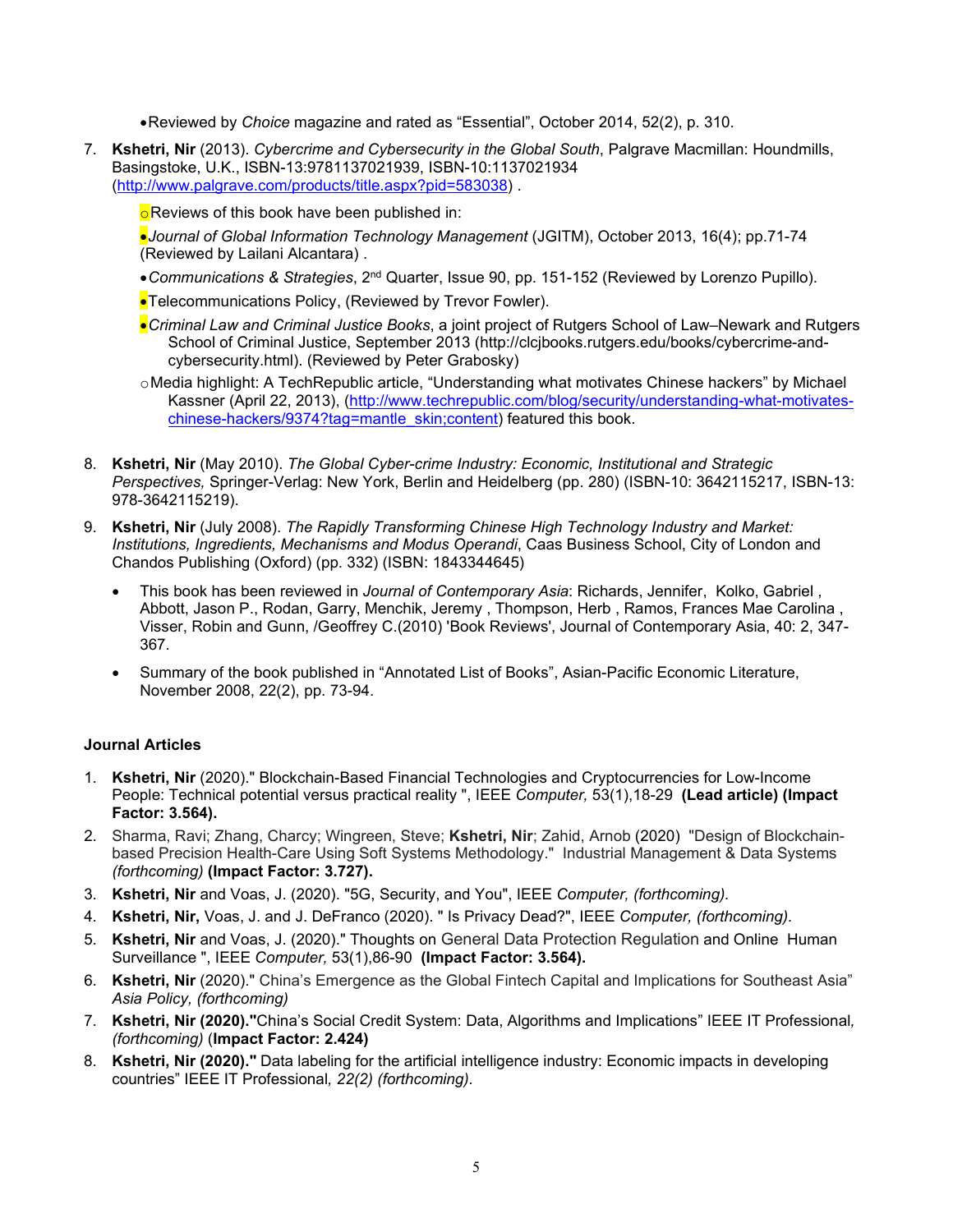- Reviewed by *Choice* magazine and rated as "Essential", October 2014, 52(2), p. 310.

7. **Kshetri, Nir** (2013). *Cybercrime and Cybersecurity in the Global South*, Palgrave Macmillan: Houndmills, Basingstoke, U.K., ISBN-13:9781137021939, ISBN-10:1137021934 (http://www.palgrave.com/products/title.aspx?pid=583038) .

   - Reviews of this book have been published in:
     - *Journal of Global Information Technology Management* (JGITM), October 2013, 16(4); pp.71-74 (Reviewed by Lailani Alcantara) .
     - *Communications & Strategies*, 2nd Quarter, Issue 90, pp. 151-152 (Reviewed by Lorenzo Pupillo).
     - Telecommunications Policy, (Reviewed by Trevor Fowler).
     - *Criminal Law and Criminal Justice Books*, a joint project of Rutgers School of Law–Newark and Rutgers School of Criminal Justice, September 2013 (http://clcjbooks.rutgers.edu/books/cybercrime-and-cybersecurity.html). (Reviewed by Peter Grabosky)
   - Media highlight: A TechRepublic article, "Understanding what motivates Chinese hackers" by Michael Kassner (April 22, 2013), (http://www.techrepublic.com/blog/security/understanding-what-motivates-chinese-hackers/9374?tag=mantle_skin;content) featured this book.

8. **Kshetri, Nir** (May 2010). *The Global Cyber-crime Industry: Economic, Institutional and Strategic Perspectives,* Springer-Verlag: New York, Berlin and Heidelberg (pp. 280) (ISBN-10: 3642115217, ISBN-13: 978-3642115219).

9. **Kshetri, Nir** (July 2008). *The Rapidly Transforming Chinese High Technology Industry and Market: Institutions, Ingredients, Mechanisms and Modus Operandi*, Caas Business School, City of London and Chandos Publishing (Oxford) (pp. 332) (ISBN: 1843344645)

   - This book has been reviewed in *Journal of Contemporary Asia*: Richards, Jennifer, Kolko, Gabriel , Abbott, Jason P., Rodan, Garry, Menchik, Jeremy , Thompson, Herb , Ramos, Frances Mae Carolina , Visser, Robin and Gunn, /Geoffrey C.(2010) 'Book Reviews', Journal of Contemporary Asia, 40: 2, 347-367.
   - Summary of the book published in "Annotated List of Books", Asian-Pacific Economic Literature, November 2008, 22(2), pp. 73-94.

### Journal Articles

1. **Kshetri, Nir** (2020)." Blockchain-Based Financial Technologies and Cryptocurrencies for Low-Income People: Technical potential versus practical reality ", IEEE *Computer,* 53(1),18-29 **(Lead article) (Impact Factor: 3.564).**
2. Sharma, Ravi; Zhang, Charcy; Wingreen, Steve; **Kshetri, Nir**; Zahid, Arnob (2020) "Design of Blockchain-based Precision Health-Care Using Soft Systems Methodology." Industrial Management & Data Systems *(forthcoming)* **(Impact Factor: 3.727).**
3. **Kshetri, Nir** and Voas, J. (2020). "5G, Security, and You", IEEE *Computer, (forthcoming).*
4. **Kshetri, Nir,** Voas, J. and J. DeFranco (2020). " Is Privacy Dead?", IEEE *Computer, (forthcoming).*
5. **Kshetri, Nir** and Voas, J. (2020)." Thoughts on General Data Protection Regulation and Online Human Surveillance ", IEEE *Computer,* 53(1),86-90 **(Impact Factor: 3.564).**
6. **Kshetri, Nir** (2020)." China's Emergence as the Global Fintech Capital and Implications for Southeast Asia" *Asia Policy, (forthcoming)*
7. **Kshetri, Nir (2020).**"China's Social Credit System: Data, Algorithms and Implications" IEEE IT Professional*, (forthcoming)* (**Impact Factor: 2.424)**
8. **Kshetri, Nir (2020)."** Data labeling for the artificial intelligence industry: Economic impacts in developing countries" IEEE IT Professional*, 22(2) (forthcoming).*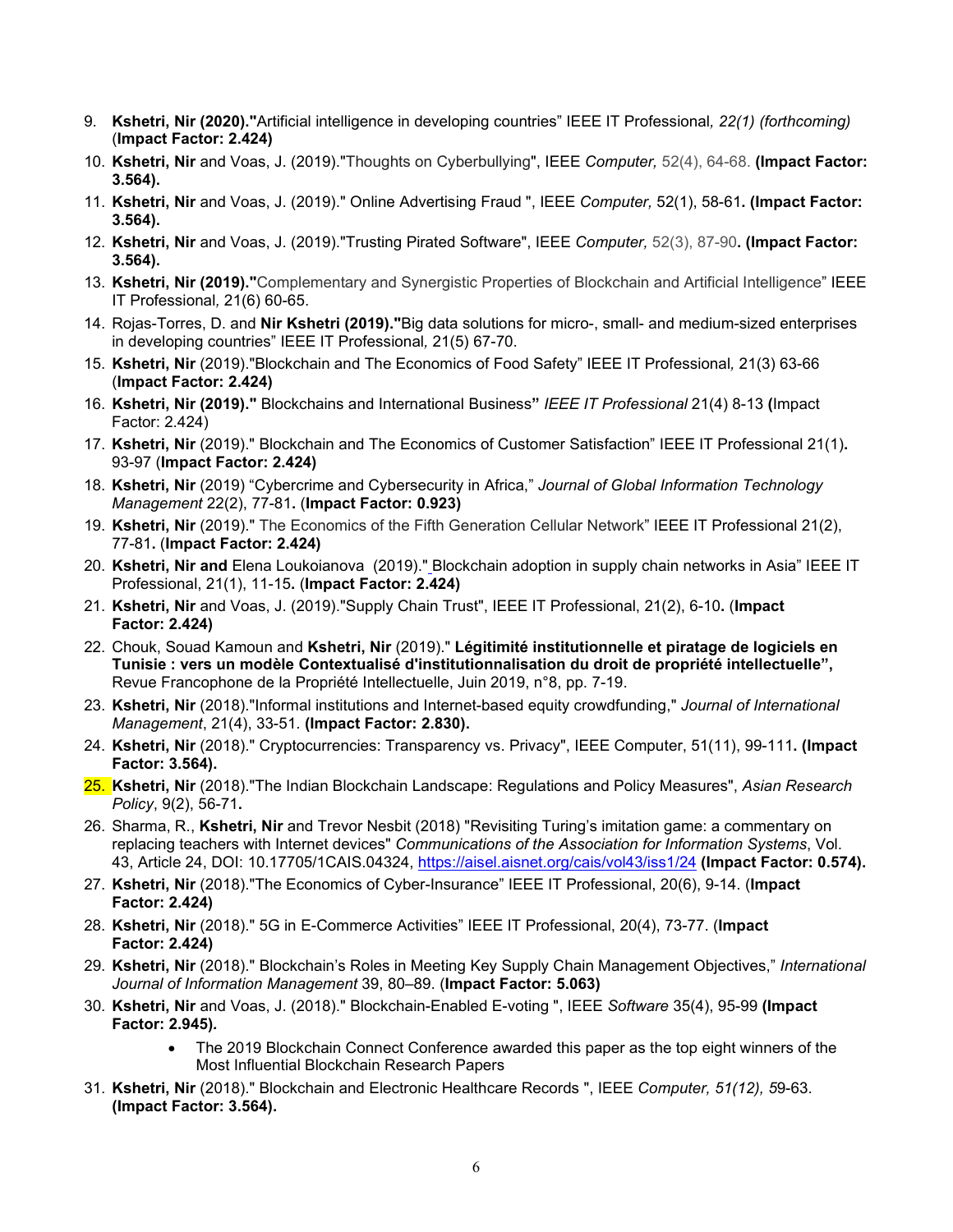9. **Kshetri, Nir (2020)."**Artificial intelligence in developing countries" IEEE IT Professional*, 22(1) (forthcoming)* (**Impact Factor: 2.424)**
10. **Kshetri, Nir** and Voas, J. (2019)."Thoughts on Cyberbullying", IEEE *Computer,* 52(4), 64-68. **(Impact Factor: 3.564).**
11. **Kshetri, Nir** and Voas, J. (2019)." Online Advertising Fraud ", IEEE *Computer,* 52(1), 58-61**. (Impact Factor: 3.564).**
12. **Kshetri, Nir** and Voas, J. (2019)."Trusting Pirated Software", IEEE *Computer,* 52(3), 87-90**. (Impact Factor: 3.564).**
13. **Kshetri, Nir (2019)."**Complementary and Synergistic Properties of Blockchain and Artificial Intelligence" IEEE IT Professional*,* 21(6) 60-65.
14. Rojas-Torres, D. and **Nir Kshetri (2019)."**Big data solutions for micro-, small- and medium-sized enterprises in developing countries" IEEE IT Professional*,* 21(5) 67-70.
15. **Kshetri, Nir** (2019)."Blockchain and The Economics of Food Safety" IEEE IT Professional*,* 21(3) 63-66 (**Impact Factor: 2.424)**
16. **Kshetri, Nir (2019)."** Blockchains and International Business**"** *IEEE IT Professional* 21(4) 8-13 **(**Impact Factor: 2.424)
17. **Kshetri, Nir** (2019)." Blockchain and The Economics of Customer Satisfaction" IEEE IT Professional 21(1)**.** 93-97 (**Impact Factor: 2.424)**
18. **Kshetri, Nir** (2019) "Cybercrime and Cybersecurity in Africa," *Journal of Global Information Technology Management* 22(2), 77-81**.** (**Impact Factor: 0.923)**
19. **Kshetri, Nir** (2019)." The Economics of the Fifth Generation Cellular Network" IEEE IT Professional 21(2), 77-81**.** (**Impact Factor: 2.424)**
20. **Kshetri, Nir and** Elena Loukoianova (2019)." Blockchain adoption in supply chain networks in Asia" IEEE IT Professional, 21(1), 11-15**.** (**Impact Factor: 2.424)**
21. **Kshetri, Nir** and Voas, J. (2019)."Supply Chain Trust", IEEE IT Professional, 21(2), 6-10**.** (**Impact Factor: 2.424)**
22. Chouk, Souad Kamoun and **Kshetri, Nir** (2019)." **Légitimité institutionnelle et piratage de logiciels en Tunisie : vers un modèle Contextualisé d'institutionnalisation du droit de propriété intellectuelle",** Revue Francophone de la Propriété Intellectuelle, Juin 2019, n°8, pp. 7-19.
23. **Kshetri, Nir** (2018)."Informal institutions and Internet-based equity crowdfunding," *Journal of International Management*, 21(4), 33-51. **(Impact Factor: 2.830).**
24. **Kshetri, Nir** (2018)." Cryptocurrencies: Transparency vs. Privacy", IEEE Computer, 51(11), 99-111**. (Impact Factor: 3.564).**
25. **Kshetri, Nir** (2018)."The Indian Blockchain Landscape: Regulations and Policy Measures", *Asian Research Policy*, 9(2), 56-71**.**
26. Sharma, R., **Kshetri, Nir** and Trevor Nesbit (2018) "Revisiting Turing's imitation game: a commentary on replacing teachers with Internet devices" *Communications of the Association for Information Systems*, Vol. 43, Article 24, DOI: 10.17705/1CAIS.04324, https://aisel.aisnet.org/cais/vol43/iss1/24 **(Impact Factor: 0.574).**
27. **Kshetri, Nir** (2018)."The Economics of Cyber-Insurance" IEEE IT Professional, 20(6), 9-14. (**Impact Factor: 2.424)**
28. **Kshetri, Nir** (2018)." 5G in E-Commerce Activities" IEEE IT Professional, 20(4), 73-77. (**Impact Factor: 2.424)**
29. **Kshetri, Nir** (2018)." Blockchain's Roles in Meeting Key Supply Chain Management Objectives," *International Journal of Information Management* 39, 80–89. (**Impact Factor: 5.063)**
30. **Kshetri, Nir** and Voas, J. (2018)." Blockchain-Enabled E-voting ", IEEE *Software* 35(4), 95-99 **(Impact Factor: 2.945).**
    - The 2019 Blockchain Connect Conference awarded this paper as the top eight winners of the Most Influential Blockchain Research Papers
31. **Kshetri, Nir** (2018)." Blockchain and Electronic Healthcare Records ", IEEE *Computer, 51(12), 5*9-63. **(Impact Factor: 3.564).**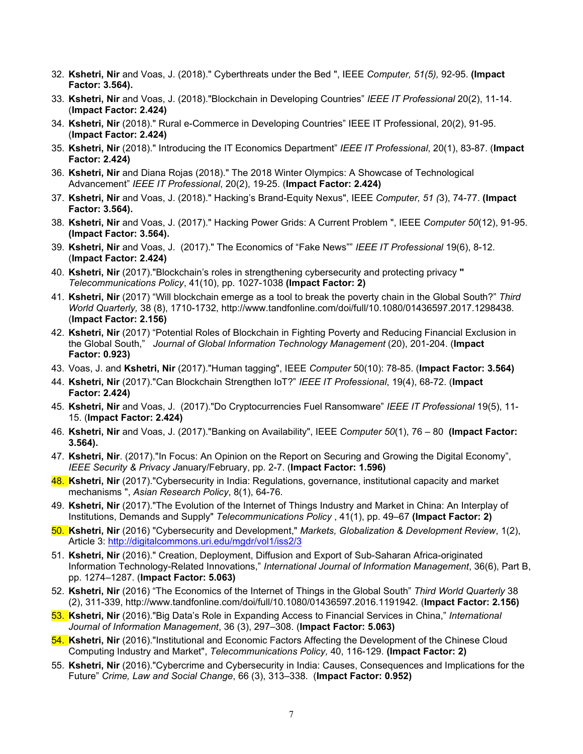32. **Kshetri, Nir** and Voas, J. (2018)." Cyberthreats under the Bed ", IEEE *Computer, 51(5),* 92-95. **(Impact Factor: 3.564).**
33. **Kshetri, Nir** and Voas, J. (2018)."Blockchain in Developing Countries" *IEEE IT Professional* 20(2), 11-14. (**Impact Factor: 2.424)**
34. **Kshetri, Nir** (2018)." Rural e-Commerce in Developing Countries" IEEE IT Professional, 20(2), 91-95. (**Impact Factor: 2.424)**
35. **Kshetri, Nir** (2018)." Introducing the IT Economics Department" *IEEE IT Professional*, 20(1), 83-87. (**Impact Factor: 2.424)**
36. **Kshetri, Nir** and Diana Rojas (2018)." The 2018 Winter Olympics: A Showcase of Technological Advancement" *IEEE IT Professional*, 20(2), 19-25. (**Impact Factor: 2.424)**
37. **Kshetri, Nir** and Voas, J. (2018)." Hacking's Brand-Equity Nexus", IEEE *Computer, 51 (*3), 74-77. **(Impact Factor: 3.564).**
38. **Kshetri, Nir** and Voas, J. (2017)." Hacking Power Grids: A Current Problem ", IEEE *Computer 50*(12), 91-95. **(Impact Factor: 3.564).**
39. **Kshetri, Nir** and Voas, J. (2017)." The Economics of "Fake News"" *IEEE IT Professional* 19(6), 8-12. (**Impact Factor: 2.424)**
40. **Kshetri, Nir** (2017)."Blockchain's roles in strengthening cybersecurity and protecting privacy **"** *Telecommunications Policy*, 41(10), pp. 1027-1038 **(Impact Factor: 2)**
41. **Kshetri, Nir** (2017) "Will blockchain emerge as a tool to break the poverty chain in the Global South?" *Third World Quarterly,* 38 (8), 1710-1732, http://www.tandfonline.com/doi/full/10.1080/01436597.2017.1298438. (**Impact Factor: 2.156)**
42. **Kshetri, Nir** (2017) "Potential Roles of Blockchain in Fighting Poverty and Reducing Financial Exclusion in the Global South," *Journal of Global Information Technology Management* (20), 201-204. (**Impact Factor: 0.923)**
43. Voas, J. and **Kshetri, Nir** (2017)."Human tagging", IEEE *Computer* 50(10): 78-85. (**Impact Factor: 3.564)**
44. **Kshetri, Nir** (2017)."Can Blockchain Strengthen IoT?" *IEEE IT Professional*, 19(4), 68-72. (**Impact Factor: 2.424)**
45. **Kshetri, Nir** and Voas, J. (2017)."Do Cryptocurrencies Fuel Ransomware" *IEEE IT Professional* 19(5), 11-15. (**Impact Factor: 2.424)**
46. **Kshetri, Nir** and Voas, J. (2017)."Banking on Availability", IEEE *Computer 50*(1), 76 – 80 **(Impact Factor: 3.564).**
47. **Kshetri, Nir**. (2017)."In Focus: An Opinion on the Report on Securing and Growing the Digital Economy", *IEEE Security & Privacy J*anuary/February, pp. 2-7. (**Impact Factor: 1.596)**
48. **Kshetri, Nir** (2017)."Cybersecurity in India: Regulations, governance, institutional capacity and market mechanisms ", *Asian Research Policy*, 8(1), 64-76.
49. **Kshetri, Nir** (2017)."The Evolution of the Internet of Things Industry and Market in China: An Interplay of Institutions, Demands and Supply" *Telecommunications Policy* , 41(1), pp. 49–67 **(Impact Factor: 2)**
50. **Kshetri, Nir** (2016) "Cybersecurity and Development," *Markets, Globalization & Development Review*, 1(2), Article 3: http://digitalcommons.uri.edu/mgdr/vol1/iss2/3
51. **Kshetri, Nir** (2016)." Creation, Deployment, Diffusion and Export of Sub-Saharan Africa-originated Information Technology-Related Innovations," *International Journal of Information Management*, 36(6), Part B, pp. 1274–1287. (**Impact Factor: 5.063)**
52. **Kshetri, Nir** (2016) "The Economics of the Internet of Things in the Global South" *Third World Quarterly* 38 (2), 311-339, http://www.tandfonline.com/doi/full/10.1080/01436597.2016.1191942. (**Impact Factor: 2.156)**
53. **Kshetri, Nir** (2016)."Big Data's Role in Expanding Access to Financial Services in China," *International Journal of Information Management*, 36 (3), 297–308. (**Impact Factor: 5.063)**
54. **Kshetri, Nir** (2016)."Institutional and Economic Factors Affecting the Development of the Chinese Cloud Computing Industry and Market", *Telecommunications Policy,* 40, 116-129. **(Impact Factor: 2)**
55. **Kshetri, Nir** (2016)."Cybercrime and Cybersecurity in India: Causes, Consequences and Implications for the Future" *Crime, Law and Social Change*, 66 (3), 313–338. (**Impact Factor: 0.952)**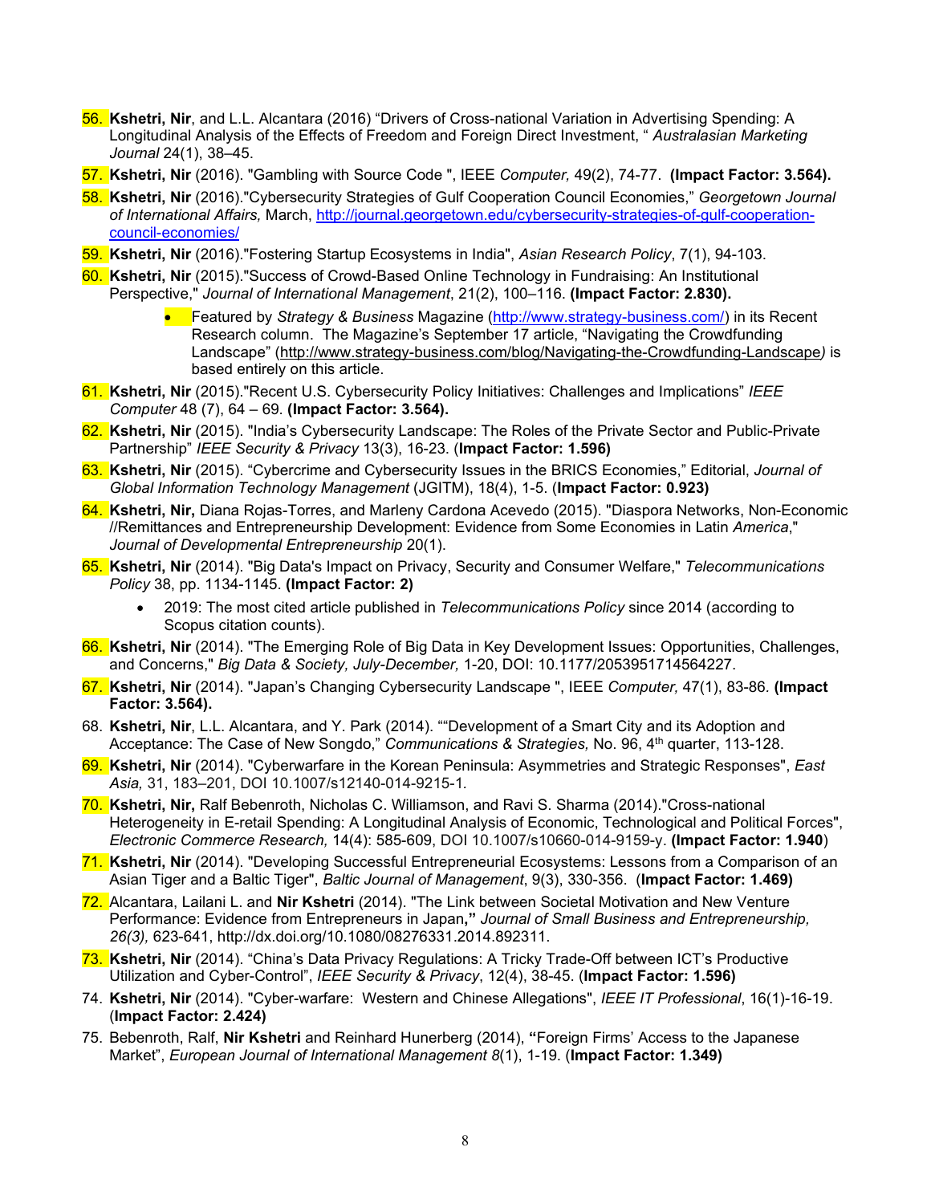56. **Kshetri, Nir**, and L.L. Alcantara (2016) "Drivers of Cross-national Variation in Advertising Spending: A Longitudinal Analysis of the Effects of Freedom and Foreign Direct Investment, " *Australasian Marketing Journal* 24(1), 38–45.
57. **Kshetri, Nir** (2016). "Gambling with Source Code ", IEEE *Computer,* 49(2), 74-77. **(Impact Factor: 3.564).**
58. **Kshetri, Nir** (2016)."Cybersecurity Strategies of Gulf Cooperation Council Economies," *Georgetown Journal of International Affairs,* March, http://journal.georgetown.edu/cybersecurity-strategies-of-gulf-cooperation-council-economies/
59. **Kshetri, Nir** (2016)."Fostering Startup Ecosystems in India", *Asian Research Policy*, 7(1), 94-103.
60. **Kshetri, Nir** (2015)."Success of Crowd-Based Online Technology in Fundraising: An Institutional Perspective," *Journal of International Management*, 21(2), 100–116. **(Impact Factor: 2.830).**
    - Featured by *Strategy & Business* Magazine (http://www.strategy-business.com/) in its Recent Research column. The Magazine's September 17 article, "Navigating the Crowdfunding Landscape" (http://www.strategy-business.com/blog/Navigating-the-Crowdfunding-Landscape*)* is based entirely on this article.
61. **Kshetri, Nir** (2015)."Recent U.S. Cybersecurity Policy Initiatives: Challenges and Implications" *IEEE Computer* 48 (7), 64 – 69. **(Impact Factor: 3.564).**
62. **Kshetri, Nir** (2015). "India's Cybersecurity Landscape: The Roles of the Private Sector and Public-Private Partnership" *IEEE Security & Privacy* 13(3), 16-23. (**Impact Factor: 1.596)**
63. **Kshetri, Nir** (2015). "Cybercrime and Cybersecurity Issues in the BRICS Economies," Editorial, *Journal of Global Information Technology Management* (JGITM), 18(4), 1-5. (**Impact Factor: 0.923)**
64. **Kshetri, Nir,** Diana Rojas-Torres, and Marleny Cardona Acevedo (2015). "Diaspora Networks, Non-Economic //Remittances and Entrepreneurship Development: Evidence from Some Economies in Latin *America*," *Journal of Developmental Entrepreneurship* 20(1).
65. **Kshetri, Nir** (2014). "Big Data's Impact on Privacy, Security and Consumer Welfare," *Telecommunications Policy* 38, pp. 1134-1145. **(Impact Factor: 2)**
    - 2019: The most cited article published in *Telecommunications Policy* since 2014 (according to Scopus citation counts).
66. **Kshetri, Nir** (2014). "The Emerging Role of Big Data in Key Development Issues: Opportunities, Challenges, and Concerns," *Big Data & Society, July-December,* 1-20, DOI: 10.1177/2053951714564227.
67. **Kshetri, Nir** (2014). "Japan's Changing Cybersecurity Landscape ", IEEE *Computer,* 47(1), 83-86. **(Impact Factor: 3.564).**
68. **Kshetri, Nir**, L.L. Alcantara, and Y. Park (2014). ""Development of a Smart City and its Adoption and Acceptance: The Case of New Songdo," *Communications & Strategies,* No. 96, 4th quarter, 113-128.
69. **Kshetri, Nir** (2014). "Cyberwarfare in the Korean Peninsula: Asymmetries and Strategic Responses", *East Asia,* 31, 183–201, DOI 10.1007/s12140-014-9215-1*.*
70. **Kshetri, Nir,** Ralf Bebenroth, Nicholas C. Williamson, and Ravi S. Sharma (2014)."Cross-national Heterogeneity in E-retail Spending: A Longitudinal Analysis of Economic, Technological and Political Forces", *Electronic Commerce Research,* 14(4): 585-609, DOI 10.1007/s10660-014-9159-y. **(Impact Factor: 1.940**)
71. **Kshetri, Nir** (2014). "Developing Successful Entrepreneurial Ecosystems: Lessons from a Comparison of an Asian Tiger and a Baltic Tiger", *Baltic Journal of Management*, 9(3), 330-356. (**Impact Factor: 1.469)**
72. Alcantara, Lailani L. and **Nir Kshetri** (2014). "The Link between Societal Motivation and New Venture Performance: Evidence from Entrepreneurs in Japan**,"** *Journal of Small Business and Entrepreneurship, 26(3),* 623-641, http://dx.doi.org/10.1080/08276331.2014.892311.
73. **Kshetri, Nir** (2014). "China's Data Privacy Regulations: A Tricky Trade-Off between ICT's Productive Utilization and Cyber-Control", *IEEE Security & Privacy*, 12(4), 38-45. (**Impact Factor: 1.596)**
74. **Kshetri, Nir** (2014). "Cyber-warfare: Western and Chinese Allegations", *IEEE IT Professional*, 16(1)-16-19. (**Impact Factor: 2.424)**
75. Bebenroth, Ralf, **Nir Kshetri** and Reinhard Hunerberg (2014), **"**Foreign Firms' Access to the Japanese Market", *European Journal of International Management 8*(1), 1-19. (**Impact Factor: 1.349)**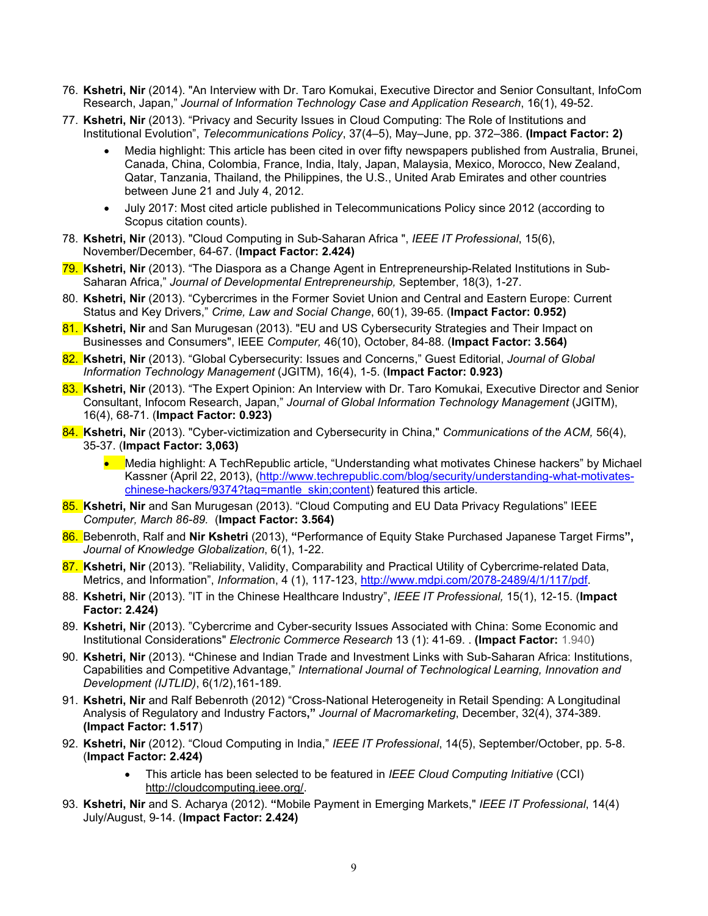76. **Kshetri, Nir** (2014). "An Interview with Dr. Taro Komukai, Executive Director and Senior Consultant, InfoCom Research, Japan," *Journal of Information Technology Case and Application Research*, 16(1), 49-52.
77. **Kshetri, Nir** (2013). "Privacy and Security Issues in Cloud Computing: The Role of Institutions and Institutional Evolution", *Telecommunications Policy*, 37(4–5), May–June, pp. 372–386. **(Impact Factor: 2)**
    - Media highlight: This article has been cited in over fifty newspapers published from Australia, Brunei, Canada, China, Colombia, France, India, Italy, Japan, Malaysia, Mexico, Morocco, New Zealand, Qatar, Tanzania, Thailand, the Philippines, the U.S., United Arab Emirates and other countries between June 21 and July 4, 2012.
    - July 2017: Most cited article published in Telecommunications Policy since 2012 (according to Scopus citation counts).
78. **Kshetri, Nir** (2013). "Cloud Computing in Sub-Saharan Africa ", *IEEE IT Professional*, 15(6), November/December, 64-67. (**Impact Factor: 2.424)**
79. **Kshetri, Nir** (2013). "The Diaspora as a Change Agent in Entrepreneurship-Related Institutions in Sub-Saharan Africa," *Journal of Developmental Entrepreneurship,* September, 18(3), 1-27.
80. **Kshetri, Nir** (2013). "Cybercrimes in the Former Soviet Union and Central and Eastern Europe: Current Status and Key Drivers," *Crime, Law and Social Change*, 60(1), 39-65. (**Impact Factor: 0.952)**
81. **Kshetri, Nir** and San Murugesan (2013). "EU and US Cybersecurity Strategies and Their Impact on Businesses and Consumers", IEEE *Computer,* 46(10), October, 84-88. (**Impact Factor: 3.564)**
82. **Kshetri, Nir** (2013). "Global Cybersecurity: Issues and Concerns," Guest Editorial, *Journal of Global Information Technology Management* (JGITM), 16(4), 1-5. (**Impact Factor: 0.923)**
83. **Kshetri, Nir** (2013). "The Expert Opinion: An Interview with Dr. Taro Komukai, Executive Director and Senior Consultant, Infocom Research, Japan," *Journal of Global Information Technology Management* (JGITM), 16(4), 68-71. (**Impact Factor: 0.923)**
84. **Kshetri, Nir** (2013). "Cyber-victimization and Cybersecurity in China," *Communications of the ACM,* 56(4), 35-37. (**Impact Factor: 3,063)**
    - Media highlight: A TechRepublic article, "Understanding what motivates Chinese hackers" by Michael Kassner (April 22, 2013), (http://www.techrepublic.com/blog/security/understanding-what-motivates-chinese-hackers/9374?tag=mantle_skin;content) featured this article.
85. **Kshetri, Nir** and San Murugesan (2013). "Cloud Computing and EU Data Privacy Regulations" IEEE *Computer, March 86-89.* (**Impact Factor: 3.564)**
86. Bebenroth, Ralf and **Nir Kshetri** (2013), **"**Performance of Equity Stake Purchased Japanese Target Firms**",** *Journal of Knowledge Globalization*, 6(1), 1-22.
87. **Kshetri, Nir** (2013). "Reliability, Validity, Comparability and Practical Utility of Cybercrime-related Data, Metrics, and Information", *Informatio*n, 4 (1), 117-123, http://www.mdpi.com/2078-2489/4/1/117/pdf.
88. **Kshetri, Nir** (2013). "IT in the Chinese Healthcare Industry", *IEEE IT Professional,* 15(1), 12-15. (**Impact Factor: 2.424)**
89. **Kshetri, Nir** (2013). "Cybercrime and Cyber-security Issues Associated with China: Some Economic and Institutional Considerations" *Electronic Commerce Research* 13 (1): 41-69. . **(Impact Factor:** 1.940)
90. **Kshetri, Nir** (2013). **"**Chinese and Indian Trade and Investment Links with Sub-Saharan Africa: Institutions, Capabilities and Competitive Advantage," *International Journal of Technological Learning, Innovation and Development (IJTLID)*, 6(1/2),161-189.
91. **Kshetri, Nir** and Ralf Bebenroth (2012) "Cross-National Heterogeneity in Retail Spending: A Longitudinal Analysis of Regulatory and Industry Factors**,"** *Journal of Macromarketing*, December, 32(4), 374-389. **(Impact Factor: 1.517**)
92. **Kshetri, Nir** (2012). "Cloud Computing in India," *IEEE IT Professional*, 14(5), September/October, pp. 5-8. (**Impact Factor: 2.424)**
    - This article has been selected to be featured in *IEEE Cloud Computing Initiative* (CCI) http://cloudcomputing.ieee.org/.
93. **Kshetri, Nir** and S. Acharya (2012). **"**Mobile Payment in Emerging Markets," *IEEE IT Professional*, 14(4) July/August, 9-14. (**Impact Factor: 2.424)**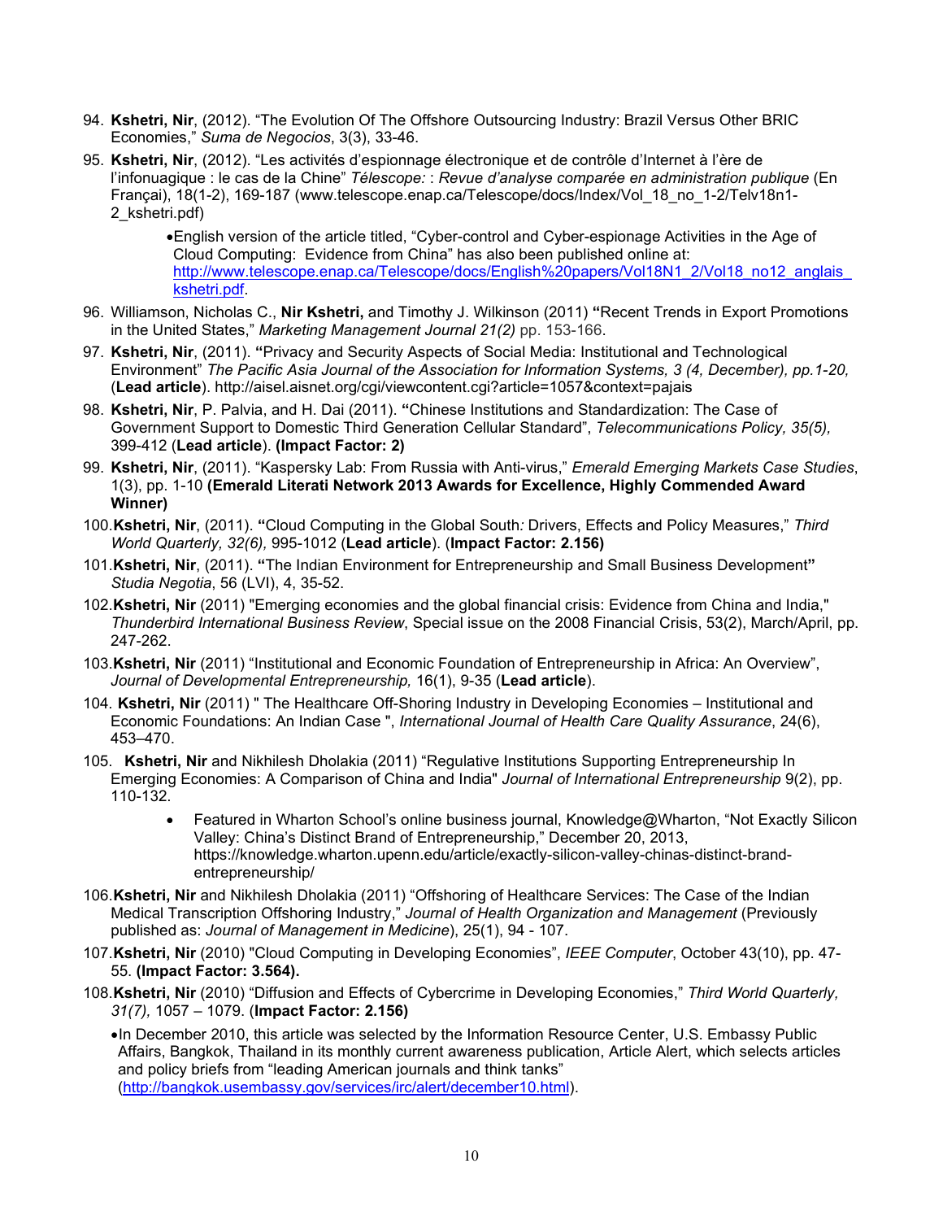94. **Kshetri, Nir**, (2012). "The Evolution Of The Offshore Outsourcing Industry: Brazil Versus Other BRIC Economies," *Suma de Negocios*, 3(3), 33-46.

95. **Kshetri, Nir**, (2012). "Les activités d'espionnage électronique et de contrôle d'Internet à l'ère de l'infonuagique : le cas de la Chine" *Télescope: : Revue d'analyse comparée en administration publique* (En Françai), 18(1-2), 169-187 (www.telescope.enap.ca/Telescope/docs/Index/Vol_18_no_1-2/Telv18n1-2_kshetri.pdf)

    - English version of the article titled, "Cyber-control and Cyber-espionage Activities in the Age of Cloud Computing: Evidence from China" has also been published online at: http://www.telescope.enap.ca/Telescope/docs/English%20papers/Vol18N1_2/Vol18_no12_anglais_kshetri.pdf.

96. Williamson, Nicholas C., **Nir Kshetri,** and Timothy J. Wilkinson (2011) **"**Recent Trends in Export Promotions in the United States," *Marketing Management Journal 21(2)* pp. 153-166.

97. **Kshetri, Nir**, (2011). **"**Privacy and Security Aspects of Social Media: Institutional and Technological Environment" *The Pacific Asia Journal of the Association for Information Systems, 3 (4, December), pp.1-20,* (**Lead article**). http://aisel.aisnet.org/cgi/viewcontent.cgi?article=1057&context=pajais

98. **Kshetri, Nir**, P. Palvia, and H. Dai (2011). **"**Chinese Institutions and Standardization: The Case of Government Support to Domestic Third Generation Cellular Standard", *Telecommunications Policy, 35(5),* 399-412 (**Lead article**). **(Impact Factor: 2)**

99. **Kshetri, Nir**, (2011). "Kaspersky Lab: From Russia with Anti-virus," *Emerald Emerging Markets Case Studies*, 1(3), pp. 1-10 **(Emerald Literati Network 2013 Awards for Excellence, Highly Commended Award Winner)**

100. **Kshetri, Nir**, (2011). **"**Cloud Computing in the Global South*:* Drivers, Effects and Policy Measures," *Third World Quarterly, 32(6),* 995-1012 (**Lead article**). (**Impact Factor: 2.156)**

101. **Kshetri, Nir**, (2011). **"**The Indian Environment for Entrepreneurship and Small Business Development**"** *Studia Negotia*, 56 (LVI), 4, 35-52.

102. **Kshetri, Nir** (2011) "Emerging economies and the global financial crisis: Evidence from China and India," *Thunderbird International Business Review*, Special issue on the 2008 Financial Crisis, 53(2), March/April, pp. 247-262.

103. **Kshetri, Nir** (2011) "Institutional and Economic Foundation of Entrepreneurship in Africa: An Overview", *Journal of Developmental Entrepreneurship,* 16(1), 9-35 (**Lead article**).

104. **Kshetri, Nir** (2011) " The Healthcare Off-Shoring Industry in Developing Economies – Institutional and Economic Foundations: An Indian Case ", *International Journal of Health Care Quality Assurance*, 24(6), 453–470.

105. **Kshetri, Nir** and Nikhilesh Dholakia (2011) "Regulative Institutions Supporting Entrepreneurship In Emerging Economies: A Comparison of China and India" *Journal of International Entrepreneurship* 9(2), pp. 110-132.

    - Featured in Wharton School's online business journal, Knowledge@Wharton, "Not Exactly Silicon Valley: China's Distinct Brand of Entrepreneurship," December 20, 2013, https://knowledge.wharton.upenn.edu/article/exactly-silicon-valley-chinas-distinct-brand-entrepreneurship/

106. **Kshetri, Nir** and Nikhilesh Dholakia (2011) "Offshoring of Healthcare Services: The Case of the Indian Medical Transcription Offshoring Industry," *Journal of Health Organization and Management* (Previously published as: *Journal of Management in Medicine*), 25(1), 94 - 107.

107. **Kshetri, Nir** (2010) "Cloud Computing in Developing Economies", *IEEE Computer*, October 43(10), pp. 47-55. **(Impact Factor: 3.564).**

108. **Kshetri, Nir** (2010) "Diffusion and Effects of Cybercrime in Developing Economies," *Third World Quarterly, 31(7),* 1057 – 1079. (**Impact Factor: 2.156)**

    - In December 2010, this article was selected by the Information Resource Center, U.S. Embassy Public Affairs, Bangkok, Thailand in its monthly current awareness publication, Article Alert, which selects articles and policy briefs from "leading American journals and think tanks" (http://bangkok.usembassy.gov/services/irc/alert/december10.html).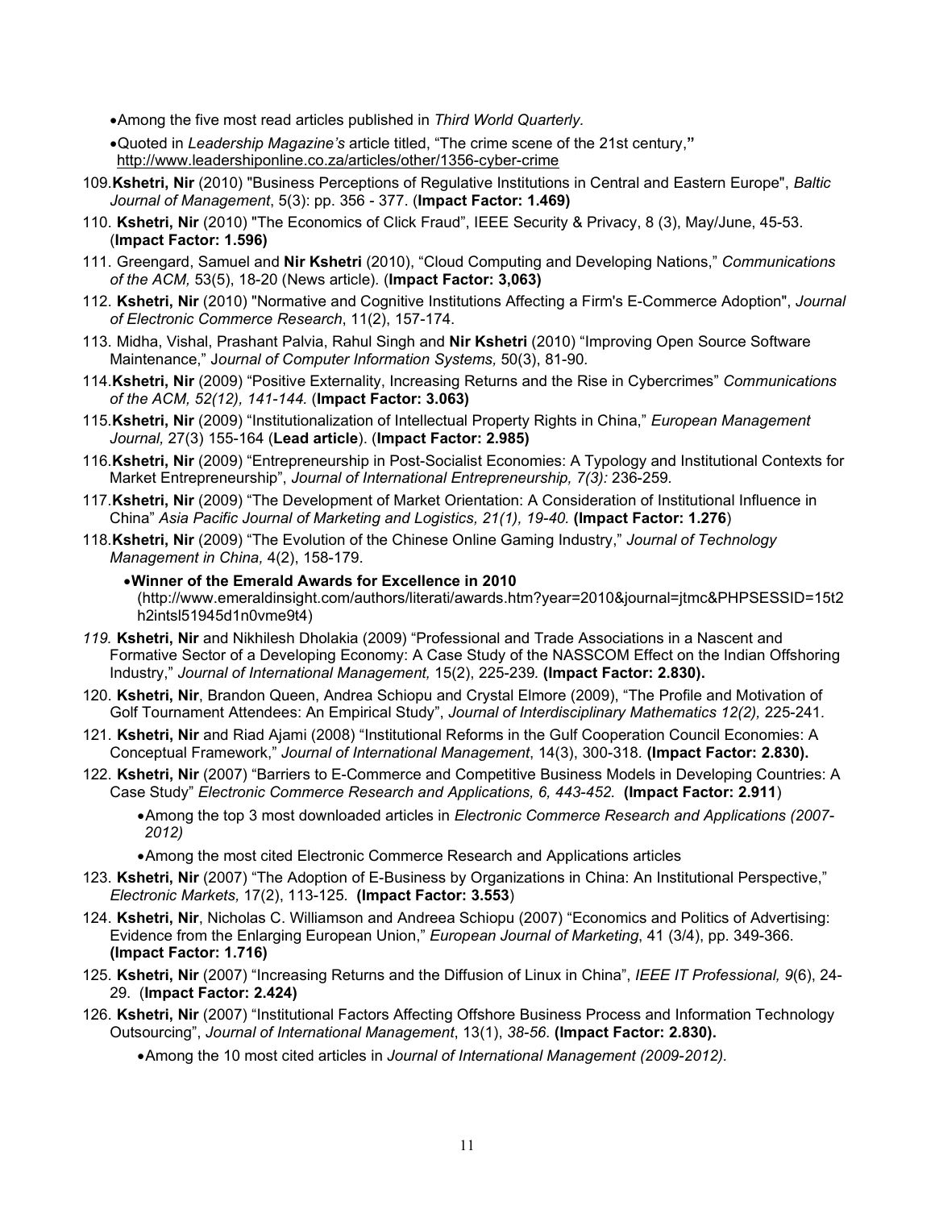- Among the five most read articles published in *Third World Quarterly.*
- Quoted in *Leadership Magazine's* article titled, "The crime scene of the 21st century," http://www.leadershiponline.co.za/articles/other/1356-cyber-crime

109. **Kshetri, Nir** (2010) "Business Perceptions of Regulative Institutions in Central and Eastern Europe", *Baltic Journal of Management*, 5(3): pp. 356 - 377. (**Impact Factor: 1.469)**
110. **Kshetri, Nir** (2010) "The Economics of Click Fraud", IEEE Security & Privacy, 8 (3), May/June, 45-53. (**Impact Factor: 1.596)**
111. Greengard, Samuel and **Nir Kshetri** (2010), "Cloud Computing and Developing Nations," *Communications of the ACM,* 53(5), 18-20 (News article). (**Impact Factor: 3,063)**
112. **Kshetri, Nir** (2010) "Normative and Cognitive Institutions Affecting a Firm's E-Commerce Adoption", *Journal of Electronic Commerce Research*, 11(2), 157-174.
113. Midha, Vishal, Prashant Palvia, Rahul Singh and **Nir Kshetri** (2010) "Improving Open Source Software Maintenance," *Journal of Computer Information Systems,* 50(3), 81-90.
114. **Kshetri, Nir** (2009) "Positive Externality, Increasing Returns and the Rise in Cybercrimes" *Communications of the ACM, 52(12), 141-144.* (**Impact Factor: 3.063)**
115. **Kshetri, Nir** (2009) "Institutionalization of Intellectual Property Rights in China," *European Management Journal,* 27(3) 155-164 (**Lead article**). (**Impact Factor: 2.985)**
116. **Kshetri, Nir** (2009) "Entrepreneurship in Post-Socialist Economies: A Typology and Institutional Contexts for Market Entrepreneurship", *Journal of International Entrepreneurship, 7(3):* 236-259.
117. **Kshetri, Nir** (2009) "The Development of Market Orientation: A Consideration of Institutional Influence in China" *Asia Pacific Journal of Marketing and Logistics, 21(1), 19-40.* **(Impact Factor: 1.276**)
118. **Kshetri, Nir** (2009) "The Evolution of the Chinese Online Gaming Industry," *Journal of Technology Management in China,* 4(2), 158-179.
    - **Winner of the Emerald Awards for Excellence in 2010** (http://www.emeraldinsight.com/authors/literati/awards.htm?year=2010&journal=jtmc&PHPSESSID=15t2h2intsl51945d1n0vme9t4)
119. **Kshetri, Nir** and Nikhilesh Dholakia (2009) "Professional and Trade Associations in a Nascent and Formative Sector of a Developing Economy: A Case Study of the NASSCOM Effect on the Indian Offshoring Industry," *Journal of International Management,* 15(2), 225-239*.* **(Impact Factor: 2.830).**
120. **Kshetri, Nir**, Brandon Queen, Andrea Schiopu and Crystal Elmore (2009), "The Profile and Motivation of Golf Tournament Attendees: An Empirical Study", *Journal of Interdisciplinary Mathematics 12(2),* 225-241*.*
121. **Kshetri, Nir** and Riad Ajami (2008) "Institutional Reforms in the Gulf Cooperation Council Economies: A Conceptual Framework," *Journal of International Management*, 14(3), 300-318*.* **(Impact Factor: 2.830).**
122. **Kshetri, Nir** (2007) "Barriers to E-Commerce and Competitive Business Models in Developing Countries: A Case Study" *Electronic Commerce Research and Applications, 6, 443-452.* **(Impact Factor: 2.911**)
    - Among the top 3 most downloaded articles in *Electronic Commerce Research and Applications (2007-2012)*
    - Among the most cited Electronic Commerce Research and Applications articles
123. **Kshetri, Nir** (2007) "The Adoption of E-Business by Organizations in China: An Institutional Perspective," *Electronic Markets,* 17(2), 113-125. **(Impact Factor: 3.553**)
124. **Kshetri, Nir**, Nicholas C. Williamson and Andreea Schiopu (2007) "Economics and Politics of Advertising: Evidence from the Enlarging European Union," *European Journal of Marketing*, 41 (3/4), pp. 349-366. **(Impact Factor: 1.716)**
125. **Kshetri, Nir** (2007) "Increasing Returns and the Diffusion of Linux in China", *IEEE IT Professional, 9*(6), 24-29. (**Impact Factor: 2.424)**
126. **Kshetri, Nir** (2007) "Institutional Factors Affecting Offshore Business Process and Information Technology Outsourcing", *Journal of International Management*, 13(1), *38-56*. **(Impact Factor: 2.830).**
    - Among the 10 most cited articles in *Journal of International Management (2009-2012).*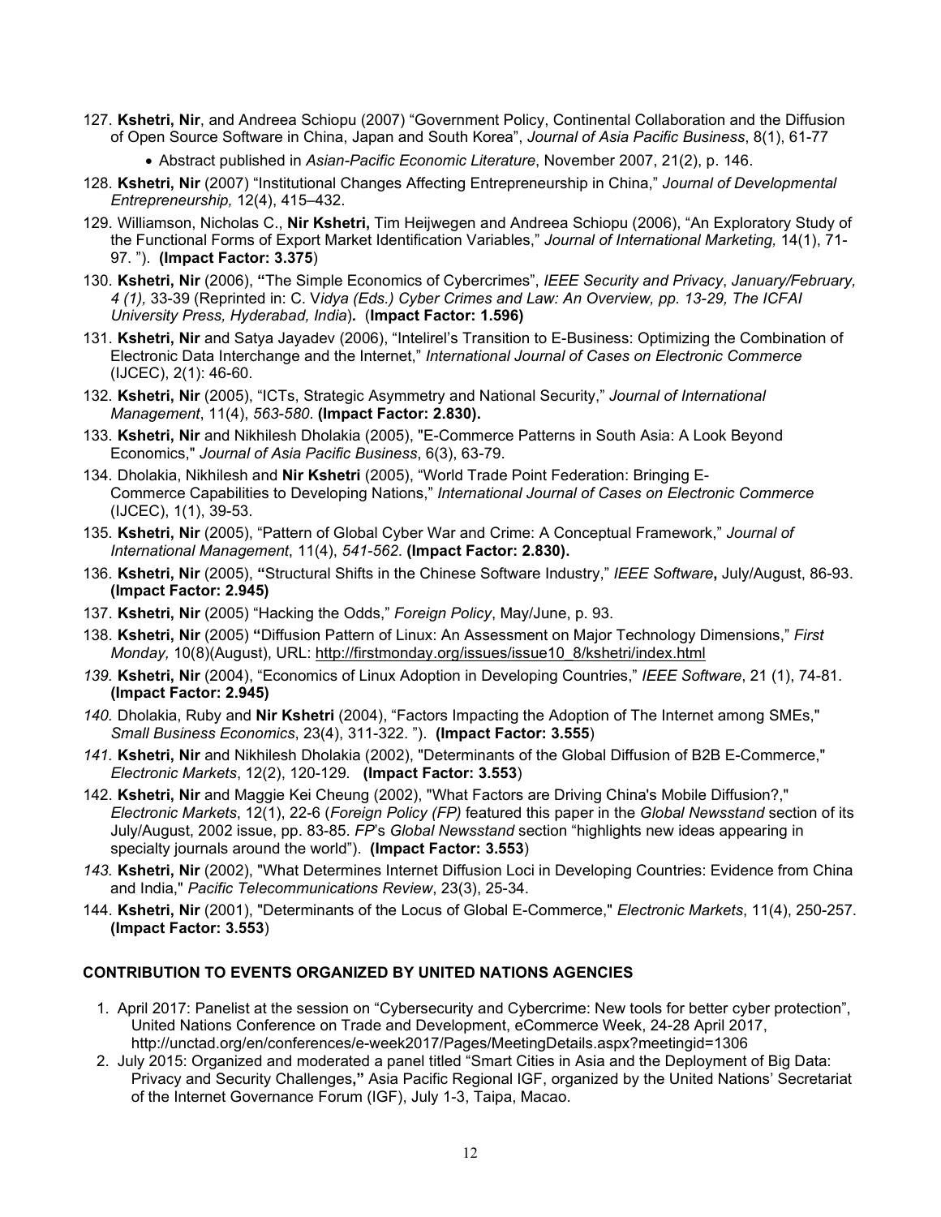127. **Kshetri, Nir**, and Andreea Schiopu (2007) "Government Policy, Continental Collaboration and the Diffusion of Open Source Software in China, Japan and South Korea", *Journal of Asia Pacific Business*, 8(1), 61-77
    - Abstract published in *Asian-Pacific Economic Literature*, November 2007, 21(2), p. 146.
128. **Kshetri, Nir** (2007) "Institutional Changes Affecting Entrepreneurship in China," *Journal of Developmental Entrepreneurship,* 12(4), 415–432.
129. Williamson, Nicholas C., **Nir Kshetri,** Tim Heijwegen and Andreea Schiopu (2006), "An Exploratory Study of the Functional Forms of Export Market Identification Variables," *Journal of International Marketing,* 14(1), 71-97. "). **(Impact Factor: 3.375**)
130. **Kshetri, Nir** (2006), **"**The Simple Economics of Cybercrimes", *IEEE Security and Privacy*, *January/February, 4 (1),* 33-39 (Reprinted in: C. V*idya (Eds.) Cyber Crimes and Law: An Overview, pp. 13-29, The ICFAI University Press, Hyderabad, India*)*.* (**Impact Factor: 1.596)**
131. **Kshetri, Nir** and Satya Jayadev (2006), "Intelirel's Transition to E-Business: Optimizing the Combination of Electronic Data Interchange and the Internet," *International Journal of Cases on Electronic Commerce* (IJCEC), 2(1): 46-60.
132. **Kshetri, Nir** (2005), "ICTs, Strategic Asymmetry and National Security," *Journal of International Management*, 11(4), *563-580*. **(Impact Factor: 2.830).**
133. **Kshetri, Nir** and Nikhilesh Dholakia (2005), "E-Commerce Patterns in South Asia: A Look Beyond Economics," *Journal of Asia Pacific Business*, 6(3), 63-79.
134. Dholakia, Nikhilesh and **Nir Kshetri** (2005), "World Trade Point Federation: Bringing E-Commerce Capabilities to Developing Nations," *International Journal of Cases on Electronic Commerce* (IJCEC), 1(1), 39-53.
135. **Kshetri, Nir** (2005), "Pattern of Global Cyber War and Crime: A Conceptual Framework," *Journal of International Management*, 11(4), *541-562*. **(Impact Factor: 2.830).**
136. **Kshetri, Nir** (2005), **"**Structural Shifts in the Chinese Software Industry," *IEEE Software***,** July/August, 86-93. **(Impact Factor: 2.945)**
137. **Kshetri, Nir** (2005) "Hacking the Odds," *Foreign Policy*, May/June, p. 93.
138. **Kshetri, Nir** (2005) **"**Diffusion Pattern of Linux: An Assessment on Major Technology Dimensions," *First Monday,* 10(8)(August), URL: http://firstmonday.org/issues/issue10_8/kshetri/index.html
139. **Kshetri, Nir** (2004), "Economics of Linux Adoption in Developing Countries," *IEEE Software*, 21 (1), 74-81. **(Impact Factor: 2.945)**
140. Dholakia, Ruby and **Nir Kshetri** (2004), "Factors Impacting the Adoption of The Internet among SMEs," *Small Business Economics*, 23(4), 311-322. "). **(Impact Factor: 3.555**)
141. **Kshetri, Nir** and Nikhilesh Dholakia (2002), "Determinants of the Global Diffusion of B2B E-Commerce," *Electronic Markets*, 12(2), 120-129. **(Impact Factor: 3.553**)
142. **Kshetri, Nir** and Maggie Kei Cheung (2002), "What Factors are Driving China's Mobile Diffusion?," *Electronic Markets*, 12(1), 22-6 (*Foreign Policy (FP)* featured this paper in the *Global Newsstand* section of its July/August, 2002 issue, pp. 83-85. *FP*'s *Global Newsstand* section "highlights new ideas appearing in specialty journals around the world"). **(Impact Factor: 3.553**)
143. **Kshetri, Nir** (2002), "What Determines Internet Diffusion Loci in Developing Countries: Evidence from China and India," *Pacific Telecommunications Review*, 23(3), 25-34.
144. **Kshetri, Nir** (2001), "Determinants of the Locus of Global E-Commerce," *Electronic Markets*, 11(4), 250-257. **(Impact Factor: 3.553**)

## CONTRIBUTION TO EVENTS ORGANIZED BY UNITED NATIONS AGENCIES

1. April 2017: Panelist at the session on "Cybersecurity and Cybercrime: New tools for better cyber protection", United Nations Conference on Trade and Development, eCommerce Week, 24-28 April 2017, http://unctad.org/en/conferences/e-week2017/Pages/MeetingDetails.aspx?meetingid=1306
2. July 2015: Organized and moderated a panel titled "Smart Cities in Asia and the Deployment of Big Data: Privacy and Security Challenges**,"** Asia Pacific Regional IGF, organized by the United Nations' Secretariat of the Internet Governance Forum (IGF), July 1-3, Taipa, Macao.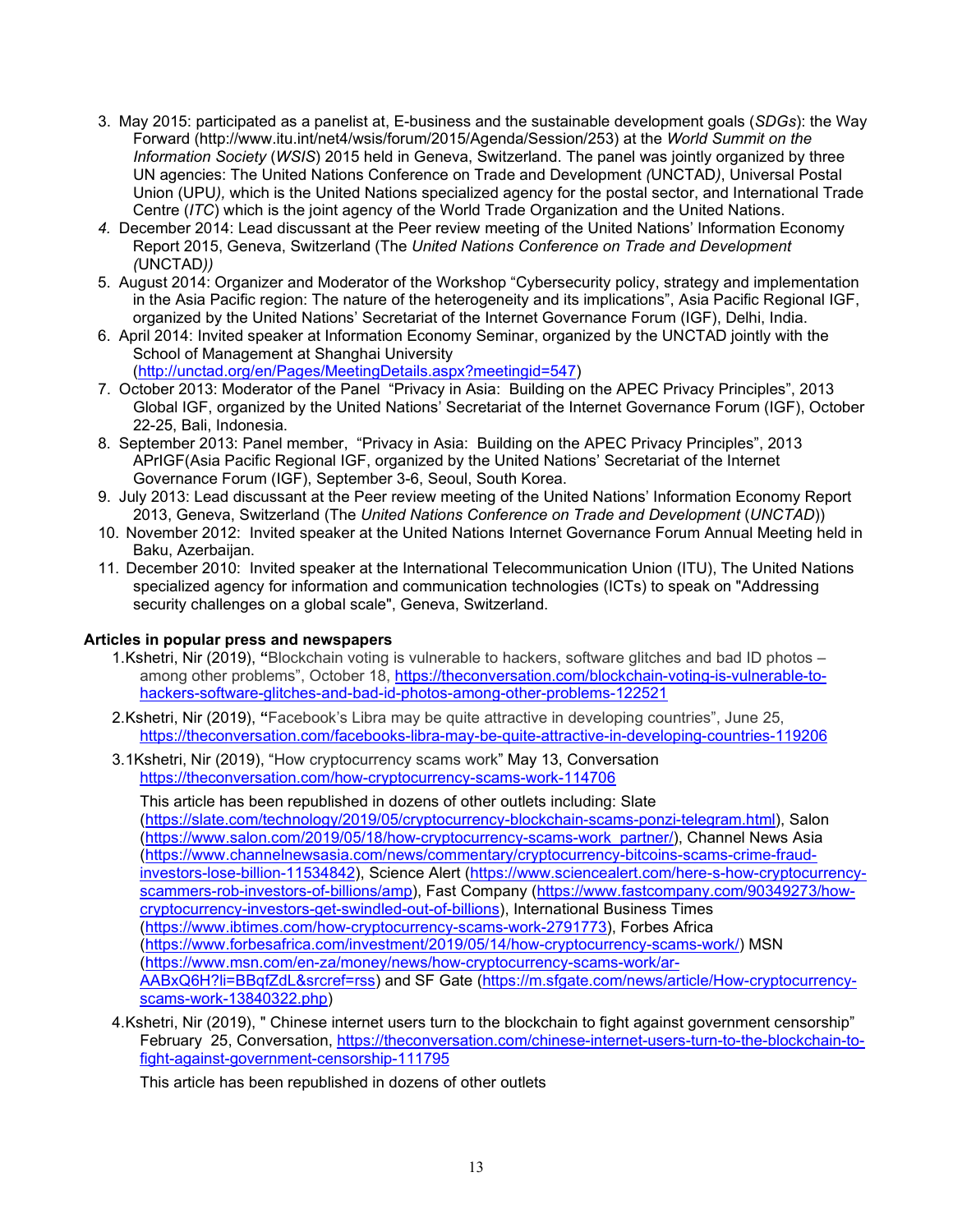3. May 2015: participated as a panelist at, E-business and the sustainable development goals (*SDGs*): the Way Forward (http://www.itu.int/net4/wsis/forum/2015/Agenda/Session/253) at the *World Summit on the Information Society* (*WSIS*) 2015 held in Geneva, Switzerland. The panel was jointly organized by three UN agencies: The United Nations Conference on Trade and Development *(*UNCTAD*)*, Universal Postal Union (UPU*),* which is the United Nations specialized agency for the postal sector, and International Trade Centre (*ITC*) which is the joint agency of the World Trade Organization and the United Nations.
4. December 2014: Lead discussant at the Peer review meeting of the United Nations' Information Economy Report 2015, Geneva, Switzerland (The *United Nations Conference on Trade and Development (*UNCTAD*))*
5. August 2014: Organizer and Moderator of the Workshop "Cybersecurity policy, strategy and implementation in the Asia Pacific region: The nature of the heterogeneity and its implications", Asia Pacific Regional IGF, organized by the United Nations' Secretariat of the Internet Governance Forum (IGF), Delhi, India.
6. April 2014: Invited speaker at Information Economy Seminar, organized by the UNCTAD jointly with the School of Management at Shanghai University (http://unctad.org/en/Pages/MeetingDetails.aspx?meetingid=547)
7. October 2013: Moderator of the Panel "Privacy in Asia: Building on the APEC Privacy Principles", 2013 Global IGF, organized by the United Nations' Secretariat of the Internet Governance Forum (IGF), October 22-25, Bali, Indonesia.
8. September 2013: Panel member, "Privacy in Asia: Building on the APEC Privacy Principles", 2013 APrIGF(Asia Pacific Regional IGF, organized by the United Nations' Secretariat of the Internet Governance Forum (IGF), September 3-6, Seoul, South Korea.
9. July 2013: Lead discussant at the Peer review meeting of the United Nations' Information Economy Report 2013, Geneva, Switzerland (The *United Nations Conference on Trade and Development* (*UNCTAD*))
10. November 2012: Invited speaker at the United Nations Internet Governance Forum Annual Meeting held in Baku, Azerbaijan.
11. December 2010: Invited speaker at the International Telecommunication Union (ITU), The United Nations specialized agency for information and communication technologies (ICTs) to speak on "Addressing security challenges on a global scale", Geneva, Switzerland.

**Articles in popular press and newspapers**

1.Kshetri, Nir (2019), **"**Blockchain voting is vulnerable to hackers, software glitches and bad ID photos – among other problems", October 18, https://theconversation.com/blockchain-voting-is-vulnerable-to-hackers-software-glitches-and-bad-id-photos-among-other-problems-122521

2.Kshetri, Nir (2019), **"**Facebook's Libra may be quite attractive in developing countries", June 25, https://theconversation.com/facebooks-libra-may-be-quite-attractive-in-developing-countries-119206

3.1Kshetri, Nir (2019), "How cryptocurrency scams work" May 13, Conversation https://theconversation.com/how-cryptocurrency-scams-work-114706

This article has been republished in dozens of other outlets including: Slate (https://slate.com/technology/2019/05/cryptocurrency-blockchain-scams-ponzi-telegram.html), Salon (https://www.salon.com/2019/05/18/how-cryptocurrency-scams-work_partner/), Channel News Asia (https://www.channelnewsasia.com/news/commentary/cryptocurrency-bitcoins-scams-crime-fraud-investors-lose-billion-11534842), Science Alert (https://www.sciencealert.com/here-s-how-cryptocurrency-scammers-rob-investors-of-billions/amp), Fast Company (https://www.fastcompany.com/90349273/how-cryptocurrency-investors-get-swindled-out-of-billions), International Business Times (https://www.ibtimes.com/how-cryptocurrency-scams-work-2791773), Forbes Africa (https://www.forbesafrica.com/investment/2019/05/14/how-cryptocurrency-scams-work/) MSN (https://www.msn.com/en-za/money/news/how-cryptocurrency-scams-work/ar-AABxQ6H?li=BBqfZdL&srcref=rss) and SF Gate (https://m.sfgate.com/news/article/How-cryptocurrency-scams-work-13840322.php)

4.Kshetri, Nir (2019), " Chinese internet users turn to the blockchain to fight against government censorship" February 25, Conversation, https://theconversation.com/chinese-internet-users-turn-to-the-blockchain-to-fight-against-government-censorship-111795

This article has been republished in dozens of other outlets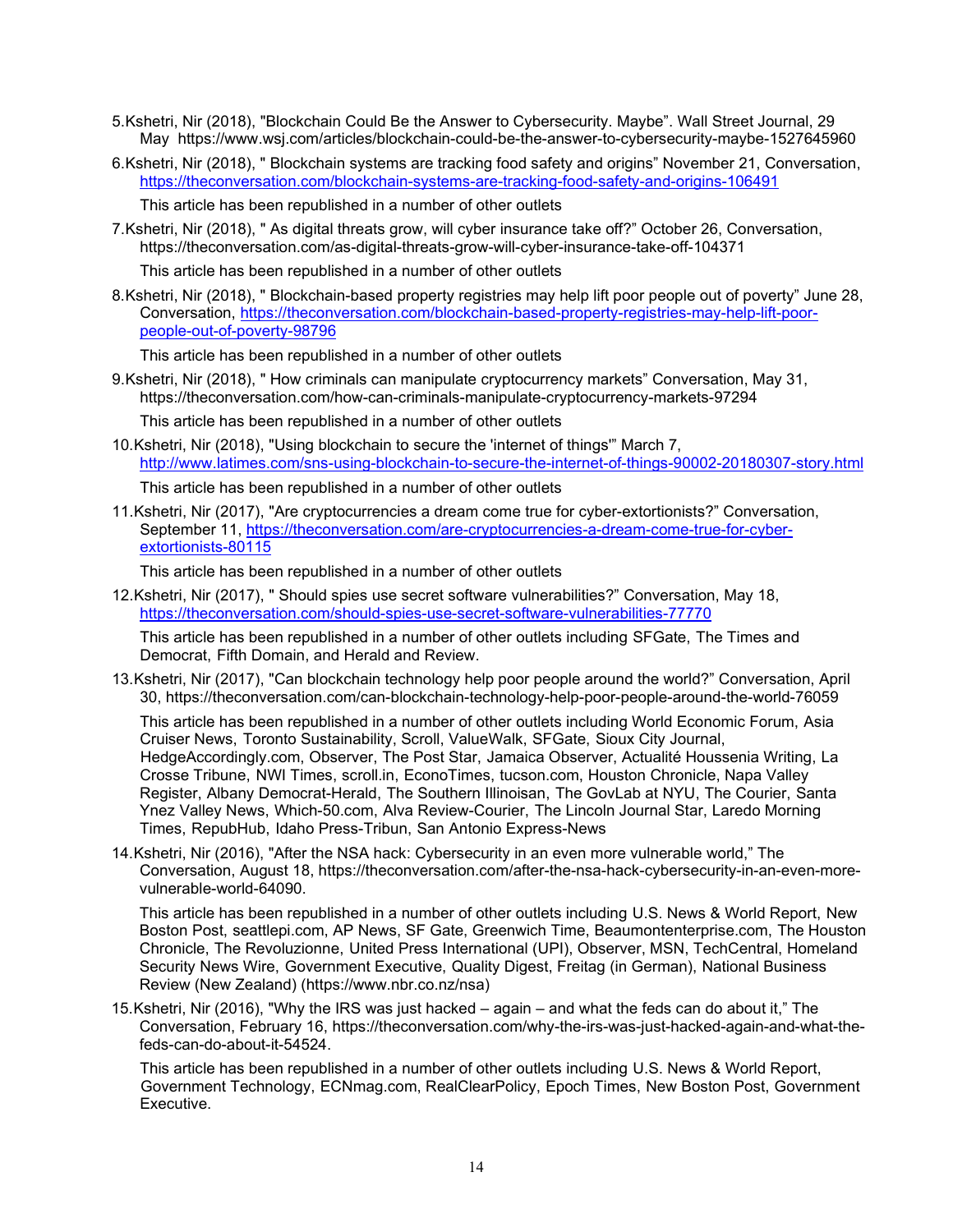5. Kshetri, Nir (2018), "Blockchain Could Be the Answer to Cybersecurity. Maybe". Wall Street Journal, 29 May https://www.wsj.com/articles/blockchain-could-be-the-answer-to-cybersecurity-maybe-1527645960

6. Kshetri, Nir (2018), " Blockchain systems are tracking food safety and origins" November 21, Conversation, https://theconversation.com/blockchain-systems-are-tracking-food-safety-and-origins-106491

   This article has been republished in a number of other outlets

7. Kshetri, Nir (2018), " As digital threats grow, will cyber insurance take off?" October 26, Conversation, https://theconversation.com/as-digital-threats-grow-will-cyber-insurance-take-off-104371

   This article has been republished in a number of other outlets

8. Kshetri, Nir (2018), " Blockchain-based property registries may help lift poor people out of poverty" June 28, Conversation, https://theconversation.com/blockchain-based-property-registries-may-help-lift-poor-people-out-of-poverty-98796

   This article has been republished in a number of other outlets

9. Kshetri, Nir (2018), " How criminals can manipulate cryptocurrency markets" Conversation, May 31, https://theconversation.com/how-can-criminals-manipulate-cryptocurrency-markets-97294

   This article has been republished in a number of other outlets

10. Kshetri, Nir (2018), "Using blockchain to secure the 'internet of things'" March 7, http://www.latimes.com/sns-using-blockchain-to-secure-the-internet-of-things-90002-20180307-story.html

    This article has been republished in a number of other outlets

11. Kshetri, Nir (2017), "Are cryptocurrencies a dream come true for cyber-extortionists?" Conversation, September 11, https://theconversation.com/are-cryptocurrencies-a-dream-come-true-for-cyber-extortionists-80115

    This article has been republished in a number of other outlets

12. Kshetri, Nir (2017), " Should spies use secret software vulnerabilities?" Conversation, May 18, https://theconversation.com/should-spies-use-secret-software-vulnerabilities-77770

    This article has been republished in a number of other outlets including SFGate, The Times and Democrat, Fifth Domain, and Herald and Review.

13. Kshetri, Nir (2017), "Can blockchain technology help poor people around the world?" Conversation, April 30, https://theconversation.com/can-blockchain-technology-help-poor-people-around-the-world-76059

    This article has been republished in a number of other outlets including World Economic Forum, Asia Cruiser News, Toronto Sustainability, Scroll, ValueWalk, SFGate, Sioux City Journal, HedgeAccordingly.com, Observer, The Post Star, Jamaica Observer, Actualité Houssenia Writing, La Crosse Tribune, NWI Times, scroll.in, EconoTimes, tucson.com, Houston Chronicle, Napa Valley Register, Albany Democrat-Herald, The Southern Illinoisan, The GovLab at NYU, The Courier, Santa Ynez Valley News, Which-50.com, Alva Review-Courier, The Lincoln Journal Star, Laredo Morning Times, RepubHub, Idaho Press-Tribun, San Antonio Express-News

14. Kshetri, Nir (2016), "After the NSA hack: Cybersecurity in an even more vulnerable world," The Conversation, August 18, https://theconversation.com/after-the-nsa-hack-cybersecurity-in-an-even-more-vulnerable-world-64090.

    This article has been republished in a number of other outlets including U.S. News & World Report, New Boston Post, seattlepi.com, AP News, SF Gate, Greenwich Time, Beaumontenterprise.com, The Houston Chronicle, The Revoluzionne, United Press International (UPI), Observer, MSN, TechCentral, Homeland Security News Wire, Government Executive, Quality Digest, Freitag (in German), National Business Review (New Zealand) (https://www.nbr.co.nz/nsa)

15. Kshetri, Nir (2016), "Why the IRS was just hacked – again – and what the feds can do about it," The Conversation, February 16, https://theconversation.com/why-the-irs-was-just-hacked-again-and-what-the-feds-can-do-about-it-54524.

    This article has been republished in a number of other outlets including U.S. News & World Report, Government Technology, ECNmag.com, RealClearPolicy, Epoch Times, New Boston Post, Government Executive.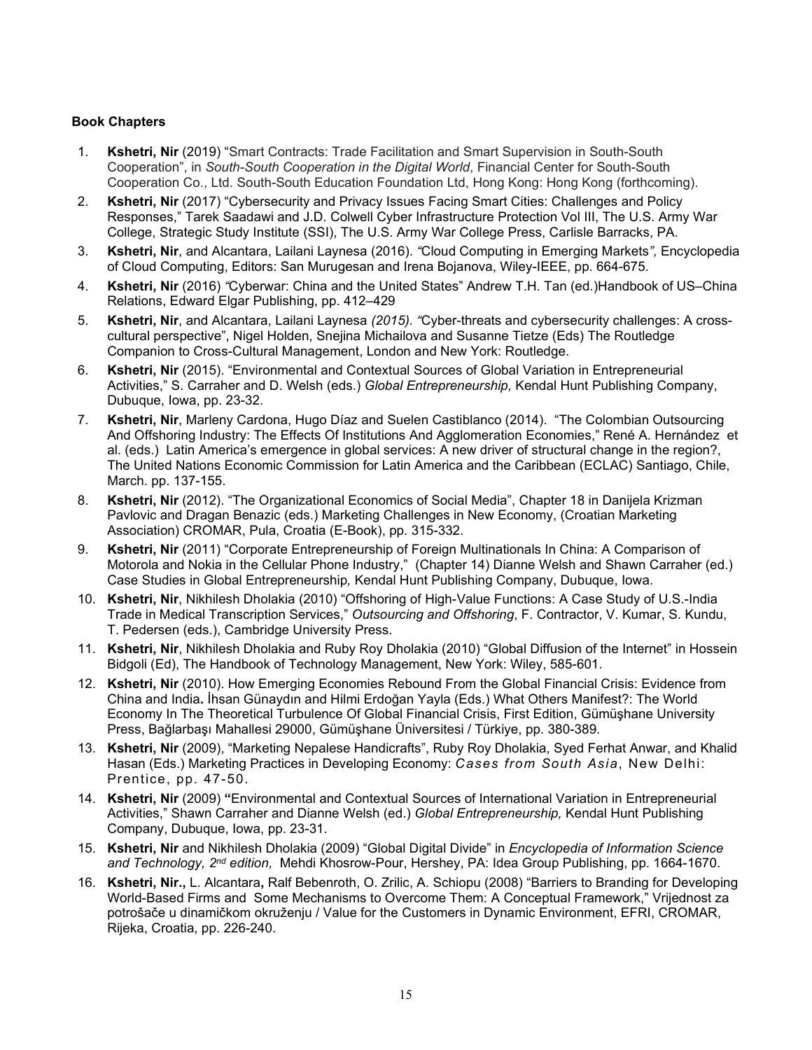**Book Chapters**

1. **Kshetri, Nir** (2019) "Smart Contracts: Trade Facilitation and Smart Supervision in South-South Cooperation", in *South-South Cooperation in the Digital World*, Financial Center for South-South Cooperation Co., Ltd. South-South Education Foundation Ltd, Hong Kong: Hong Kong (forthcoming).
2. **Kshetri, Nir** (2017) "Cybersecurity and Privacy Issues Facing Smart Cities: Challenges and Policy Responses," Tarek Saadawi and J.D. Colwell Cyber Infrastructure Protection Vol III, The U.S. Army War College, Strategic Study Institute (SSI), The U.S. Army War College Press, Carlisle Barracks, PA.
3. **Kshetri, Nir**, and Alcantara, Lailani Laynesa (2016). *"*Cloud Computing in Emerging Markets*",* Encyclopedia of Cloud Computing, Editors: San Murugesan and Irena Bojanova, Wiley-IEEE, pp. 664-675.
4. **Kshetri, Nir** (2016) *"*Cyberwar: China and the United States" Andrew T.H. Tan (ed.)Handbook of US–China Relations, Edward Elgar Publishing, pp. 412–429
5. **Kshetri, Nir**, and Alcantara, Lailani Laynesa *(2015). "*Cyber-threats and cybersecurity challenges: A cross-cultural perspective", Nigel Holden, Snejina Michailova and Susanne Tietze (Eds) The Routledge Companion to Cross-Cultural Management, London and New York: Routledge.
6. **Kshetri, Nir** (2015). "Environmental and Contextual Sources of Global Variation in Entrepreneurial Activities," S. Carraher and D. Welsh (eds.) *Global Entrepreneurship,* Kendal Hunt Publishing Company, Dubuque, Iowa, pp. 23-32.
7. **Kshetri, Nir**, Marleny Cardona, Hugo Díaz and Suelen Castiblanco (2014). "The Colombian Outsourcing And Offshoring Industry: The Effects Of Institutions And Agglomeration Economies," René A. Hernández et al. (eds.) Latin America's emergence in global services: A new driver of structural change in the region?, The United Nations Economic Commission for Latin America and the Caribbean (ECLAC) Santiago, Chile, March. pp. 137-155.
8. **Kshetri, Nir** (2012). "The Organizational Economics of Social Media", Chapter 18 in Danijela Krizman Pavlovic and Dragan Benazic (eds.) Marketing Challenges in New Economy, (Croatian Marketing Association) CROMAR, Pula, Croatia (E-Book), pp. 315-332.
9. **Kshetri, Nir** (2011) "Corporate Entrepreneurship of Foreign Multinationals In China: A Comparison of Motorola and Nokia in the Cellular Phone Industry," (Chapter 14) Dianne Welsh and Shawn Carraher (ed.) Case Studies in Global Entrepreneurship*,* Kendal Hunt Publishing Company, Dubuque, Iowa.
10. **Kshetri, Nir**, Nikhilesh Dholakia (2010) "Offshoring of High-Value Functions: A Case Study of U.S.-India Trade in Medical Transcription Services," *Outsourcing and Offshoring*, F. Contractor, V. Kumar, S. Kundu, T. Pedersen (eds.), Cambridge University Press.
11. **Kshetri, Nir**, Nikhilesh Dholakia and Ruby Roy Dholakia (2010) "Global Diffusion of the Internet" in Hossein Bidgoli (Ed), The Handbook of Technology Management, New York: Wiley, 585-601.
12. **Kshetri, Nir** (2010). How Emerging Economies Rebound From the Global Financial Crisis: Evidence from China and India**.** İhsan Günaydın and Hilmi Erdoğan Yayla (Eds.) What Others Manifest?: The World Economy In The Theoretical Turbulence Of Global Financial Crisis, First Edition, Gümüşhane University Press, Bağlarbaşı Mahallesi 29000, Gümüşhane Üniversitesi / Türkiye, pp. 380-389.
13. **Kshetri, Nir** (2009), "Marketing Nepalese Handicrafts", Ruby Roy Dholakia, Syed Ferhat Anwar, and Khalid Hasan (Eds.) Marketing Practices in Developing Economy: *Cases from South Asia*, New Delhi: Prentice, pp. 47-50.
14. **Kshetri, Nir** (2009) **"**Environmental and Contextual Sources of International Variation in Entrepreneurial Activities," Shawn Carraher and Dianne Welsh (ed.) *Global Entrepreneurship,* Kendal Hunt Publishing Company, Dubuque, Iowa, pp. 23-31.
15. **Kshetri, Nir** and Nikhilesh Dholakia (2009) "Global Digital Divide" in *Encyclopedia of Information Science and Technology, 2nd edition,* Mehdi Khosrow-Pour, Hershey, PA: Idea Group Publishing, pp. 1664-1670.
16. **Kshetri, Nir.,** L. Alcantara**,** Ralf Bebenroth, O. Zrilic, A. Schiopu (2008) "Barriers to Branding for Developing World-Based Firms and Some Mechanisms to Overcome Them: A Conceptual Framework," Vrijednost za potrošače u dinamičkom okruženju / Value for the Customers in Dynamic Environment, EFRI, CROMAR, Rijeka, Croatia, pp. 226-240.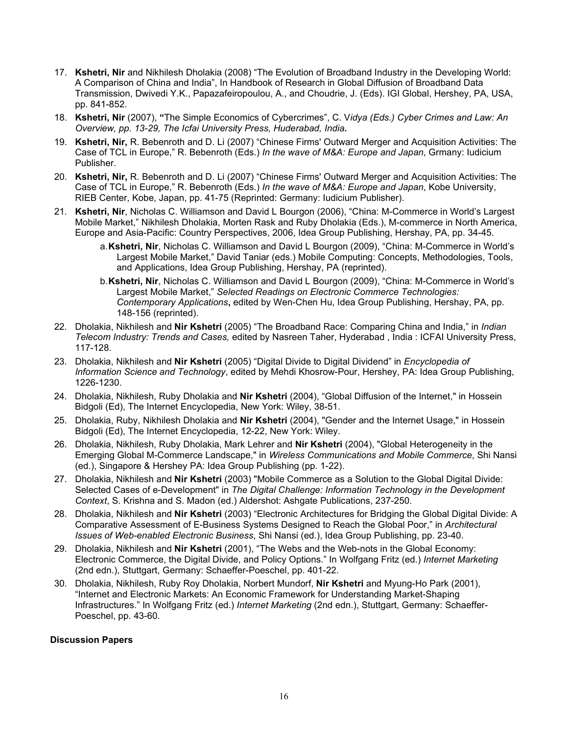17. **Kshetri, Nir** and Nikhilesh Dholakia (2008) “The Evolution of Broadband Industry in the Developing World: A Comparison of China and India”, In Handbook of Research in Global Diffusion of Broadband Data Transmission, Dwivedi Y.K., Papazafeiropoulou, A., and Choudrie, J. (Eds). IGI Global, Hershey, PA, USA, pp. 841-852.
18. **Kshetri, Nir** (2007), **“**The Simple Economics of Cybercrimes”, C. V*idya (Eds.) Cyber Crimes and Law: An Overview, pp. 13-29, The Icfai University Press, Huderabad, India.*
19. **Kshetri, Nir,** R. Bebenroth and D. Li (2007) “Chinese Firms' Outward Merger and Acquisition Activities: The Case of TCL in Europe,” R. Bebenroth (Eds.) *In the wave of M&A: Europe and Japan*, Grmany: Iudicium Publisher.
20. **Kshetri, Nir,** R. Bebenroth and D. Li (2007) “Chinese Firms' Outward Merger and Acquisition Activities: The Case of TCL in Europe,” R. Bebenroth (Eds.) *In the wave of M&A: Europe and Japan*, Kobe University, RIEB Center, Kobe, Japan, pp. 41-75 (Reprinted: Germany: Iudicium Publisher).
21. **Kshetri, Nir**, Nicholas C. Williamson and David L Bourgon (2006), “China: M-Commerce in World’s Largest Mobile Market,” Nikhilesh Dholakia, Morten Rask and Ruby Dholakia (Eds.), M-commerce in North America, Europe and Asia-Pacific: Country Perspectives, 2006, Idea Group Publishing, Hershay, PA, pp. 34-45.
    a. **Kshetri, Nir**, Nicholas C. Williamson and David L Bourgon (2009), “China: M-Commerce in World’s Largest Mobile Market,” David Taniar (eds.) Mobile Computing: Concepts, Methodologies, Tools, and Applications, Idea Group Publishing, Hershay, PA (reprinted).
    b. **Kshetri, Nir**, Nicholas C. Williamson and David L Bourgon (2009), “China: M-Commerce in World’s Largest Mobile Market,” *Selected Readings on Electronic Commerce Technologies: Contemporary Applications***,** edited by Wen-Chen Hu, Idea Group Publishing, Hershay, PA, pp. 148-156 (reprinted).
22. Dholakia, Nikhilesh and **Nir Kshetri** (2005) “The Broadband Race: Comparing China and India,” in *Indian Telecom Industry: Trends and Cases,* edited by Nasreen Taher, Hyderabad , India : ICFAI University Press, 117-128.
23. Dholakia, Nikhilesh and **Nir Kshetri** (2005) “Digital Divide to Digital Dividend” in *Encyclopedia of Information Science and Technology*, edited by Mehdi Khosrow-Pour, Hershey, PA: Idea Group Publishing, 1226-1230.
24. Dholakia, Nikhilesh, Ruby Dholakia and **Nir Kshetri** (2004), “Global Diffusion of the Internet," in Hossein Bidgoli (Ed), The Internet Encyclopedia, New York: Wiley, 38-51.
25. Dholakia, Ruby, Nikhilesh Dholakia and **Nir Kshetri** (2004), "Gender and the Internet Usage," in Hossein Bidgoli (Ed), The Internet Encyclopedia, 12-22, New York: Wiley.
26. Dholakia, Nikhilesh, Ruby Dholakia, Mark Lehrer and **Nir Kshetri** (2004), "Global Heterogeneity in the Emerging Global M-Commerce Landscape," in *Wireless Communications and Mobile Commerce*, Shi Nansi (ed.), Singapore & Hershey PA: Idea Group Publishing (pp. 1-22).
27. Dholakia, Nikhilesh and **Nir Kshetri** (2003) "Mobile Commerce as a Solution to the Global Digital Divide: Selected Cases of e-Development" in *The Digital Challenge: Information Technology in the Development Context*, S. Krishna and S. Madon (ed.) Aldershot: Ashgate Publications, 237-250.
28. Dholakia, Nikhilesh and **Nir Kshetri** (2003) “Electronic Architectures for Bridging the Global Digital Divide: A Comparative Assessment of E-Business Systems Designed to Reach the Global Poor,” in *Architectural Issues of Web-enabled Electronic Business*, Shi Nansi (ed.), Idea Group Publishing, pp. 23-40.
29. Dholakia, Nikhilesh and **Nir Kshetri** (2001), “The Webs and the Web-nots in the Global Economy: Electronic Commerce, the Digital Divide, and Policy Options.” In Wolfgang Fritz (ed.) *Internet Marketing* (2nd edn.), Stuttgart, Germany: Schaeffer-Poeschel, pp. 401-22.
30. Dholakia, Nikhilesh, Ruby Roy Dholakia, Norbert Mundorf, **Nir Kshetri** and Myung-Ho Park (2001), “Internet and Electronic Markets: An Economic Framework for Understanding Market-Shaping Infrastructures.” In Wolfgang Fritz (ed.) *Internet Marketing* (2nd edn.), Stuttgart, Germany: Schaeffer-Poeschel, pp. 43-60.

**Discussion Papers**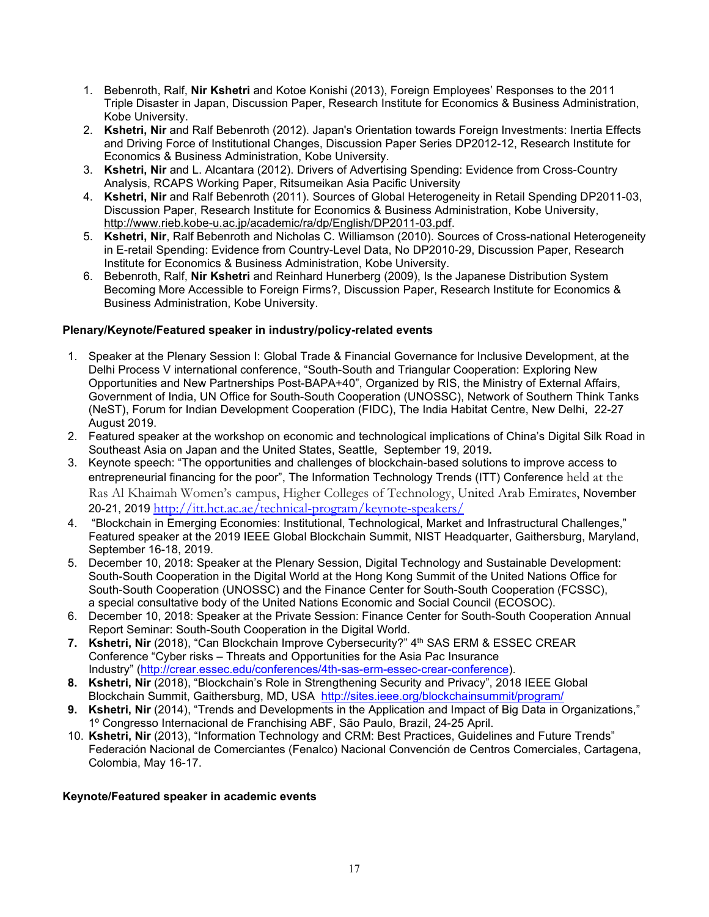1. Bebenroth, Ralf, **Nir Kshetri** and Kotoe Konishi (2013), Foreign Employees' Responses to the 2011 Triple Disaster in Japan, Discussion Paper, Research Institute for Economics & Business Administration, Kobe University.
2. **Kshetri, Nir** and Ralf Bebenroth (2012). Japan's Orientation towards Foreign Investments: Inertia Effects and Driving Force of Institutional Changes, Discussion Paper Series DP2012-12, Research Institute for Economics & Business Administration, Kobe University.
3. **Kshetri, Nir** and L. Alcantara (2012). Drivers of Advertising Spending: Evidence from Cross-Country Analysis, RCAPS Working Paper, Ritsumeikan Asia Pacific University
4. **Kshetri, Nir** and Ralf Bebenroth (2011). Sources of Global Heterogeneity in Retail Spending DP2011-03, Discussion Paper, Research Institute for Economics & Business Administration, Kobe University, http://www.rieb.kobe-u.ac.jp/academic/ra/dp/English/DP2011-03.pdf.
5. **Kshetri, Nir**, Ralf Bebenroth and Nicholas C. Williamson (2010). Sources of Cross-national Heterogeneity in E-retail Spending: Evidence from Country-Level Data, No DP2010-29, Discussion Paper, Research Institute for Economics & Business Administration, Kobe University.
6. Bebenroth, Ralf, **Nir Kshetri** and Reinhard Hunerberg (2009), Is the Japanese Distribution System Becoming More Accessible to Foreign Firms?, Discussion Paper, Research Institute for Economics & Business Administration, Kobe University.

**Plenary/Keynote/Featured speaker in industry/policy-related events**

1. Speaker at the Plenary Session I: Global Trade & Financial Governance for Inclusive Development, at the Delhi Process V international conference, "South-South and Triangular Cooperation: Exploring New Opportunities and New Partnerships Post-BAPA+40", Organized by RIS, the Ministry of External Affairs, Government of India, UN Office for South-South Cooperation (UNOSSC), Network of Southern Think Tanks (NeST), Forum for Indian Development Cooperation (FIDC), The India Habitat Centre, New Delhi, 22-27 August 2019.
2. Featured speaker at the workshop on economic and technological implications of China's Digital Silk Road in Southeast Asia on Japan and the United States, Seattle, September 19, 2019**.**
3. Keynote speech: "The opportunities and challenges of blockchain-based solutions to improve access to entrepreneurial financing for the poor", The Information Technology Trends (ITT) Conference held at the Ras Al Khaimah Women's campus, Higher Colleges of Technology, United Arab Emirates, November 20-21, 2019 http://itt.hct.ac.ae/technical-program/keynote-speakers/
4. "Blockchain in Emerging Economies: Institutional, Technological, Market and Infrastructural Challenges," Featured speaker at the 2019 IEEE Global Blockchain Summit, NIST Headquarter, Gaithersburg, Maryland, September 16-18, 2019.
5. December 10, 2018: Speaker at the Plenary Session, Digital Technology and Sustainable Development: South-South Cooperation in the Digital World at the Hong Kong Summit of the United Nations Office for South-South Cooperation (UNOSSC) and the Finance Center for South-South Cooperation (FCSSC), a special consultative body of the United Nations Economic and Social Council (ECOSOC).
6. December 10, 2018: Speaker at the Private Session: Finance Center for South-South Cooperation Annual Report Seminar: South-South Cooperation in the Digital World.
7. **Kshetri, Nir** (2018), "Can Blockchain Improve Cybersecurity?" 4th SAS ERM & ESSEC CREAR Conference "Cyber risks – Threats and Opportunities for the Asia Pac Insurance Industry" (http://crear.essec.edu/conferences/4th-sas-erm-essec-crear-conference).
8. **Kshetri, Nir** (2018), "Blockchain's Role in Strengthening Security and Privacy", 2018 IEEE Global Blockchain Summit, Gaithersburg, MD, USA http://sites.ieee.org/blockchainsummit/program/
9. **Kshetri, Nir** (2014), "Trends and Developments in the Application and Impact of Big Data in Organizations," 1º Congresso Internacional de Franchising ABF, São Paulo, Brazil, 24-25 April.
10. **Kshetri, Nir** (2013), "Information Technology and CRM: Best Practices, Guidelines and Future Trends" Federación Nacional de Comerciantes (Fenalco) Nacional Convención de Centros Comerciales, Cartagena, Colombia, May 16-17.

**Keynote/Featured speaker in academic events**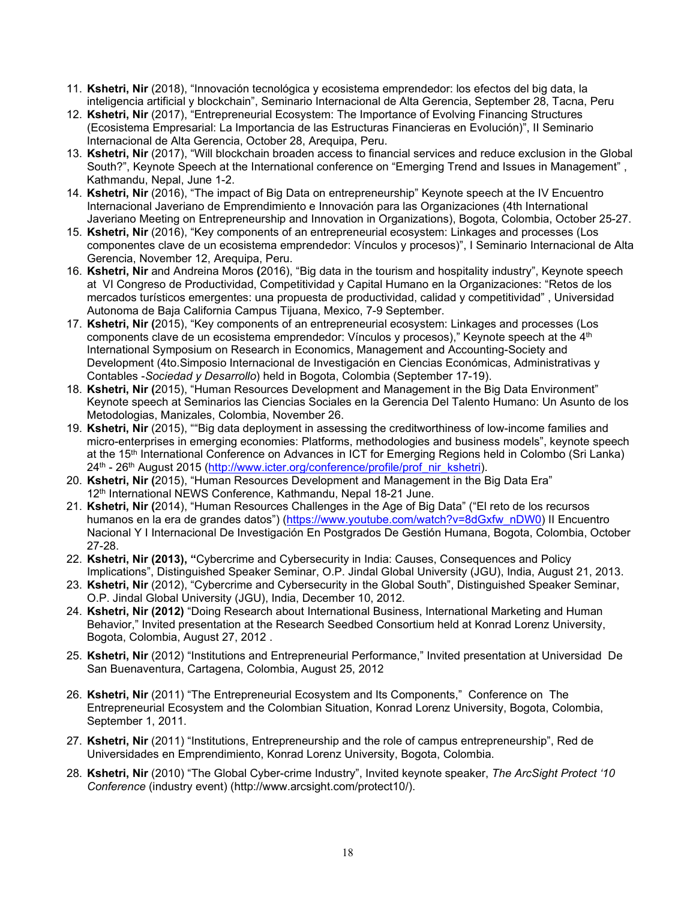11. **Kshetri, Nir** (2018), "Innovación tecnológica y ecosistema emprendedor: los efectos del big data, la inteligencia artificial y blockchain", Seminario Internacional de Alta Gerencia, September 28, Tacna, Peru
12. **Kshetri, Nir** (2017), "Entrepreneurial Ecosystem: The Importance of Evolving Financing Structures (Ecosistema Empresarial: La Importancia de las Estructuras Financieras en Evolución)", II Seminario Internacional de Alta Gerencia, October 28, Arequipa, Peru.
13. **Kshetri, Nir** (2017), "Will blockchain broaden access to financial services and reduce exclusion in the Global South?", Keynote Speech at the International conference on "Emerging Trend and Issues in Management" , Kathmandu, Nepal, June 1-2.
14. **Kshetri, Nir** (2016), "The impact of Big Data on entrepreneurship" Keynote speech at the IV Encuentro Internacional Javeriano de Emprendimiento e Innovación para las Organizaciones (4th International Javeriano Meeting on Entrepreneurship and Innovation in Organizations), Bogota, Colombia, October 25-27.
15. **Kshetri, Nir** (2016), "Key components of an entrepreneurial ecosystem: Linkages and processes (Los componentes clave de un ecosistema emprendedor: Vínculos y procesos)", I Seminario Internacional de Alta Gerencia, November 12, Arequipa, Peru.
16. **Kshetri, Nir** and Andreina Moros **(**2016), "Big data in the tourism and hospitality industry", Keynote speech at VI Congreso de Productividad, Competitividad y Capital Humano en la Organizaciones: "Retos de los mercados turísticos emergentes: una propuesta de productividad, calidad y competitividad" , Universidad Autonoma de Baja California Campus Tijuana, Mexico, 7-9 September.
17. **Kshetri, Nir (**2015), "Key components of an entrepreneurial ecosystem: Linkages and processes (Los components clave de un ecosistema emprendedor: Vínculos y procesos)," Keynote speech at the 4th International Symposium on Research in Economics, Management and Accounting-Society and Development (4to.Simposio Internacional de Investigación en Ciencias Económicas, Administrativas y Contables -*Sociedad y Desarrollo*) held in Bogota, Colombia (September 17-19).
18. **Kshetri, Nir (**2015), "Human Resources Development and Management in the Big Data Environment" Keynote speech at Seminarios las Ciencias Sociales en la Gerencia Del Talento Humano: Un Asunto de los Metodologias, Manizales, Colombia, November 26.
19. **Kshetri, Nir** (2015), ""Big data deployment in assessing the creditworthiness of low-income families and micro-enterprises in emerging economies: Platforms, methodologies and business models", keynote speech at the 15th International Conference on Advances in ICT for Emerging Regions held in Colombo (Sri Lanka) 24th - 26th August 2015 (http://www.icter.org/conference/profile/prof_nir_kshetri).
20. **Kshetri, Nir (**2015), "Human Resources Development and Management in the Big Data Era" 12th International NEWS Conference, Kathmandu, Nepal 18-21 June.
21. **Kshetri, Nir (**2014), "Human Resources Challenges in the Age of Big Data" ("El reto de los recursos humanos en la era de grandes datos") (https://www.youtube.com/watch?v=8dGxfw_nDW0) II Encuentro Nacional Y I Internacional De Investigación En Postgrados De Gestión Humana, Bogota, Colombia, October 27-28.
22. **Kshetri, Nir (2013), "**Cybercrime and Cybersecurity in India: Causes, Consequences and Policy Implications", Distinguished Speaker Seminar, O.P. Jindal Global University (JGU), India, August 21, 2013.
23. **Kshetri, Nir** (2012), "Cybercrime and Cybersecurity in the Global South", Distinguished Speaker Seminar, O.P. Jindal Global University (JGU), India, December 10, 2012.
24. **Kshetri, Nir (2012)** "Doing Research about International Business, International Marketing and Human Behavior," Invited presentation at the Research Seedbed Consortium held at Konrad Lorenz University, Bogota, Colombia, August 27, 2012 .
25. **Kshetri, Nir** (2012) "Institutions and Entrepreneurial Performance," Invited presentation at Universidad De San Buenaventura, Cartagena, Colombia, August 25, 2012
26. **Kshetri, Nir** (2011) "The Entrepreneurial Ecosystem and Its Components," Conference on The Entrepreneurial Ecosystem and the Colombian Situation, Konrad Lorenz University, Bogota, Colombia, September 1, 2011.
27. **Kshetri, Nir** (2011) "Institutions, Entrepreneurship and the role of campus entrepreneurship", Red de Universidades en Emprendimiento, Konrad Lorenz University, Bogota, Colombia.
28. **Kshetri, Nir** (2010) "The Global Cyber-crime Industry", Invited keynote speaker, *The ArcSight Protect '10 Conference* (industry event) (http://www.arcsight.com/protect10/).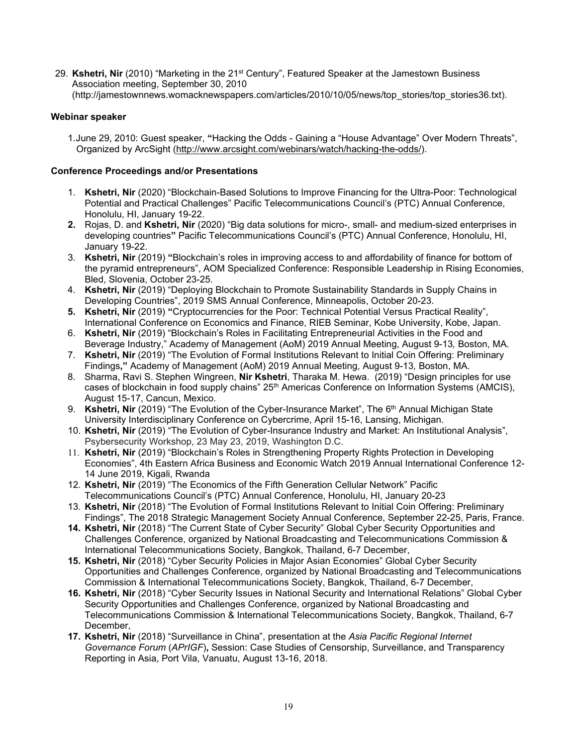29. **Kshetri, Nir** (2010) "Marketing in the 21st Century", Featured Speaker at the Jamestown Business Association meeting, September 30, 2010 (http://jamestownnews.womacknewspapers.com/articles/2010/10/05/news/top_stories/top_stories36.txt).

**Webinar speaker**

1. June 29, 2010: Guest speaker, **"**Hacking the Odds - Gaining a "House Advantage" Over Modern Threats", Organized by ArcSight (http://www.arcsight.com/webinars/watch/hacking-the-odds/).

**Conference Proceedings and/or Presentations**

1. **Kshetri, Nir** (2020) "Blockchain-Based Solutions to Improve Financing for the Ultra-Poor: Technological Potential and Practical Challenges" Pacific Telecommunications Council's (PTC) Annual Conference, Honolulu, HI, January 19-22.
2. Rojas, D. and **Kshetri, Nir** (2020) "Big data solutions for micro-, small- and medium-sized enterprises in developing countries**"** Pacific Telecommunications Council's (PTC) Annual Conference, Honolulu, HI, January 19-22.
3. **Kshetri, Nir** (2019) **"**Blockchain's roles in improving access to and affordability of finance for bottom of the pyramid entrepreneurs", AOM Specialized Conference: Responsible Leadership in Rising Economies, Bled, Slovenia, October 23-25.
4. **Kshetri, Nir** (2019) "Deploying Blockchain to Promote Sustainability Standards in Supply Chains in Developing Countries", 2019 SMS Annual Conference, Minneapolis, October 20-23.
5. **Kshetri, Nir** (2019) **"**Cryptocurrencies for the Poor: Technical Potential Versus Practical Reality", International Conference on Economics and Finance, RIEB Seminar, Kobe University, Kobe, Japan.
6. **Kshetri, Nir** (2019) "Blockchain's Roles in Facilitating Entrepreneurial Activities in the Food and Beverage Industry," Academy of Management (AoM) 2019 Annual Meeting, August 9-13*,* Boston, MA.
7. **Kshetri, Nir** (2019) "The Evolution of Formal Institutions Relevant to Initial Coin Offering: Preliminary Findings**,"** Academy of Management (AoM) 2019 Annual Meeting, August 9-13*,* Boston, MA.
8. Sharma, Ravi S. Stephen Wingreen, **Nir Kshetri**, Tharaka M. Hewa. (2019) "Design principles for use cases of blockchain in food supply chains" 25th Americas Conference on Information Systems (AMCIS), August 15-17, Cancun, Mexico.
9. **Kshetri, Nir** (2019) "The Evolution of the Cyber-Insurance Market", The 6th Annual Michigan State University Interdisciplinary Conference on Cybercrime, April 15-16, Lansing, Michigan.
10. **Kshetri, Nir** (2019) "The Evolution of Cyber-Insurance Industry and Market: An Institutional Analysis", Psybersecurity Workshop, 23 May 23, 2019, Washington D.C.
11. **Kshetri, Nir** (2019) "Blockchain's Roles in Strengthening Property Rights Protection in Developing Economies", 4th Eastern Africa Business and Economic Watch 2019 Annual International Conference 12-14 June 2019, Kigali, Rwanda
12. **Kshetri, Nir** (2019) "The Economics of the Fifth Generation Cellular Network" Pacific Telecommunications Council's (PTC) Annual Conference, Honolulu, HI, January 20-23
13. **Kshetri, Nir** (2018) "The Evolution of Formal Institutions Relevant to Initial Coin Offering: Preliminary Findings", The 2018 Strategic Management Society Annual Conference, September 22-25, Paris, France.
14. **Kshetri, Nir** (2018) "The Current State of Cyber Security" Global Cyber Security Opportunities and Challenges Conference, organized by National Broadcasting and Telecommunications Commission & International Telecommunications Society, Bangkok, Thailand, 6-7 December,
15. **Kshetri, Nir** (2018) "Cyber Security Policies in Major Asian Economies" Global Cyber Security Opportunities and Challenges Conference, organized by National Broadcasting and Telecommunications Commission & International Telecommunications Society, Bangkok, Thailand, 6-7 December,
16. **Kshetri, Nir** (2018) "Cyber Security Issues in National Security and International Relations" Global Cyber Security Opportunities and Challenges Conference, organized by National Broadcasting and Telecommunications Commission & International Telecommunications Society, Bangkok, Thailand, 6-7 December,
17. **Kshetri, Nir** (2018) "Surveillance in China", presentation at the *Asia Pacific Regional Internet Governance Forum* (*APrIGF*)**,** Session: Case Studies of Censorship, Surveillance, and Transparency Reporting in Asia, Port Vila, Vanuatu, August 13-16, 2018.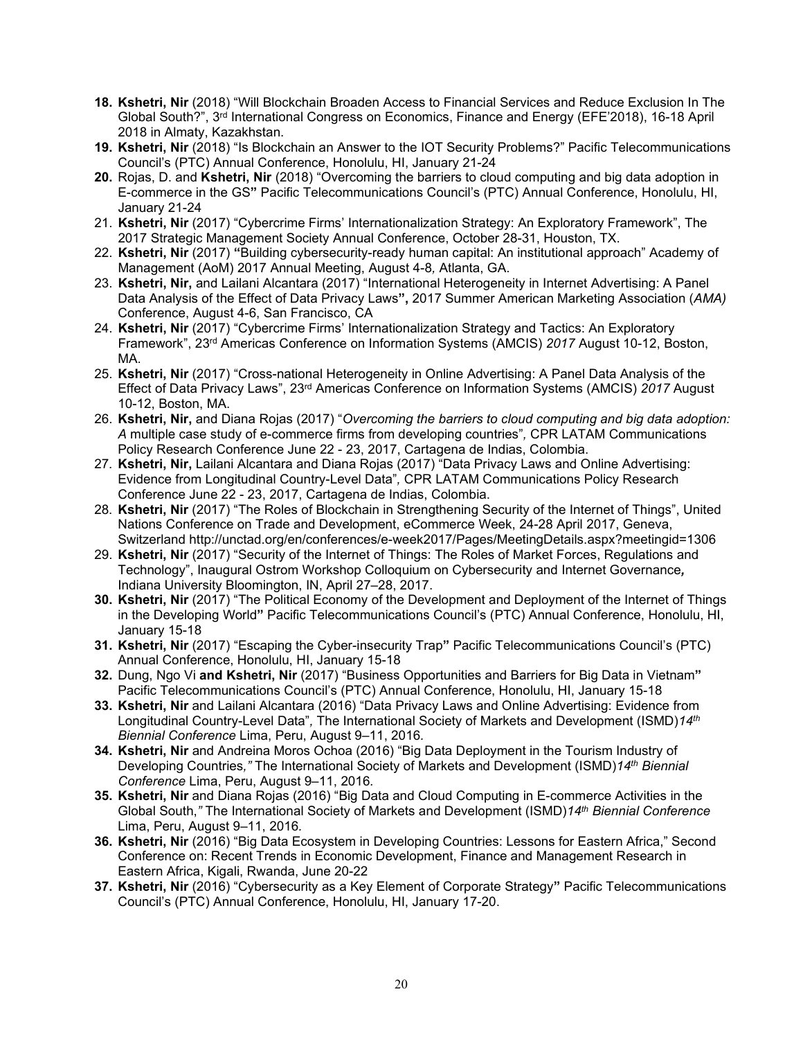18. **Kshetri, Nir** (2018) "Will Blockchain Broaden Access to Financial Services and Reduce Exclusion In The Global South?", 3rd International Congress on Economics, Finance and Energy (EFE'2018), 16-18 April 2018 in Almaty, Kazakhstan.
19. **Kshetri, Nir** (2018) "Is Blockchain an Answer to the IOT Security Problems?" Pacific Telecommunications Council's (PTC) Annual Conference, Honolulu, HI, January 21-24
20. Rojas, D. and **Kshetri, Nir** (2018) "Overcoming the barriers to cloud computing and big data adoption in E-commerce in the GS**"** Pacific Telecommunications Council's (PTC) Annual Conference, Honolulu, HI, January 21-24
21. **Kshetri, Nir** (2017) "Cybercrime Firms' Internationalization Strategy: An Exploratory Framework", The 2017 Strategic Management Society Annual Conference, October 28-31, Houston, TX.
22. **Kshetri, Nir** (2017) **"**Building cybersecurity-ready human capital: An institutional approach" Academy of Management (AoM) 2017 Annual Meeting, August 4-8*,* Atlanta, GA.
23. **Kshetri, Nir,** and Lailani Alcantara (2017) "International Heterogeneity in Internet Advertising: A Panel Data Analysis of the Effect of Data Privacy Laws**",** 2017 Summer American Marketing Association (*AMA)* Conference, August 4-6, San Francisco, CA
24. **Kshetri, Nir** (2017) "Cybercrime Firms' Internationalization Strategy and Tactics: An Exploratory Framework", 23rd Americas Conference on Information Systems (AMCIS) *2017* August 10-12, Boston, MA.
25. **Kshetri, Nir** (2017) "Cross-national Heterogeneity in Online Advertising: A Panel Data Analysis of the Effect of Data Privacy Laws", 23rd Americas Conference on Information Systems (AMCIS) *2017* August 10-12, Boston, MA.
26. **Kshetri, Nir,** and Diana Rojas (2017) "*Overcoming the barriers to cloud computing and big data adoption: A* multiple case study of e-commerce firms from developing countries"*,* CPR LATAM Communications Policy Research Conference June 22 - 23, 2017, Cartagena de Indias, Colombia.
27. **Kshetri, Nir,** Lailani Alcantara and Diana Rojas (2017) "Data Privacy Laws and Online Advertising: Evidence from Longitudinal Country-Level Data"*,* CPR LATAM Communications Policy Research Conference June 22 - 23, 2017, Cartagena de Indias, Colombia.
28. **Kshetri, Nir** (2017) "The Roles of Blockchain in Strengthening Security of the Internet of Things", United Nations Conference on Trade and Development, eCommerce Week, 24-28 April 2017, Geneva, Switzerland http://unctad.org/en/conferences/e-week2017/Pages/MeetingDetails.aspx?meetingid=1306
29. **Kshetri, Nir** (2017) "Security of the Internet of Things: The Roles of Market Forces, Regulations and Technology", Inaugural Ostrom Workshop Colloquium on Cybersecurity and Internet Governance***,*** Indiana University Bloomington, IN, April 27–28, 2017.
30. **Kshetri, Nir** (2017) "The Political Economy of the Development and Deployment of the Internet of Things in the Developing World**"** Pacific Telecommunications Council's (PTC) Annual Conference, Honolulu, HI, January 15-18
31. **Kshetri, Nir** (2017) "Escaping the Cyber-insecurity Trap**"** Pacific Telecommunications Council's (PTC) Annual Conference, Honolulu, HI, January 15-18
32. Dung, Ngo Vi **and Kshetri, Nir** (2017) "Business Opportunities and Barriers for Big Data in Vietnam**"** Pacific Telecommunications Council's (PTC) Annual Conference, Honolulu, HI, January 15-18
33. **Kshetri, Nir** and Lailani Alcantara (2016) "Data Privacy Laws and Online Advertising: Evidence from Longitudinal Country-Level Data"*,* The International Society of Markets and Development (ISMD)*14th Biennial Conference* Lima, Peru, August 9–11, 2016*.*
34. **Kshetri, Nir** and Andreina Moros Ochoa (2016) "Big Data Deployment in the Tourism Industry of Developing Countries*,"* The International Society of Markets and Development (ISMD)*14th Biennial Conference* Lima, Peru, August 9–11, 2016*.*
35. **Kshetri, Nir** and Diana Rojas (2016) "Big Data and Cloud Computing in E-commerce Activities in the Global South,*"* The International Society of Markets and Development (ISMD)*14th Biennial Conference* Lima, Peru, August 9–11, 2016*.*
36. **Kshetri, Nir** (2016) "Big Data Ecosystem in Developing Countries: Lessons for Eastern Africa," Second Conference on: Recent Trends in Economic Development, Finance and Management Research in Eastern Africa, Kigali, Rwanda, June 20-22
37. **Kshetri, Nir** (2016) "Cybersecurity as a Key Element of Corporate Strategy**"** Pacific Telecommunications Council's (PTC) Annual Conference, Honolulu, HI, January 17-20.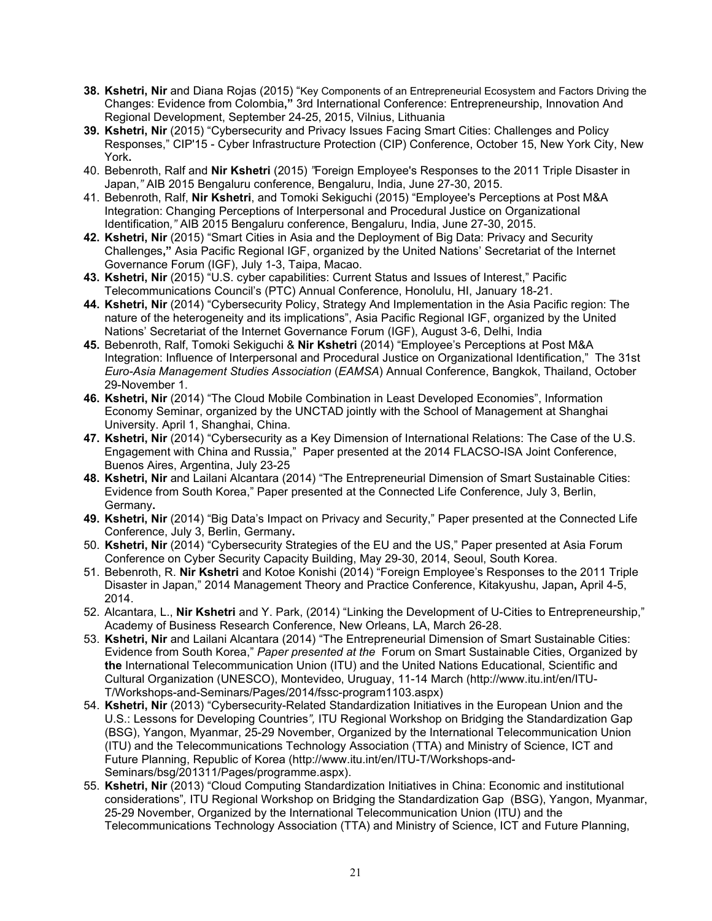38. **Kshetri, Nir** and Diana Rojas (2015) "Key Components of an Entrepreneurial Ecosystem and Factors Driving the Changes: Evidence from Colombia**,"** 3rd International Conference: Entrepreneurship, Innovation And Regional Development, September 24-25, 2015, Vilnius, Lithuania
39. **Kshetri, Nir** (2015) "Cybersecurity and Privacy Issues Facing Smart Cities: Challenges and Policy Responses," CIP'15 - Cyber Infrastructure Protection (CIP) Conference, October 15, New York City, New York**.**
40. Bebenroth, Ralf and **Nir Kshetri** (2015) *"*Foreign Employee's Responses to the 2011 Triple Disaster in Japan,*"* AIB 2015 Bengaluru conference, Bengaluru, India, June 27-30, 2015.
41. Bebenroth, Ralf, **Nir Kshetri**, and Tomoki Sekiguchi (2015) "Employee's Perceptions at Post M&A Integration: Changing Perceptions of Interpersonal and Procedural Justice on Organizational Identification*,"* AIB 2015 Bengaluru conference, Bengaluru, India, June 27-30, 2015.
42. **Kshetri, Nir** (2015) "Smart Cities in Asia and the Deployment of Big Data: Privacy and Security Challenges**,"** Asia Pacific Regional IGF, organized by the United Nations' Secretariat of the Internet Governance Forum (IGF), July 1-3, Taipa, Macao.
43. **Kshetri, Nir** (2015) "U.S. cyber capabilities: Current Status and Issues of Interest," Pacific Telecommunications Council's (PTC) Annual Conference, Honolulu, HI, January 18-21.
44. **Kshetri, Nir** (2014) "Cybersecurity Policy, Strategy And Implementation in the Asia Pacific region: The nature of the heterogeneity and its implications", Asia Pacific Regional IGF, organized by the United Nations' Secretariat of the Internet Governance Forum (IGF), August 3-6, Delhi, India
45. Bebenroth, Ralf, Tomoki Sekiguchi & **Nir Kshetri** (2014) "Employee's Perceptions at Post M&A Integration: Influence of Interpersonal and Procedural Justice on Organizational Identification," The 31st *Euro-Asia Management Studies Association* (*EAMSA*) Annual Conference, Bangkok, Thailand, October 29-November 1.
46. **Kshetri, Nir** (2014) "The Cloud Mobile Combination in Least Developed Economies", Information Economy Seminar, organized by the UNCTAD jointly with the School of Management at Shanghai University. April 1, Shanghai, China.
47. **Kshetri, Nir** (2014) "Cybersecurity as a Key Dimension of International Relations: The Case of the U.S. Engagement with China and Russia," Paper presented at the 2014 FLACSO-ISA Joint Conference, Buenos Aires, Argentina, July 23-25
48. **Kshetri, Nir** and Lailani Alcantara (2014) "The Entrepreneurial Dimension of Smart Sustainable Cities: Evidence from South Korea," Paper presented at the Connected Life Conference, July 3, Berlin, Germany**.**
49. **Kshetri, Nir** (2014) "Big Data's Impact on Privacy and Security," Paper presented at the Connected Life Conference, July 3, Berlin, Germany**.**
50. **Kshetri, Nir** (2014) "Cybersecurity Strategies of the EU and the US," Paper presented at Asia Forum Conference on Cyber Security Capacity Building, May 29-30, 2014, Seoul, South Korea.
51. Bebenroth, R. **Nir Kshetri** and Kotoe Konishi (2014) "Foreign Employee's Responses to the 2011 Triple Disaster in Japan," 2014 Management Theory and Practice Conference, Kitakyushu, Japan**,** April 4-5, 2014.
52. Alcantara, L., **Nir Kshetri** and Y. Park, (2014) "Linking the Development of U-Cities to Entrepreneurship," Academy of Business Research Conference, New Orleans, LA, March 26-28.
53. **Kshetri, Nir** and Lailani Alcantara (2014) "The Entrepreneurial Dimension of Smart Sustainable Cities: Evidence from South Korea," *Paper presented at the* Forum on Smart Sustainable Cities, Organized by **the** International Telecommunication Union (ITU) and the United Nations Educational, Scientific and Cultural Organization (UNESCO), Montevideo, Uruguay, 11-14 March (http://www.itu.int/en/ITU-T/Workshops-and-Seminars/Pages/2014/fssc-program1103.aspx)
54. **Kshetri, Nir** (2013) "Cybersecurity-Related Standardization Initiatives in the European Union and the U.S.: Lessons for Developing Countries*",* ITU Regional Workshop on Bridging the Standardization Gap (BSG), Yangon, Myanmar, 25-29 November, Organized by the International Telecommunication Union (ITU) and the Telecommunications Technology Association (TTA) and Ministry of Science, ICT and Future Planning, Republic of Korea (http://www.itu.int/en/ITU-T/Workshops-and-Seminars/bsg/201311/Pages/programme.aspx).
55. **Kshetri, Nir** (2013) "Cloud Computing Standardization Initiatives in China: Economic and institutional considerations"*,* ITU Regional Workshop on Bridging the Standardization Gap (BSG), Yangon, Myanmar, 25-29 November, Organized by the International Telecommunication Union (ITU) and the Telecommunications Technology Association (TTA) and Ministry of Science, ICT and Future Planning,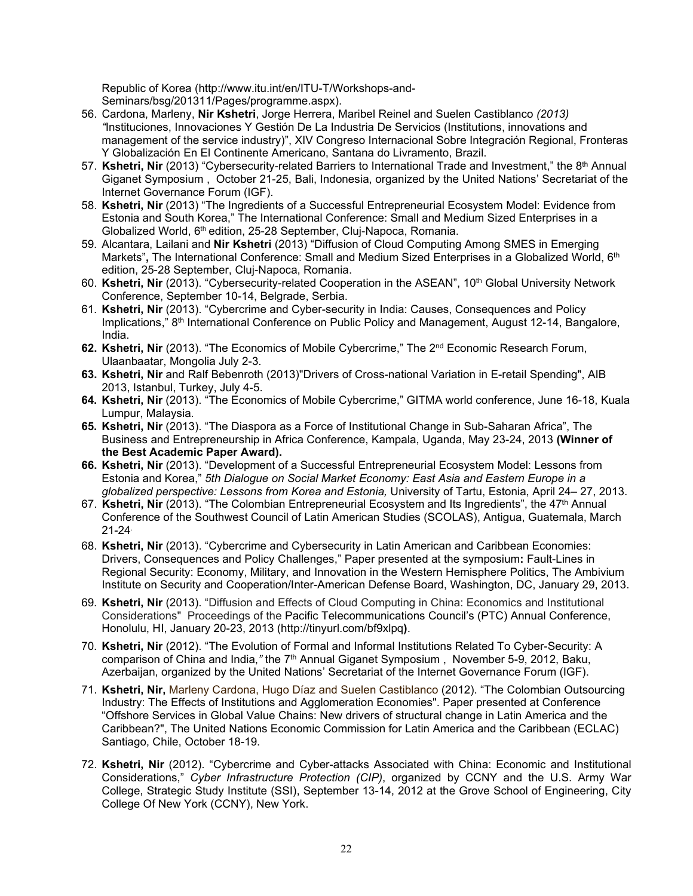Republic of Korea (http://www.itu.int/en/ITU-T/Workshops-and-Seminars/bsg/201311/Pages/programme.aspx).

56. Cardona, Marleny, **Nir Kshetri**, Jorge Herrera, Maribel Reinel and Suelen Castiblanco *(2013) "*Instituciones, Innovaciones Y Gestión De La Industria De Servicios (Institutions, innovations and management of the service industry)", XIV Congreso Internacional Sobre Integración Regional, Fronteras Y Globalización En El Continente Americano, Santana do Livramento, Brazil.
57. **Kshetri, Nir** (2013) "Cybersecurity-related Barriers to International Trade and Investment," the 8th Annual Giganet Symposium , October 21-25, Bali, Indonesia, organized by the United Nations' Secretariat of the Internet Governance Forum (IGF).
58. **Kshetri, Nir** (2013) "The Ingredients of a Successful Entrepreneurial Ecosystem Model: Evidence from Estonia and South Korea," The International Conference: Small and Medium Sized Enterprises in a Globalized World, 6th edition, 25-28 September, Cluj-Napoca, Romania.
59. Alcantara, Lailani and **Nir Kshetri** (2013) "Diffusion of Cloud Computing Among SMES in Emerging Markets"**,** The International Conference: Small and Medium Sized Enterprises in a Globalized World, 6th edition, 25-28 September, Cluj-Napoca, Romania.
60. **Kshetri, Nir** (2013). "Cybersecurity-related Cooperation in the ASEAN", 10th Global University Network Conference, September 10-14, Belgrade, Serbia.
61. **Kshetri, Nir** (2013). "Cybercrime and Cyber-security in India: Causes, Consequences and Policy Implications," 8th International Conference on Public Policy and Management, August 12-14, Bangalore, India.
62. **Kshetri, Nir** (2013). "The Economics of Mobile Cybercrime," The 2nd Economic Research Forum, Ulaanbaatar, Mongolia July 2-3.
63. **Kshetri, Nir** and Ralf Bebenroth (2013)"Drivers of Cross-national Variation in E-retail Spending", AIB 2013, Istanbul, Turkey, July 4-5.
64. **Kshetri, Nir** (2013). "The Economics of Mobile Cybercrime," GITMA world conference, June 16-18, Kuala Lumpur, Malaysia.
65. **Kshetri, Nir** (2013). "The Diaspora as a Force of Institutional Change in Sub-Saharan Africa", The Business and Entrepreneurship in Africa Conference, Kampala, Uganda, May 23-24, 2013 **(Winner of the Best Academic Paper Award).**
66. **Kshetri, Nir** (2013). "Development of a Successful Entrepreneurial Ecosystem Model: Lessons from Estonia and Korea," *5th Dialogue on Social Market Economy: East Asia and Eastern Europe in a globalized perspective: Lessons from Korea and Estonia,* University of Tartu, Estonia, April 24– 27, 2013.
67. **Kshetri, Nir** (2013). "The Colombian Entrepreneurial Ecosystem and Its Ingredients", the 47th Annual Conference of the Southwest Council of Latin American Studies (SCOLAS), Antigua, Guatemala, March 21-24.
68. **Kshetri, Nir** (2013). "Cybercrime and Cybersecurity in Latin American and Caribbean Economies: Drivers, Consequences and Policy Challenges," Paper presented at the symposium**:** Fault-Lines in Regional Security: Economy, Military, and Innovation in the Western Hemisphere Politics, The Ambivium Institute on Security and Cooperation/Inter-American Defense Board, Washington, DC, January 29, 2013.
69. **Kshetri, Nir** (2013). "Diffusion and Effects of Cloud Computing in China: Economics and Institutional Considerations" Proceedings of the Pacific Telecommunications Council's (PTC) Annual Conference, Honolulu, HI, January 20-23, 2013 (http://tinyurl.com/bf9xlpq**)**.
70. **Kshetri, Nir** (2012). "The Evolution of Formal and Informal Institutions Related To Cyber-Security: A comparison of China and India,*"* the 7th Annual Giganet Symposium , November 5-9, 2012, Baku, Azerbaijan, organized by the United Nations' Secretariat of the Internet Governance Forum (IGF).
71. **Kshetri, Nir,** Marleny Cardona, Hugo Díaz and Suelen Castiblanco (2012). "The Colombian Outsourcing Industry: The Effects of Institutions and Agglomeration Economies". Paper presented at Conference "Offshore Services in Global Value Chains: New drivers of structural change in Latin America and the Caribbean?", The United Nations Economic Commission for Latin America and the Caribbean (ECLAC) Santiago, Chile, October 18-19.
72. **Kshetri, Nir** (2012). "Cybercrime and Cyber-attacks Associated with China: Economic and Institutional Considerations," *Cyber Infrastructure Protection (CIP)*, organized by CCNY and the U.S. Army War College, Strategic Study Institute (SSI), September 13-14, 2012 at the Grove School of Engineering, City College Of New York (CCNY), New York.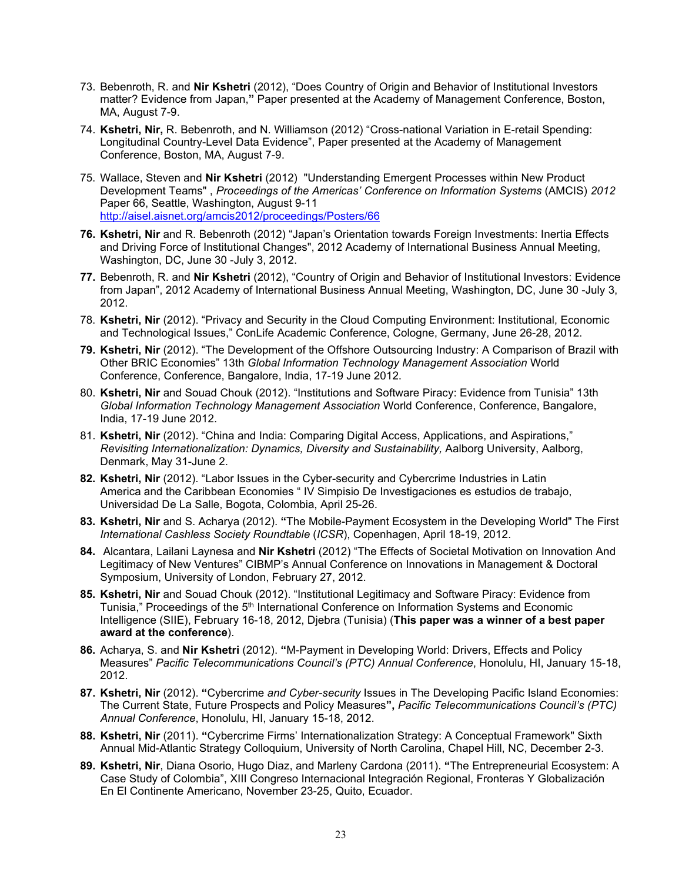73. Bebenroth, R. and **Nir Kshetri** (2012), "Does Country of Origin and Behavior of Institutional Investors matter? Evidence from Japan,**"** Paper presented at the Academy of Management Conference, Boston, MA, August 7-9.

74. **Kshetri, Nir,** R. Bebenroth, and N. Williamson (2012) "Cross-national Variation in E-retail Spending: Longitudinal Country-Level Data Evidence", Paper presented at the Academy of Management Conference, Boston, MA, August 7-9.

75. Wallace, Steven and **Nir Kshetri** (2012) "Understanding Emergent Processes within New Product Development Teams" , *Proceedings of the Americas' Conference on Information Systems* (AMCIS) *2012* Paper 66, Seattle, Washington, August 9-11 http://aisel.aisnet.org/amcis2012/proceedings/Posters/66

76. **Kshetri, Nir** and R. Bebenroth (2012) "Japan's Orientation towards Foreign Investments: Inertia Effects and Driving Force of Institutional Changes", 2012 Academy of International Business Annual Meeting, Washington, DC, June 30 -July 3, 2012.

77. Bebenroth, R. and **Nir Kshetri** (2012), "Country of Origin and Behavior of Institutional Investors: Evidence from Japan", 2012 Academy of International Business Annual Meeting, Washington, DC, June 30 -July 3, 2012.

78. **Kshetri, Nir** (2012). "Privacy and Security in the Cloud Computing Environment: Institutional, Economic and Technological Issues," ConLife Academic Conference, Cologne, Germany, June 26-28, 2012.

79. **Kshetri, Nir** (2012). "The Development of the Offshore Outsourcing Industry: A Comparison of Brazil with Other BRIC Economies" 13th *Global Information Technology Management Association* World Conference, Conference, Bangalore, India, 17-19 June 2012.

80. **Kshetri, Nir** and Souad Chouk (2012). "Institutions and Software Piracy: Evidence from Tunisia" 13th *Global Information Technology Management Association* World Conference, Conference, Bangalore, India, 17-19 June 2012.

81. **Kshetri, Nir** (2012). "China and India: Comparing Digital Access, Applications, and Aspirations," *Revisiting Internationalization: Dynamics, Diversity and Sustainability,* Aalborg University, Aalborg, Denmark, May 31-June 2.

82. **Kshetri, Nir** (2012). "Labor Issues in the Cyber-security and Cybercrime Industries in Latin America and the Caribbean Economies " IV Simpisio De Investigaciones es estudios de trabajo, Universidad De La Salle, Bogota, Colombia, April 25-26.

83. **Kshetri, Nir** and S. Acharya (2012). **"**The Mobile-Payment Ecosystem in the Developing World" The First *International Cashless Society Roundtable* (*ICSR*), Copenhagen, April 18-19, 2012.

84. Alcantara, Lailani Laynesa and **Nir Kshetri** (2012) "The Effects of Societal Motivation on Innovation And Legitimacy of New Ventures" CIBMP's Annual Conference on Innovations in Management & Doctoral Symposium, University of London, February 27, 2012.

85. **Kshetri, Nir** and Souad Chouk (2012). "Institutional Legitimacy and Software Piracy: Evidence from Tunisia," Proceedings of the 5th International Conference on Information Systems and Economic Intelligence (SIIE), February 16-18, 2012, Djebra (Tunisia) (**This paper was a winner of a best paper award at the conference**).

86. Acharya, S. and **Nir Kshetri** (2012). **"**M-Payment in Developing World: Drivers, Effects and Policy Measures" *Pacific Telecommunications Council's (PTC) Annual Conference*, Honolulu, HI, January 15-18, 2012.

87. **Kshetri, Nir** (2012). **"**Cybercrime *and Cyber-security* Issues in The Developing Pacific Island Economies: The Current State, Future Prospects and Policy Measures**",** *Pacific Telecommunications Council's (PTC) Annual Conference*, Honolulu, HI, January 15-18, 2012.

88. **Kshetri, Nir** (2011). **"**Cybercrime Firms' Internationalization Strategy: A Conceptual Framework" Sixth Annual Mid-Atlantic Strategy Colloquium, University of North Carolina, Chapel Hill, NC, December 2-3.

89. **Kshetri, Nir**, Diana Osorio, Hugo Diaz, and Marleny Cardona (2011). **"**The Entrepreneurial Ecosystem: A Case Study of Colombia", XIII Congreso Internacional Integración Regional, Fronteras Y Globalización En El Continente Americano, November 23-25, Quito, Ecuador.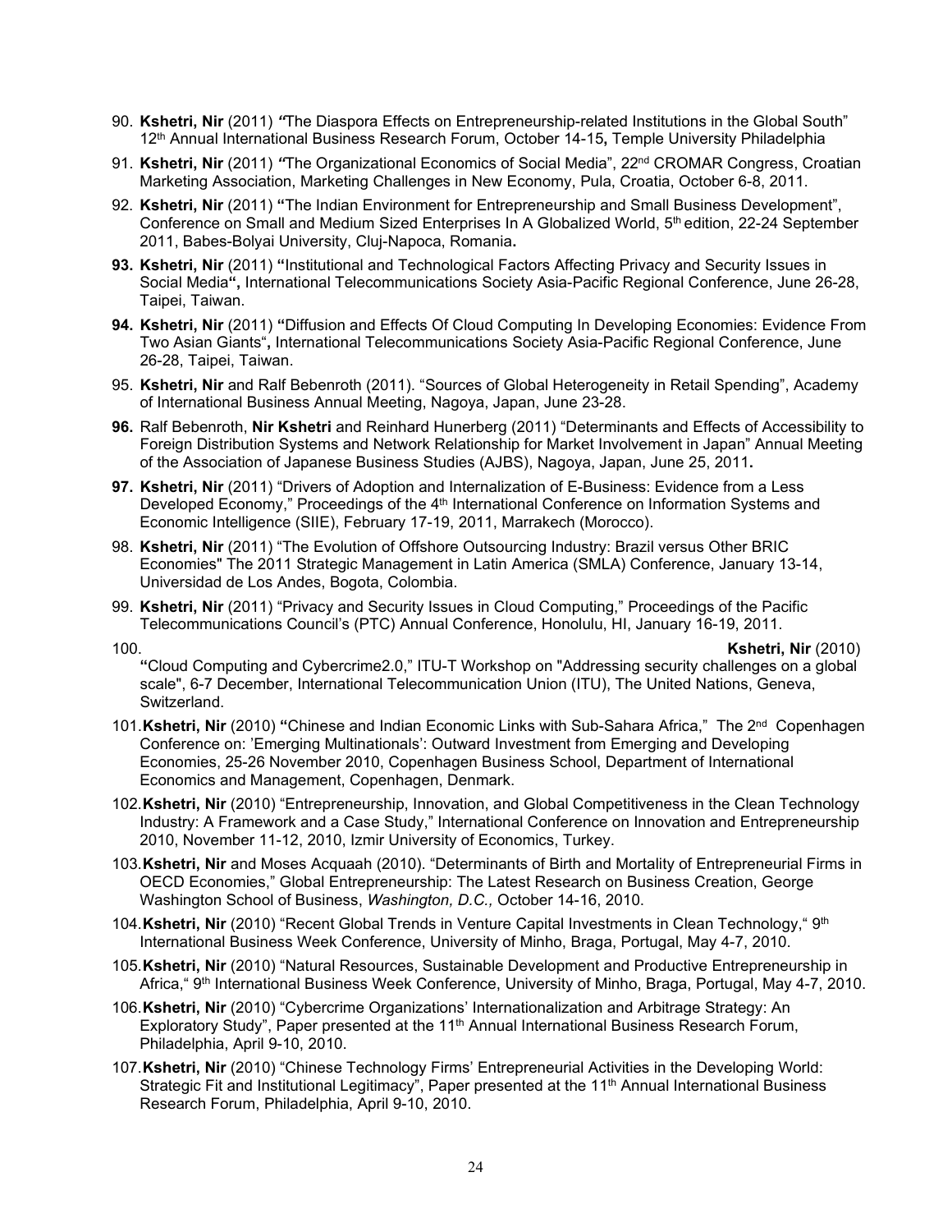90. **Kshetri, Nir** (2011) *"*The Diaspora Effects on Entrepreneurship-related Institutions in the Global South" 12th Annual International Business Research Forum, October 14-15**,** Temple University Philadelphia

91. **Kshetri, Nir** (2011) *"*The Organizational Economics of Social Media", 22nd CROMAR Congress, Croatian Marketing Association, Marketing Challenges in New Economy, Pula, Croatia, October 6-8, 2011.

92. **Kshetri, Nir** (2011) **"**The Indian Environment for Entrepreneurship and Small Business Development", Conference on Small and Medium Sized Enterprises In A Globalized World, 5th edition, 22-24 September 2011, Babes-Bolyai University, Cluj-Napoca, Romania**.**

93. **Kshetri, Nir** (2011) **"**Institutional and Technological Factors Affecting Privacy and Security Issues in Social Media**",** International Telecommunications Society Asia-Pacific Regional Conference, June 26-28, Taipei, Taiwan.

94. **Kshetri, Nir** (2011) **"**Diffusion and Effects Of Cloud Computing In Developing Economies: Evidence From Two Asian Giants"**,** International Telecommunications Society Asia-Pacific Regional Conference, June 26-28, Taipei, Taiwan.

95. **Kshetri, Nir** and Ralf Bebenroth (2011). "Sources of Global Heterogeneity in Retail Spending", Academy of International Business Annual Meeting, Nagoya, Japan, June 23-28.

96. Ralf Bebenroth, **Nir Kshetri** and Reinhard Hunerberg (2011) "Determinants and Effects of Accessibility to Foreign Distribution Systems and Network Relationship for Market Involvement in Japan" Annual Meeting of the Association of Japanese Business Studies (AJBS), Nagoya, Japan, June 25, 2011**.**

97. **Kshetri, Nir** (2011) "Drivers of Adoption and Internalization of E-Business: Evidence from a Less Developed Economy," Proceedings of the 4th International Conference on Information Systems and Economic Intelligence (SIIE), February 17-19, 2011, Marrakech (Morocco).

98. **Kshetri, Nir** (2011) "The Evolution of Offshore Outsourcing Industry: Brazil versus Other BRIC Economies" The 2011 Strategic Management in Latin America (SMLA) Conference, January 13-14, Universidad de Los Andes, Bogota, Colombia.

99. **Kshetri, Nir** (2011) "Privacy and Security Issues in Cloud Computing," Proceedings of the Pacific Telecommunications Council's (PTC) Annual Conference, Honolulu, HI, January 16-19, 2011.

100. **Kshetri, Nir** (2010) **"**Cloud Computing and Cybercrime2.0," ITU-T Workshop on "Addressing security challenges on a global scale", 6-7 December, International Telecommunication Union (ITU), The United Nations, Geneva, Switzerland.

101. **Kshetri, Nir** (2010) **"**Chinese and Indian Economic Links with Sub-Sahara Africa," The 2nd Copenhagen Conference on: 'Emerging Multinationals': Outward Investment from Emerging and Developing Economies, 25-26 November 2010, Copenhagen Business School, Department of International Economics and Management, Copenhagen, Denmark.

102. **Kshetri, Nir** (2010) "Entrepreneurship, Innovation, and Global Competitiveness in the Clean Technology Industry: A Framework and a Case Study," International Conference on Innovation and Entrepreneurship 2010, November 11-12, 2010, Izmir University of Economics, Turkey.

103. **Kshetri, Nir** and Moses Acquaah (2010). "Determinants of Birth and Mortality of Entrepreneurial Firms in OECD Economies," Global Entrepreneurship: The Latest Research on Business Creation, George Washington School of Business, *Washington, D.C.,* October 14-16, 2010.

104. **Kshetri, Nir** (2010) "Recent Global Trends in Venture Capital Investments in Clean Technology," 9th International Business Week Conference, University of Minho, Braga, Portugal, May 4-7, 2010.

105. **Kshetri, Nir** (2010) "Natural Resources, Sustainable Development and Productive Entrepreneurship in Africa," 9th International Business Week Conference, University of Minho, Braga, Portugal, May 4-7, 2010.

106. **Kshetri, Nir** (2010) "Cybercrime Organizations' Internationalization and Arbitrage Strategy: An Exploratory Study", Paper presented at the 11th Annual International Business Research Forum, Philadelphia, April 9-10, 2010.

107. **Kshetri, Nir** (2010) "Chinese Technology Firms' Entrepreneurial Activities in the Developing World: Strategic Fit and Institutional Legitimacy", Paper presented at the 11th Annual International Business Research Forum, Philadelphia, April 9-10, 2010.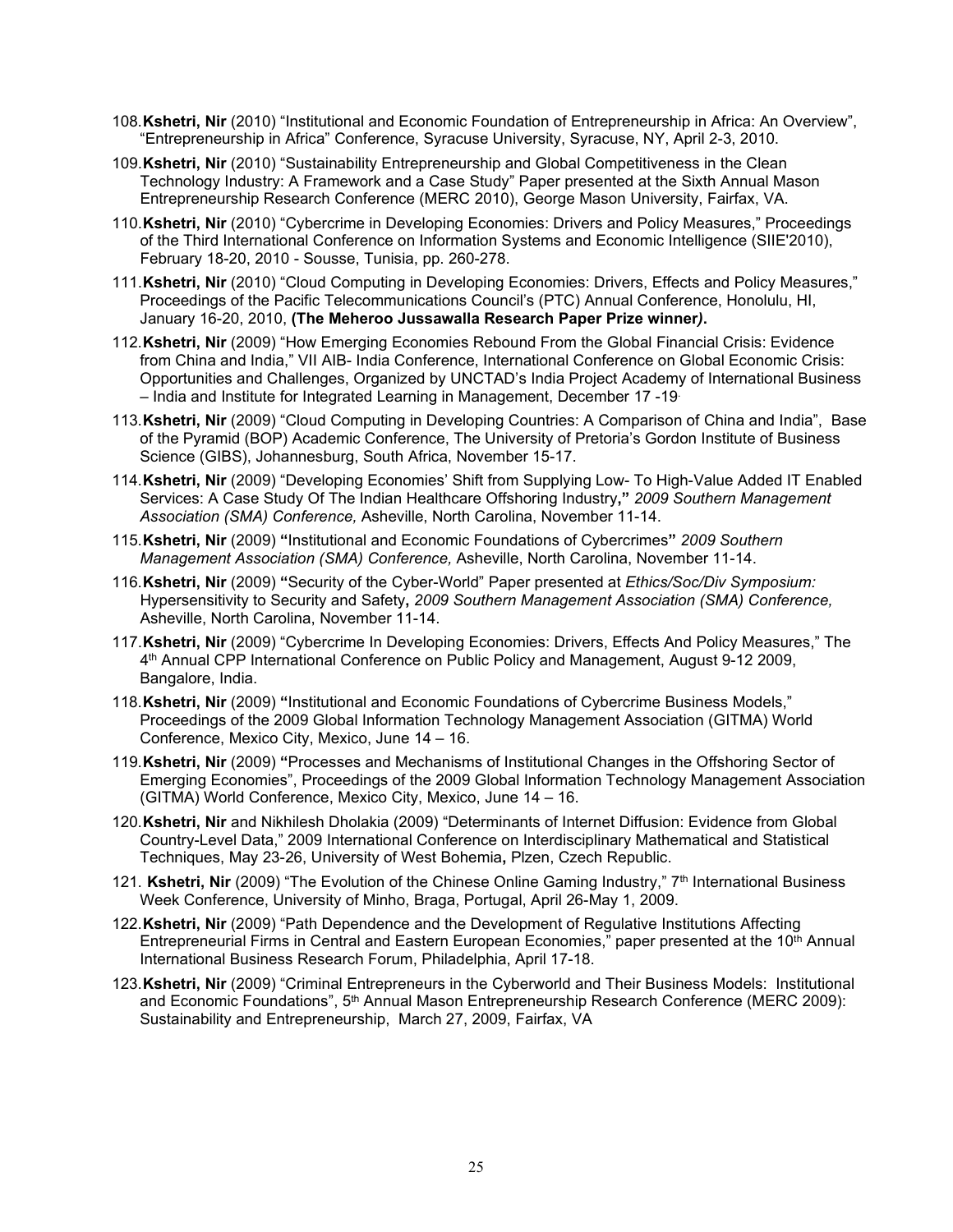108. **Kshetri, Nir** (2010) “Institutional and Economic Foundation of Entrepreneurship in Africa: An Overview”, “Entrepreneurship in Africa” Conference, Syracuse University, Syracuse, NY, April 2-3, 2010.

109. **Kshetri, Nir** (2010) “Sustainability Entrepreneurship and Global Competitiveness in the Clean Technology Industry: A Framework and a Case Study” Paper presented at the Sixth Annual Mason Entrepreneurship Research Conference (MERC 2010), George Mason University, Fairfax, VA.

110. **Kshetri, Nir** (2010) “Cybercrime in Developing Economies: Drivers and Policy Measures,” Proceedings of the Third International Conference on Information Systems and Economic Intelligence (SIIE'2010), February 18-20, 2010 - Sousse, Tunisia, pp. 260-278.

111. **Kshetri, Nir** (2010) “Cloud Computing in Developing Economies: Drivers, Effects and Policy Measures,” Proceedings of the Pacific Telecommunications Council’s (PTC) Annual Conference, Honolulu, HI, January 16-20, 2010, **(The Meheroo Jussawalla Research Paper Prize winner*)*.**

112. **Kshetri, Nir** (2009) “How Emerging Economies Rebound From the Global Financial Crisis: Evidence from China and India,” VII AIB- India Conference, International Conference on Global Economic Crisis: Opportunities and Challenges, Organized by UNCTAD’s India Project Academy of International Business – India and Institute for Integrated Learning in Management, December 17 -19.

113. **Kshetri, Nir** (2009) “Cloud Computing in Developing Countries: A Comparison of China and India”, Base of the Pyramid (BOP) Academic Conference, The University of Pretoria’s Gordon Institute of Business Science (GIBS), Johannesburg, South Africa, November 15-17.

114. **Kshetri, Nir** (2009) “Developing Economies’ Shift from Supplying Low- To High-Value Added IT Enabled Services: A Case Study Of The Indian Healthcare Offshoring Industry**,”** *2009 Southern Management Association (SMA) Conference,* Asheville, North Carolina, November 11-14.

115. **Kshetri, Nir** (2009) **“**Institutional and Economic Foundations of Cybercrimes**”** *2009 Southern Management Association (SMA) Conference,* Asheville, North Carolina, November 11-14.

116. **Kshetri, Nir** (2009) **“**Security of the Cyber-World” Paper presented at *Ethics/Soc/Div Symposium:* Hypersensitivity to Security and Safety**,** *2009 Southern Management Association (SMA) Conference,* Asheville, North Carolina, November 11-14.

117. **Kshetri, Nir** (2009) “Cybercrime In Developing Economies: Drivers, Effects And Policy Measures,” The 4th Annual CPP International Conference on Public Policy and Management, August 9-12 2009, Bangalore, India.

118. **Kshetri, Nir** (2009) **“**Institutional and Economic Foundations of Cybercrime Business Models,” Proceedings of the 2009 Global Information Technology Management Association (GITMA) World Conference, Mexico City, Mexico, June 14 – 16.

119. **Kshetri, Nir** (2009) **“**Processes and Mechanisms of Institutional Changes in the Offshoring Sector of Emerging Economies”, Proceedings of the 2009 Global Information Technology Management Association (GITMA) World Conference, Mexico City, Mexico, June 14 – 16.

120. **Kshetri, Nir** and Nikhilesh Dholakia (2009) “Determinants of Internet Diffusion: Evidence from Global Country-Level Data,” 2009 International Conference on Interdisciplinary Mathematical and Statistical Techniques, May 23-26, University of West Bohemia**,** Plzen, Czech Republic.

121. **Kshetri, Nir** (2009) “The Evolution of the Chinese Online Gaming Industry,” 7th International Business Week Conference, University of Minho, Braga, Portugal, April 26-May 1, 2009.

122. **Kshetri, Nir** (2009) “Path Dependence and the Development of Regulative Institutions Affecting Entrepreneurial Firms in Central and Eastern European Economies,” paper presented at the 10th Annual International Business Research Forum, Philadelphia, April 17-18.

123. **Kshetri, Nir** (2009) “Criminal Entrepreneurs in the Cyberworld and Their Business Models: Institutional and Economic Foundations”, 5th Annual Mason Entrepreneurship Research Conference (MERC 2009): Sustainability and Entrepreneurship, March 27, 2009, Fairfax, VA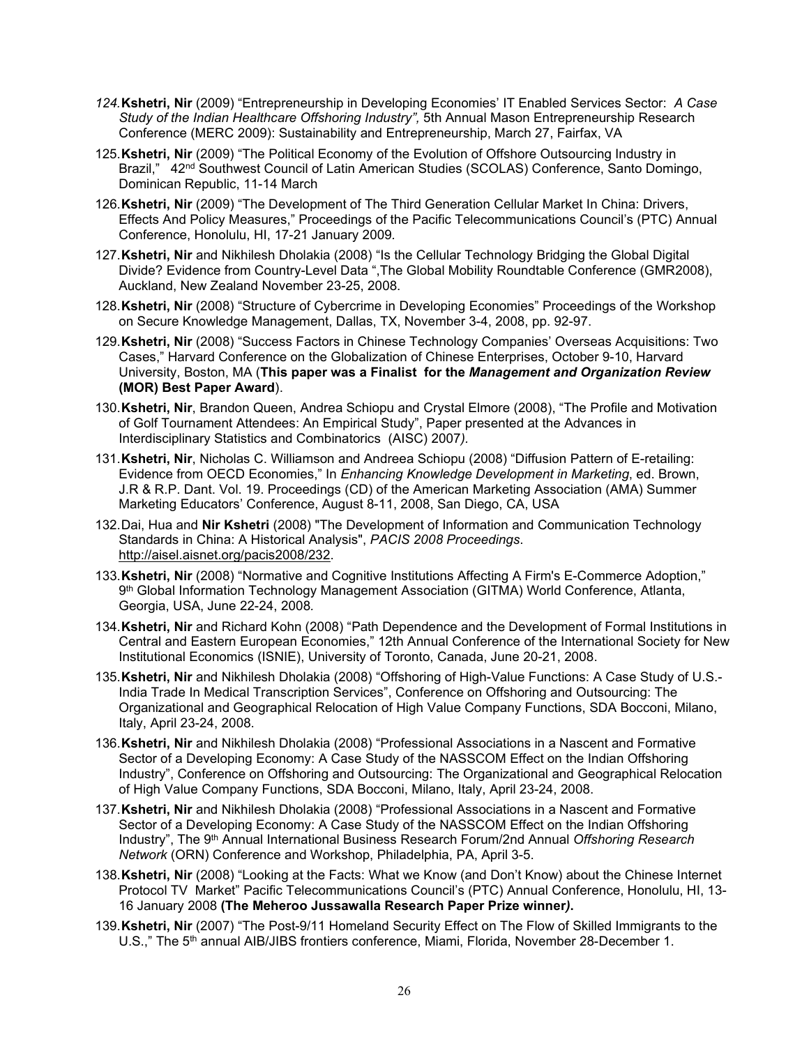124. **Kshetri, Nir** (2009) "Entrepreneurship in Developing Economies' IT Enabled Services Sector: *A Case Study of the Indian Healthcare Offshoring Industry",* 5th Annual Mason Entrepreneurship Research Conference (MERC 2009): Sustainability and Entrepreneurship, March 27, Fairfax, VA

125. **Kshetri, Nir** (2009) "The Political Economy of the Evolution of Offshore Outsourcing Industry in Brazil," 42nd Southwest Council of Latin American Studies (SCOLAS) Conference, Santo Domingo, Dominican Republic, 11-14 March

126. **Kshetri, Nir** (2009) "The Development of The Third Generation Cellular Market In China: Drivers, Effects And Policy Measures," Proceedings of the Pacific Telecommunications Council's (PTC) Annual Conference, Honolulu, HI, 17-21 January 2009.

127. **Kshetri, Nir** and Nikhilesh Dholakia (2008) "Is the Cellular Technology Bridging the Global Digital Divide? Evidence from Country-Level Data ",The Global Mobility Roundtable Conference (GMR2008), Auckland, New Zealand November 23-25, 2008.

128. **Kshetri, Nir** (2008) "Structure of Cybercrime in Developing Economies" Proceedings of the Workshop on Secure Knowledge Management, Dallas, TX, November 3-4, 2008, pp. 92-97.

129. **Kshetri, Nir** (2008) "Success Factors in Chinese Technology Companies' Overseas Acquisitions: Two Cases," Harvard Conference on the Globalization of Chinese Enterprises, October 9-10, Harvard University, Boston, MA (**This paper was a Finalist for the *Management and Organization Review* (MOR) Best Paper Award**).

130. **Kshetri, Nir**, Brandon Queen, Andrea Schiopu and Crystal Elmore (2008), "The Profile and Motivation of Golf Tournament Attendees: An Empirical Study", Paper presented at the Advances in Interdisciplinary Statistics and Combinatorics (AISC) 2007*)*.

131. **Kshetri, Nir**, Nicholas C. Williamson and Andreea Schiopu (2008) "Diffusion Pattern of E-retailing: Evidence from OECD Economies," In *Enhancing Knowledge Development in Marketing*, ed. Brown, J.R & R.P. Dant. Vol. 19. Proceedings (CD) of the American Marketing Association (AMA) Summer Marketing Educators' Conference, August 8-11, 2008, San Diego, CA, USA

132. Dai, Hua and **Nir Kshetri** (2008) "The Development of Information and Communication Technology Standards in China: A Historical Analysis", *PACIS 2008 Proceedings*. http://aisel.aisnet.org/pacis2008/232.

133. **Kshetri, Nir** (2008) "Normative and Cognitive Institutions Affecting A Firm's E-Commerce Adoption," 9th Global Information Technology Management Association (GITMA) World Conference, Atlanta, Georgia, USA, June 22-24, 2008*.*

134. **Kshetri, Nir** and Richard Kohn (2008) "Path Dependence and the Development of Formal Institutions in Central and Eastern European Economies," 12th Annual Conference of the International Society for New Institutional Economics (ISNIE), University of Toronto, Canada, June 20-21, 2008.

135. **Kshetri, Nir** and Nikhilesh Dholakia (2008) "Offshoring of High-Value Functions: A Case Study of U.S.-India Trade In Medical Transcription Services", Conference on Offshoring and Outsourcing: The Organizational and Geographical Relocation of High Value Company Functions, SDA Bocconi, Milano, Italy, April 23-24, 2008.

136. **Kshetri, Nir** and Nikhilesh Dholakia (2008) "Professional Associations in a Nascent and Formative Sector of a Developing Economy: A Case Study of the NASSCOM Effect on the Indian Offshoring Industry", Conference on Offshoring and Outsourcing: The Organizational and Geographical Relocation of High Value Company Functions, SDA Bocconi, Milano, Italy, April 23-24, 2008.

137. **Kshetri, Nir** and Nikhilesh Dholakia (2008) "Professional Associations in a Nascent and Formative Sector of a Developing Economy: A Case Study of the NASSCOM Effect on the Indian Offshoring Industry", The 9th Annual International Business Research Forum/2nd Annual *Offshoring Research Network* (ORN) Conference and Workshop, Philadelphia, PA, April 3-5.

138. **Kshetri, Nir** (2008) "Looking at the Facts: What we Know (and Don't Know) about the Chinese Internet Protocol TV Market" Pacific Telecommunications Council's (PTC) Annual Conference, Honolulu, HI, 13-16 January 2008 **(The Meheroo Jussawalla Research Paper Prize winner*)*.**

139. **Kshetri, Nir** (2007) "The Post-9/11 Homeland Security Effect on The Flow of Skilled Immigrants to the U.S.," The 5th annual AIB/JIBS frontiers conference, Miami, Florida, November 28-December 1.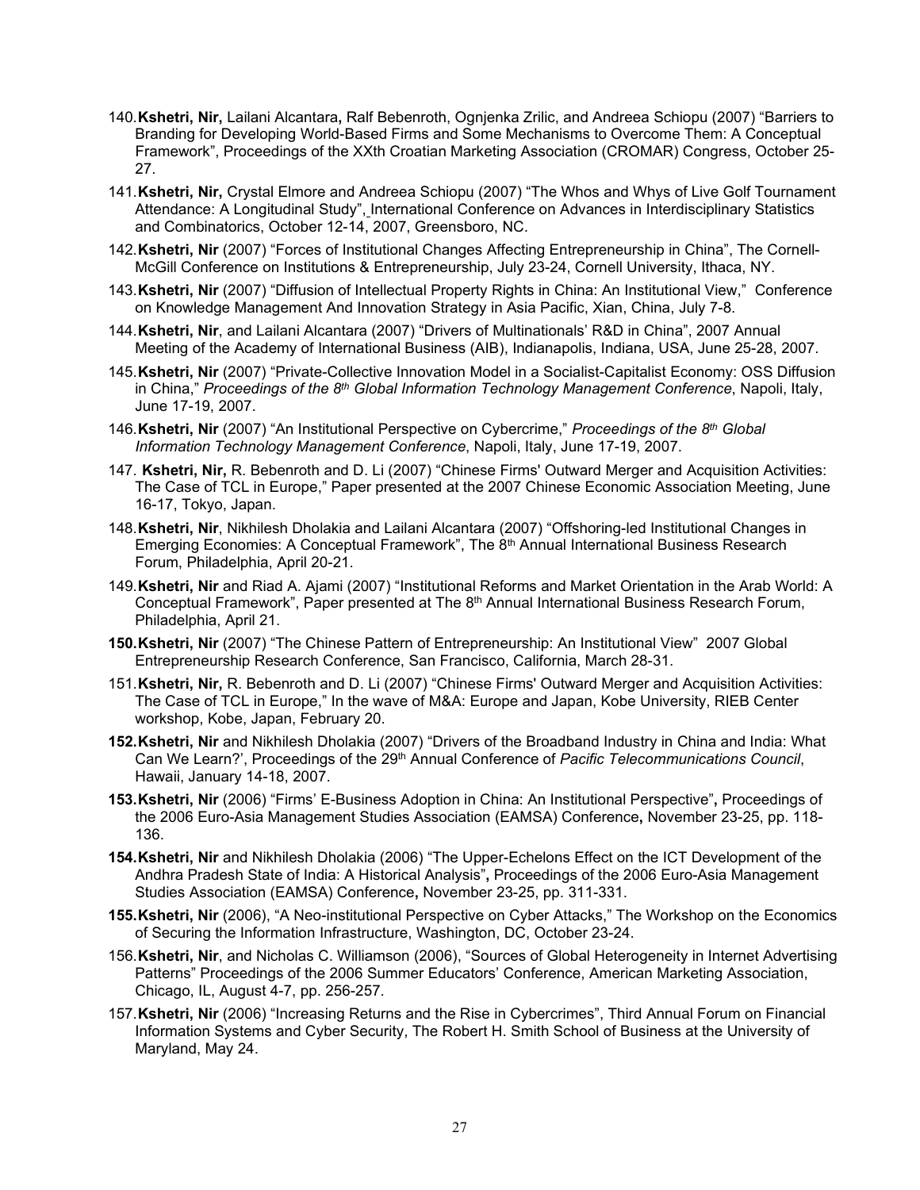140. **Kshetri, Nir,** Lailani Alcantara**,** Ralf Bebenroth, Ognjenka Zrilic, and Andreea Schiopu (2007) "Barriers to Branding for Developing World-Based Firms and Some Mechanisms to Overcome Them: A Conceptual Framework", Proceedings of the XXth Croatian Marketing Association (CROMAR) Congress, October 25-27.

141. **Kshetri, Nir,** Crystal Elmore and Andreea Schiopu (2007) "The Whos and Whys of Live Golf Tournament Attendance: A Longitudinal Study", International Conference on Advances in Interdisciplinary Statistics and Combinatorics, October 12-14, 2007, Greensboro, NC.

142. **Kshetri, Nir** (2007) "Forces of Institutional Changes Affecting Entrepreneurship in China", The Cornell-McGill Conference on Institutions & Entrepreneurship, July 23-24, Cornell University, Ithaca, NY.

143. **Kshetri, Nir** (2007) "Diffusion of Intellectual Property Rights in China: An Institutional View," Conference on Knowledge Management And Innovation Strategy in Asia Pacific, Xian, China, July 7-8.

144. **Kshetri, Nir**, and Lailani Alcantara (2007) "Drivers of Multinationals' R&D in China", 2007 Annual Meeting of the Academy of International Business (AIB), Indianapolis, Indiana, USA, June 25-28, 2007.

145. **Kshetri, Nir** (2007) "Private-Collective Innovation Model in a Socialist-Capitalist Economy: OSS Diffusion in China," *Proceedings of the 8th Global Information Technology Management Conference*, Napoli, Italy, June 17-19, 2007.

146. **Kshetri, Nir** (2007) "An Institutional Perspective on Cybercrime," *Proceedings of the 8th Global Information Technology Management Conference*, Napoli, Italy, June 17-19, 2007.

147. **Kshetri, Nir,** R. Bebenroth and D. Li (2007) "Chinese Firms' Outward Merger and Acquisition Activities: The Case of TCL in Europe," Paper presented at the 2007 Chinese Economic Association Meeting, June 16-17, Tokyo, Japan.

148. **Kshetri, Nir**, Nikhilesh Dholakia and Lailani Alcantara (2007) "Offshoring-led Institutional Changes in Emerging Economies: A Conceptual Framework", The 8th Annual International Business Research Forum, Philadelphia, April 20-21.

149. **Kshetri, Nir** and Riad A. Ajami (2007) "Institutional Reforms and Market Orientation in the Arab World: A Conceptual Framework", Paper presented at The 8th Annual International Business Research Forum, Philadelphia, April 21.

150. **Kshetri, Nir** (2007) "The Chinese Pattern of Entrepreneurship: An Institutional View" 2007 Global Entrepreneurship Research Conference, San Francisco, California, March 28-31.

151. **Kshetri, Nir,** R. Bebenroth and D. Li (2007) "Chinese Firms' Outward Merger and Acquisition Activities: The Case of TCL in Europe," In the wave of M&A: Europe and Japan, Kobe University, RIEB Center workshop, Kobe, Japan, February 20.

152. **Kshetri, Nir** and Nikhilesh Dholakia (2007) "Drivers of the Broadband Industry in China and India: What Can We Learn?', Proceedings of the 29th Annual Conference of *Pacific Telecommunications Council*, Hawaii, January 14-18, 2007.

153. **Kshetri, Nir** (2006) "Firms' E-Business Adoption in China: An Institutional Perspective"**,** Proceedings of the 2006 Euro-Asia Management Studies Association (EAMSA) Conference**,** November 23-25, pp. 118-136.

154. **Kshetri, Nir** and Nikhilesh Dholakia (2006) "The Upper-Echelons Effect on the ICT Development of the Andhra Pradesh State of India: A Historical Analysis"**,** Proceedings of the 2006 Euro-Asia Management Studies Association (EAMSA) Conference**,** November 23-25, pp. 311-331.

155. **Kshetri, Nir** (2006), "A Neo-institutional Perspective on Cyber Attacks," The Workshop on the Economics of Securing the Information Infrastructure, Washington, DC, October 23-24.

156. **Kshetri, Nir**, and Nicholas C. Williamson (2006), "Sources of Global Heterogeneity in Internet Advertising Patterns" Proceedings of the 2006 Summer Educators' Conference, American Marketing Association, Chicago, IL, August 4-7, pp. 256-257.

157. **Kshetri, Nir** (2006) "Increasing Returns and the Rise in Cybercrimes", Third Annual Forum on Financial Information Systems and Cyber Security, The Robert H. Smith School of Business at the University of Maryland, May 24.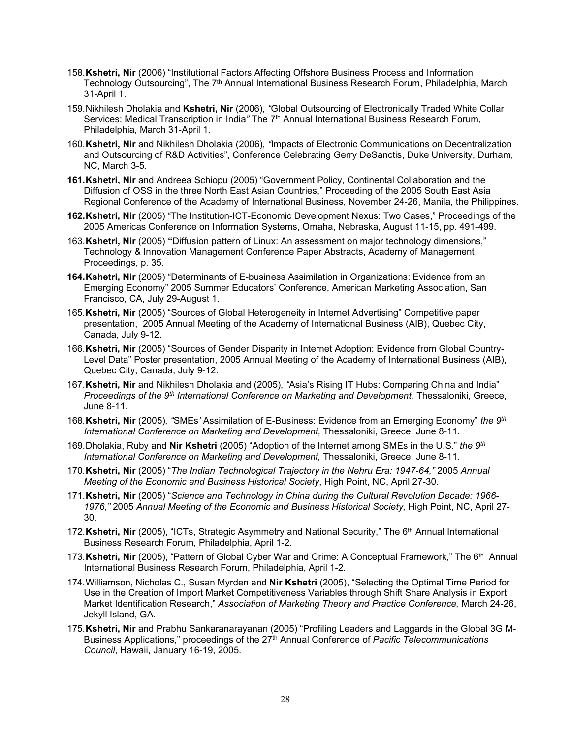158. **Kshetri, Nir** (2006) "Institutional Factors Affecting Offshore Business Process and Information Technology Outsourcing", The 7th Annual International Business Research Forum, Philadelphia, March 31-April 1.

159. Nikhilesh Dholakia and **Kshetri, Nir** (2006), *"*Global Outsourcing of Electronically Traded White Collar Services: Medical Transcription in India*"* The 7th Annual International Business Research Forum, Philadelphia, March 31-April 1.

160. **Kshetri, Nir** and Nikhilesh Dholakia (2006), *"*Impacts of Electronic Communications on Decentralization and Outsourcing of R&D Activities", Conference Celebrating Gerry DeSanctis, Duke University, Durham, NC, March 3-5.

**161. Kshetri, Nir** and Andreea Schiopu (2005) "Government Policy, Continental Collaboration and the Diffusion of OSS in the three North East Asian Countries," Proceeding of the 2005 South East Asia Regional Conference of the Academy of International Business, November 24-26, Manila, the Philippines.

**162. Kshetri, Nir** (2005) "The Institution-ICT-Economic Development Nexus: Two Cases," Proceedings of the 2005 Americas Conference on Information Systems, Omaha, Nebraska, August 11-15, pp. 491-499.

163. **Kshetri, Nir** (2005) **"**Diffusion pattern of Linux: An assessment on major technology dimensions," Technology & Innovation Management Conference Paper Abstracts, Academy of Management Proceedings, p. 35.

**164. Kshetri, Nir** (2005) "Determinants of E-business Assimilation in Organizations: Evidence from an Emerging Economy" 2005 Summer Educators' Conference, American Marketing Association, San Francisco, CA, July 29-August 1.

165. **Kshetri, Nir** (2005) "Sources of Global Heterogeneity in Internet Advertising" Competitive paper presentation, 2005 Annual Meeting of the Academy of International Business (AIB), Quebec City, Canada, July 9-12.

166. **Kshetri, Nir** (2005) "Sources of Gender Disparity in Internet Adoption: Evidence from Global Country-Level Data" Poster presentation, 2005 Annual Meeting of the Academy of International Business (AIB), Quebec City, Canada, July 9-12.

167. **Kshetri, Nir** and Nikhilesh Dholakia and (2005), *"*Asia's Rising IT Hubs: Comparing China and India" *Proceedings of the 9th International Conference on Marketing and Development,* Thessaloniki, Greece, June 8-11.

168. **Kshetri, Nir** (2005), *"*SMEs*'* Assimilation of E-Business: Evidence from an Emerging Economy" *the 9th International Conference on Marketing and Development,* Thessaloniki, Greece, June 8-11.

169. Dholakia, Ruby and **Nir Kshetri** (2005) "Adoption of the Internet among SMEs in the U.S." *the 9th International Conference on Marketing and Development,* Thessaloniki, Greece, June 8-11.

170. **Kshetri, Nir** (2005) "*The Indian Technological Trajectory in the Nehru Era: 1947-64,"* 2005 *Annual Meeting of the Economic and Business Historical Society*, High Point, NC, April 27-30.

171. **Kshetri, Nir** (2005) "*Science and Technology in China during the Cultural Revolution Decade: 1966-1976,"* 2005 *Annual Meeting of the Economic and Business Historical Society,* High Point, NC, April 27-30.

172. **Kshetri, Nir** (2005), "ICTs, Strategic Asymmetry and National Security," The 6th Annual International Business Research Forum, Philadelphia, April 1-2.

173. **Kshetri, Nir** (2005), "Pattern of Global Cyber War and Crime: A Conceptual Framework," The 6th Annual International Business Research Forum, Philadelphia, April 1-2.

174. Williamson, Nicholas C., Susan Myrden and **Nir Kshetri** (2005), "Selecting the Optimal Time Period for Use in the Creation of Import Market Competitiveness Variables through Shift Share Analysis in Export Market Identification Research," *Association of Marketing Theory and Practice Conference,* March 24-26, Jekyll Island, GA.

175. **Kshetri, Nir** and Prabhu Sankaranarayanan (2005) "Profiling Leaders and Laggards in the Global 3G M-Business Applications," proceedings of the 27th Annual Conference of *Pacific Telecommunications Council*, Hawaii, January 16-19, 2005.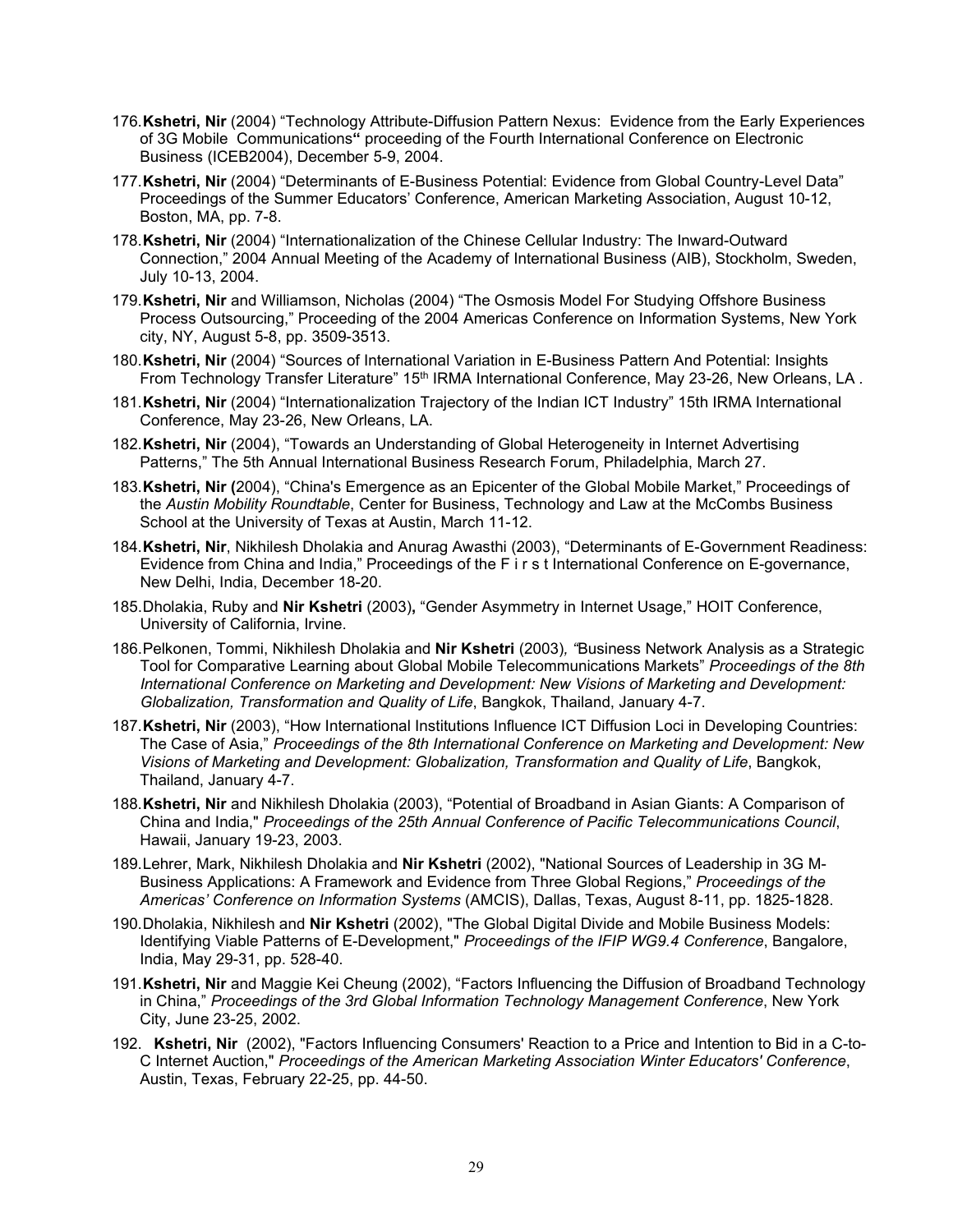176. **Kshetri, Nir** (2004) "Technology Attribute-Diffusion Pattern Nexus: Evidence from the Early Experiences of 3G Mobile Communications**"** proceeding of the Fourth International Conference on Electronic Business (ICEB2004), December 5-9, 2004.

177. **Kshetri, Nir** (2004) "Determinants of E-Business Potential: Evidence from Global Country-Level Data" Proceedings of the Summer Educators' Conference, American Marketing Association, August 10-12, Boston, MA, pp. 7-8.

178. **Kshetri, Nir** (2004) "Internationalization of the Chinese Cellular Industry: The Inward-Outward Connection," 2004 Annual Meeting of the Academy of International Business (AIB), Stockholm, Sweden, July 10-13, 2004.

179. **Kshetri, Nir** and Williamson, Nicholas (2004) "The Osmosis Model For Studying Offshore Business Process Outsourcing," Proceeding of the 2004 Americas Conference on Information Systems, New York city, NY, August 5-8, pp. 3509-3513.

180. **Kshetri, Nir** (2004) "Sources of International Variation in E-Business Pattern And Potential: Insights From Technology Transfer Literature" 15th IRMA International Conference, May 23-26, New Orleans, LA .

181. **Kshetri, Nir** (2004) "Internationalization Trajectory of the Indian ICT Industry" 15th IRMA International Conference, May 23-26, New Orleans, LA.

182. **Kshetri, Nir** (2004), "Towards an Understanding of Global Heterogeneity in Internet Advertising Patterns," The 5th Annual International Business Research Forum, Philadelphia, March 27.

183. **Kshetri, Nir (**2004), "China's Emergence as an Epicenter of the Global Mobile Market," Proceedings of the *Austin Mobility Roundtable*, Center for Business, Technology and Law at the McCombs Business School at the University of Texas at Austin, March 11-12.

184. **Kshetri, Nir**, Nikhilesh Dholakia and Anurag Awasthi (2003), "Determinants of E-Government Readiness: Evidence from China and India," Proceedings of the F i r s t International Conference on E-governance, New Delhi, India, December 18-20.

185. Dholakia, Ruby and **Nir Kshetri** (2003)**,** "Gender Asymmetry in Internet Usage," HOIT Conference, University of California, Irvine.

186. Pelkonen, Tommi, Nikhilesh Dholakia and **Nir Kshetri** (2003)*, "*Business Network Analysis as a Strategic Tool for Comparative Learning about Global Mobile Telecommunications Markets" *Proceedings of the 8th International Conference on Marketing and Development: New Visions of Marketing and Development: Globalization, Transformation and Quality of Life*, Bangkok, Thailand, January 4-7.

187. **Kshetri, Nir** (2003), "How International Institutions Influence ICT Diffusion Loci in Developing Countries: The Case of Asia," *Proceedings of the 8th International Conference on Marketing and Development: New Visions of Marketing and Development: Globalization, Transformation and Quality of Life*, Bangkok, Thailand, January 4-7.

188. **Kshetri, Nir** and Nikhilesh Dholakia (2003), "Potential of Broadband in Asian Giants: A Comparison of China and India," *Proceedings of the 25th Annual Conference of Pacific Telecommunications Council*, Hawaii, January 19-23, 2003.

189. Lehrer, Mark, Nikhilesh Dholakia and **Nir Kshetri** (2002), "National Sources of Leadership in 3G M-Business Applications: A Framework and Evidence from Three Global Regions," *Proceedings of the Americas' Conference on Information Systems* (AMCIS), Dallas, Texas, August 8-11, pp. 1825-1828.

190. Dholakia, Nikhilesh and **Nir Kshetri** (2002), "The Global Digital Divide and Mobile Business Models: Identifying Viable Patterns of E-Development," *Proceedings of the IFIP WG9.4 Conference*, Bangalore, India, May 29-31, pp. 528-40.

191. **Kshetri, Nir** and Maggie Kei Cheung (2002), "Factors Influencing the Diffusion of Broadband Technology in China," *Proceedings of the 3rd Global Information Technology Management Conference*, New York City, June 23-25, 2002.

192. **Kshetri, Nir** (2002), "Factors Influencing Consumers' Reaction to a Price and Intention to Bid in a C-to-C Internet Auction," *Proceedings of the American Marketing Association Winter Educators' Conference*, Austin, Texas, February 22-25, pp. 44-50.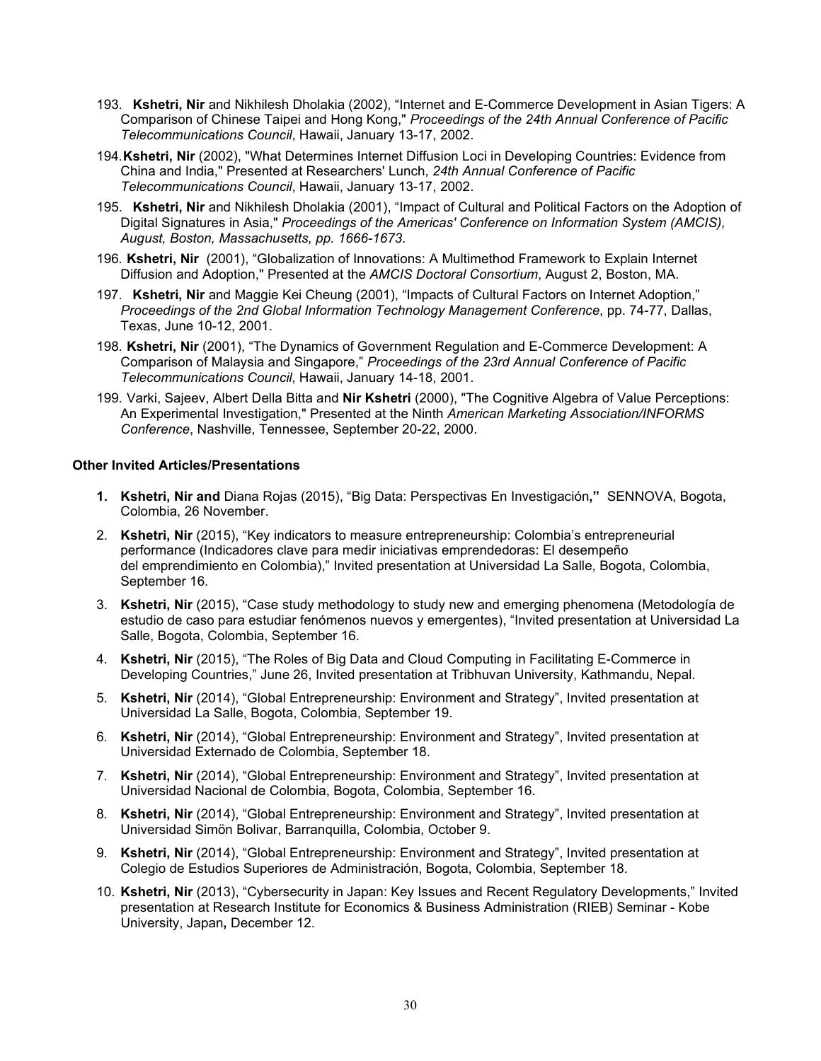193. **Kshetri, Nir** and Nikhilesh Dholakia (2002), “Internet and E-Commerce Development in Asian Tigers: A Comparison of Chinese Taipei and Hong Kong," *Proceedings of the 24th Annual Conference of Pacific Telecommunications Council*, Hawaii, January 13-17, 2002.

194. **Kshetri, Nir** (2002), "What Determines Internet Diffusion Loci in Developing Countries: Evidence from China and India," Presented at Researchers' Lunch, *24th Annual Conference of Pacific Telecommunications Council*, Hawaii, January 13-17, 2002.

195. **Kshetri, Nir** and Nikhilesh Dholakia (2001), “Impact of Cultural and Political Factors on the Adoption of Digital Signatures in Asia," *Proceedings of the Americas' Conference on Information System (AMCIS), August, Boston, Massachusetts, pp. 1666-1673*.

196. **Kshetri, Nir** (2001), “Globalization of Innovations: A Multimethod Framework to Explain Internet Diffusion and Adoption," Presented at the *AMCIS Doctoral Consortium*, August 2, Boston, MA.

197. **Kshetri, Nir** and Maggie Kei Cheung (2001), “Impacts of Cultural Factors on Internet Adoption,” *Proceedings of the 2nd Global Information Technology Management Conference*, pp. 74-77, Dallas, Texas, June 10-12, 2001.

198. **Kshetri, Nir** (2001), “The Dynamics of Government Regulation and E-Commerce Development: A Comparison of Malaysia and Singapore,” *Proceedings of the 23rd Annual Conference of Pacific Telecommunications Council*, Hawaii, January 14-18, 2001.

199. Varki, Sajeev, Albert Della Bitta and **Nir Kshetri** (2000), "The Cognitive Algebra of Value Perceptions: An Experimental Investigation," Presented at the Ninth *American Marketing Association/INFORMS Conference*, Nashville, Tennessee, September 20-22, 2000.

**Other Invited Articles/Presentations**

1. **Kshetri, Nir and** Diana Rojas (2015), “Big Data: Perspectivas En Investigación**,”** SENNOVA, Bogota, Colombia, 26 November.
2. **Kshetri, Nir** (2015), “Key indicators to measure entrepreneurship: Colombia’s entrepreneurial performance (Indicadores clave para medir iniciativas emprendedoras: El desempeño del emprendimiento en Colombia),” Invited presentation at Universidad La Salle, Bogota, Colombia, September 16.
3. **Kshetri, Nir** (2015), “Case study methodology to study new and emerging phenomena (Metodología de estudio de caso para estudiar fenómenos nuevos y emergentes), “Invited presentation at Universidad La Salle, Bogota, Colombia, September 16.
4. **Kshetri, Nir** (2015), “The Roles of Big Data and Cloud Computing in Facilitating E-Commerce in Developing Countries,” June 26, Invited presentation at Tribhuvan University, Kathmandu, Nepal.
5. **Kshetri, Nir** (2014), “Global Entrepreneurship: Environment and Strategy”, Invited presentation at Universidad La Salle, Bogota, Colombia, September 19.
6. **Kshetri, Nir** (2014), “Global Entrepreneurship: Environment and Strategy”, Invited presentation at Universidad Externado de Colombia, September 18.
7. **Kshetri, Nir** (2014), “Global Entrepreneurship: Environment and Strategy”, Invited presentation at Universidad Nacional de Colombia, Bogota, Colombia, September 16.
8. **Kshetri, Nir** (2014), “Global Entrepreneurship: Environment and Strategy”, Invited presentation at Universidad Simön Bolivar, Barranquilla, Colombia, October 9.
9. **Kshetri, Nir** (2014), “Global Entrepreneurship: Environment and Strategy”, Invited presentation at Colegio de Estudios Superiores de Administración, Bogota, Colombia, September 18.
10. **Kshetri, Nir** (2013), “Cybersecurity in Japan: Key Issues and Recent Regulatory Developments,” Invited presentation at Research Institute for Economics & Business Administration (RIEB) Seminar - Kobe University, Japan**,** December 12.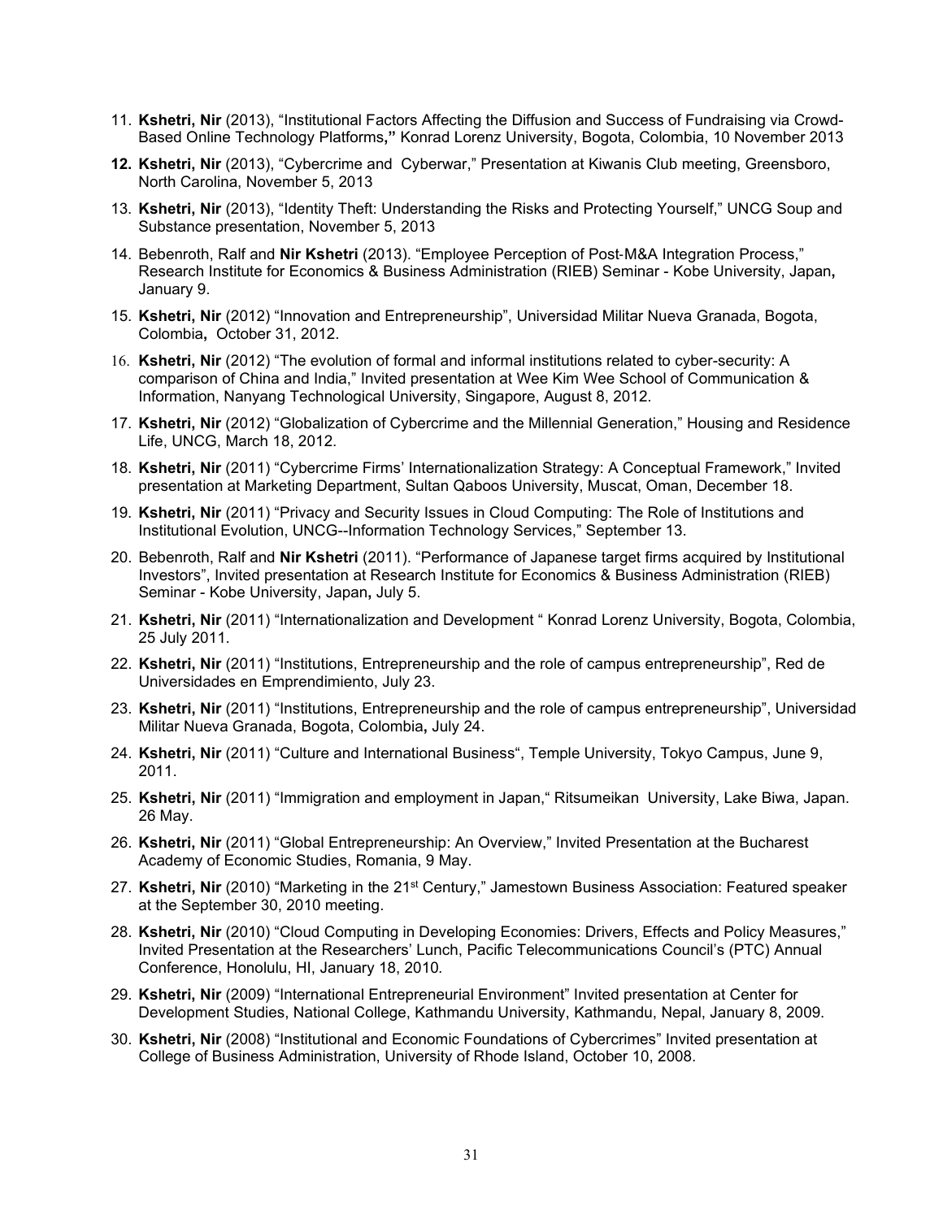11. **Kshetri, Nir** (2013), "Institutional Factors Affecting the Diffusion and Success of Fundraising via Crowd-Based Online Technology Platforms**,"** Konrad Lorenz University, Bogota, Colombia, 10 November 2013
12. **Kshetri, Nir** (2013), "Cybercrime and Cyberwar," Presentation at Kiwanis Club meeting, Greensboro, North Carolina, November 5, 2013
13. **Kshetri, Nir** (2013), "Identity Theft: Understanding the Risks and Protecting Yourself," UNCG Soup and Substance presentation, November 5, 2013
14. Bebenroth, Ralf and **Nir Kshetri** (2013). "Employee Perception of Post-M&A Integration Process," Research Institute for Economics & Business Administration (RIEB) Seminar - Kobe University, Japan**,** January 9.
15. **Kshetri, Nir** (2012) "Innovation and Entrepreneurship", Universidad Militar Nueva Granada, Bogota, Colombia**,** October 31, 2012.
16. **Kshetri, Nir** (2012) "The evolution of formal and informal institutions related to cyber-security: A comparison of China and India," Invited presentation at Wee Kim Wee School of Communication & Information, Nanyang Technological University, Singapore, August 8, 2012.
17. **Kshetri, Nir** (2012) "Globalization of Cybercrime and the Millennial Generation," Housing and Residence Life, UNCG, March 18, 2012.
18. **Kshetri, Nir** (2011) "Cybercrime Firms' Internationalization Strategy: A Conceptual Framework," Invited presentation at Marketing Department, Sultan Qaboos University, Muscat, Oman, December 18.
19. **Kshetri, Nir** (2011) "Privacy and Security Issues in Cloud Computing: The Role of Institutions and Institutional Evolution, UNCG--Information Technology Services," September 13.
20. Bebenroth, Ralf and **Nir Kshetri** (2011). "Performance of Japanese target firms acquired by Institutional Investors", Invited presentation at Research Institute for Economics & Business Administration (RIEB) Seminar - Kobe University, Japan**,** July 5.
21. **Kshetri, Nir** (2011) "Internationalization and Development " Konrad Lorenz University, Bogota, Colombia, 25 July 2011.
22. **Kshetri, Nir** (2011) "Institutions, Entrepreneurship and the role of campus entrepreneurship", Red de Universidades en Emprendimiento, July 23.
23. **Kshetri, Nir** (2011) "Institutions, Entrepreneurship and the role of campus entrepreneurship", Universidad Militar Nueva Granada, Bogota, Colombia**,** July 24.
24. **Kshetri, Nir** (2011) "Culture and International Business", Temple University, Tokyo Campus, June 9, 2011.
25. **Kshetri, Nir** (2011) "Immigration and employment in Japan," Ritsumeikan University, Lake Biwa, Japan. 26 May.
26. **Kshetri, Nir** (2011) "Global Entrepreneurship: An Overview," Invited Presentation at the Bucharest Academy of Economic Studies, Romania, 9 May.
27. **Kshetri, Nir** (2010) "Marketing in the 21st Century," Jamestown Business Association: Featured speaker at the September 30, 2010 meeting.
28. **Kshetri, Nir** (2010) "Cloud Computing in Developing Economies: Drivers, Effects and Policy Measures," Invited Presentation at the Researchers' Lunch, Pacific Telecommunications Council's (PTC) Annual Conference, Honolulu, HI, January 18, 2010.
29. **Kshetri, Nir** (2009) "International Entrepreneurial Environment" Invited presentation at Center for Development Studies, National College, Kathmandu University, Kathmandu, Nepal, January 8, 2009.
30. **Kshetri, Nir** (2008) "Institutional and Economic Foundations of Cybercrimes" Invited presentation at College of Business Administration, University of Rhode Island, October 10, 2008.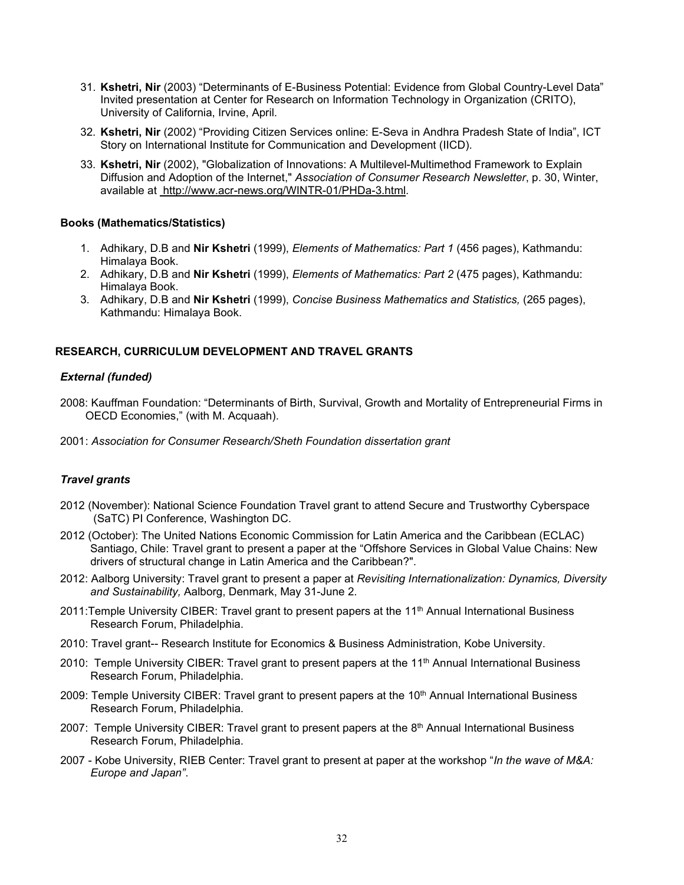31. **Kshetri, Nir** (2003) "Determinants of E-Business Potential: Evidence from Global Country-Level Data" Invited presentation at Center for Research on Information Technology in Organization (CRITO), University of California, Irvine, April.

32. **Kshetri, Nir** (2002) "Providing Citizen Services online: E-Seva in Andhra Pradesh State of India", ICT Story on International Institute for Communication and Development (IICD).

33. **Kshetri, Nir** (2002), "Globalization of Innovations: A Multilevel-Multimethod Framework to Explain Diffusion and Adoption of the Internet," *Association of Consumer Research Newsletter*, p. 30, Winter, available at http://www.acr-news.org/WINTR-01/PHDa-3.html.

**Books (Mathematics/Statistics)**

1. Adhikary, D.B and **Nir Kshetri** (1999), *Elements of Mathematics: Part 1* (456 pages), Kathmandu: Himalaya Book.
2. Adhikary, D.B and **Nir Kshetri** (1999), *Elements of Mathematics: Part 2* (475 pages), Kathmandu: Himalaya Book.
3. Adhikary, D.B and **Nir Kshetri** (1999), *Concise Business Mathematics and Statistics,* (265 pages), Kathmandu: Himalaya Book.

## RESEARCH, CURRICULUM DEVELOPMENT AND TRAVEL GRANTS

### *External (funded)*

2008: Kauffman Foundation: "Determinants of Birth, Survival, Growth and Mortality of Entrepreneurial Firms in OECD Economies," (with M. Acquaah).

2001: *Association for Consumer Research/Sheth Foundation dissertation grant*

### *Travel grants*

2012 (November): National Science Foundation Travel grant to attend Secure and Trustworthy Cyberspace (SaTC) PI Conference, Washington DC.

2012 (October): The United Nations Economic Commission for Latin America and the Caribbean (ECLAC) Santiago, Chile: Travel grant to present a paper at the "Offshore Services in Global Value Chains: New drivers of structural change in Latin America and the Caribbean?".

2012: Aalborg University: Travel grant to present a paper at *Revisiting Internationalization: Dynamics, Diversity and Sustainability,* Aalborg, Denmark, May 31-June 2.

2011:Temple University CIBER: Travel grant to present papers at the 11th Annual International Business Research Forum, Philadelphia.

2010: Travel grant-- Research Institute for Economics & Business Administration, Kobe University.

2010: Temple University CIBER: Travel grant to present papers at the 11th Annual International Business Research Forum, Philadelphia.

2009: Temple University CIBER: Travel grant to present papers at the 10th Annual International Business Research Forum, Philadelphia.

2007: Temple University CIBER: Travel grant to present papers at the 8th Annual International Business Research Forum, Philadelphia.

2007 - Kobe University, RIEB Center: Travel grant to present at paper at the workshop "*In the wave of M&A: Europe and Japan"*.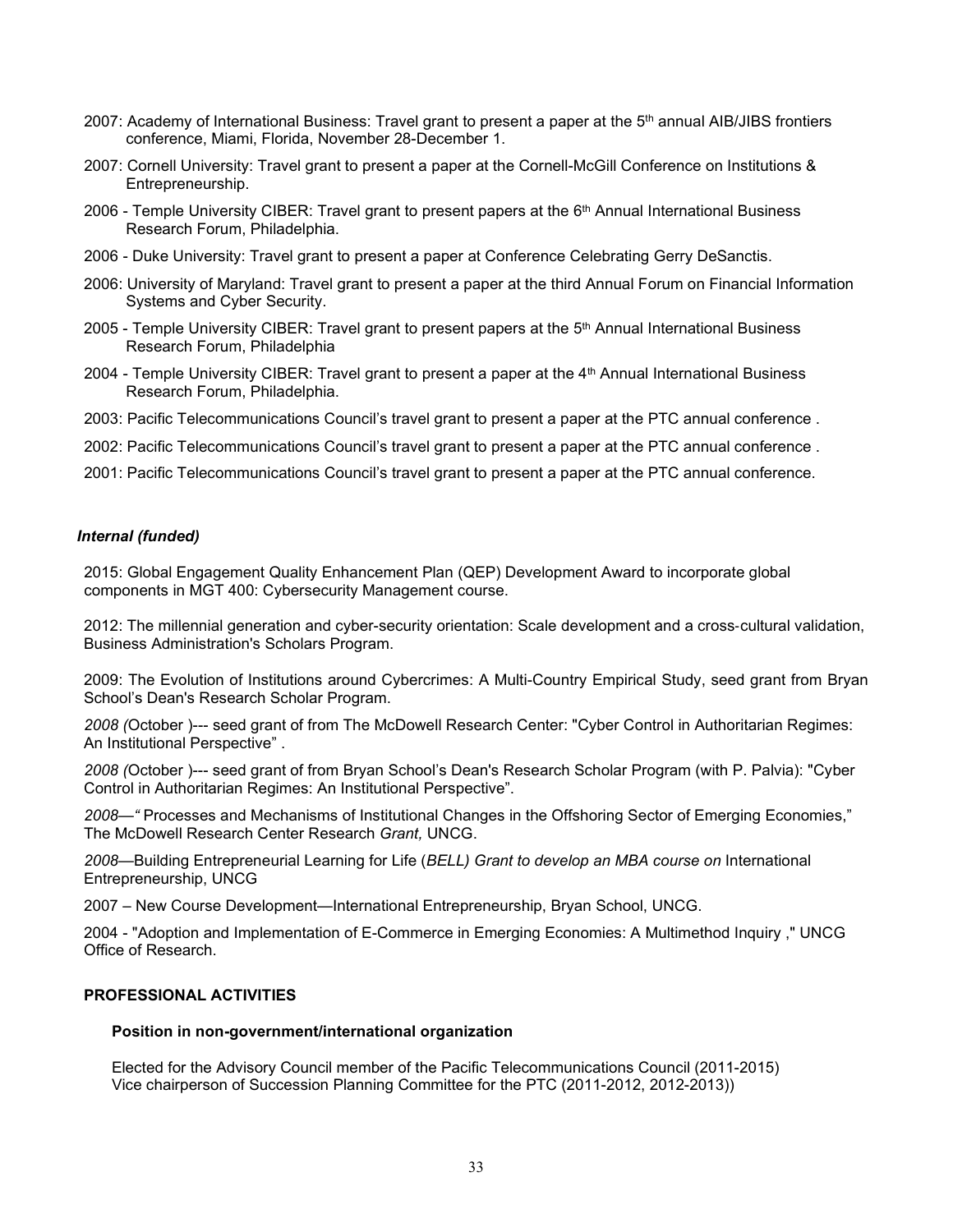2007: Academy of International Business: Travel grant to present a paper at the 5th annual AIB/JIBS frontiers conference, Miami, Florida, November 28-December 1.

2007: Cornell University: Travel grant to present a paper at the Cornell-McGill Conference on Institutions & Entrepreneurship.

2006 - Temple University CIBER: Travel grant to present papers at the 6th Annual International Business Research Forum, Philadelphia.

2006 - Duke University: Travel grant to present a paper at Conference Celebrating Gerry DeSanctis.

2006: University of Maryland: Travel grant to present a paper at the third Annual Forum on Financial Information Systems and Cyber Security.

2005 - Temple University CIBER: Travel grant to present papers at the 5th Annual International Business Research Forum, Philadelphia

2004 - Temple University CIBER: Travel grant to present a paper at the 4th Annual International Business Research Forum, Philadelphia.

2003: Pacific Telecommunications Council's travel grant to present a paper at the PTC annual conference .

2002: Pacific Telecommunications Council's travel grant to present a paper at the PTC annual conference .

2001: Pacific Telecommunications Council's travel grant to present a paper at the PTC annual conference.

***Internal (funded)***

2015: Global Engagement Quality Enhancement Plan (QEP) Development Award to incorporate global components in MGT 400: Cybersecurity Management course.

2012: The millennial generation and cyber-security orientation: Scale development and a cross-cultural validation, Business Administration's Scholars Program.

2009: The Evolution of Institutions around Cybercrimes: A Multi-Country Empirical Study, seed grant from Bryan School's Dean's Research Scholar Program.

*2008 (*October )--- seed grant of from The McDowell Research Center: "Cyber Control in Authoritarian Regimes: An Institutional Perspective" .

*2008 (*October )--- seed grant of from Bryan School's Dean's Research Scholar Program (with P. Palvia): "Cyber Control in Authoritarian Regimes: An Institutional Perspective".

*2008—"* Processes and Mechanisms of Institutional Changes in the Offshoring Sector of Emerging Economies," The McDowell Research Center Research *Grant,* UNCG.

*2008*—Building Entrepreneurial Learning for Life (*BELL) Grant to develop an MBA course on* International Entrepreneurship, UNCG

2007 – New Course Development—International Entrepreneurship, Bryan School, UNCG.

2004 - "Adoption and Implementation of E-Commerce in Emerging Economies: A Multimethod Inquiry ," UNCG Office of Research.

## PROFESSIONAL ACTIVITIES

### Position in non-government/international organization

Elected for the Advisory Council member of the Pacific Telecommunications Council (2011-2015)
Vice chairperson of Succession Planning Committee for the PTC (2011-2012, 2012-2013))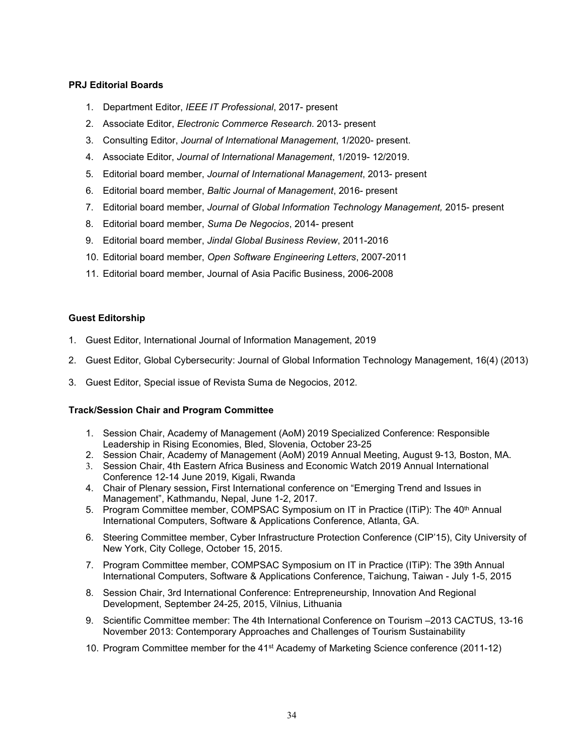**PRJ Editorial Boards**

1. Department Editor, *IEEE IT Professional*, 2017- present
2. Associate Editor, *Electronic Commerce Research*. 2013- present
3. Consulting Editor, *Journal of International Management*, 1/2020- present.
4. Associate Editor, *Journal of International Management*, 1/2019- 12/2019.
5. Editorial board member, *Journal of International Management*, 2013- present
6. Editorial board member, *Baltic Journal of Management*, 2016- present
7. Editorial board member, *Journal of Global Information Technology Management,* 2015- present
8. Editorial board member, *Suma De Negocios*, 2014- present
9. Editorial board member, *Jindal Global Business Review*, 2011-2016
10. Editorial board member, *Open Software Engineering Letters*, 2007-2011
11. Editorial board member, Journal of Asia Pacific Business, 2006-2008

**Guest Editorship**

1. Guest Editor, International Journal of Information Management, 2019
2. Guest Editor, Global Cybersecurity: Journal of Global Information Technology Management, 16(4) (2013)
3. Guest Editor, Special issue of Revista Suma de Negocios, 2012.

**Track/Session Chair and Program Committee**

1. Session Chair, Academy of Management (AoM) 2019 Specialized Conference: Responsible Leadership in Rising Economies, Bled, Slovenia, October 23-25
2. Session Chair, Academy of Management (AoM) 2019 Annual Meeting, August 9-13*,* Boston, MA.
3. Session Chair, 4th Eastern Africa Business and Economic Watch 2019 Annual International Conference 12-14 June 2019, Kigali, Rwanda
4. Chair of Plenary session**,** First International conference on "Emerging Trend and Issues in Management", Kathmandu, Nepal, June 1-2, 2017.
5. Program Committee member, COMPSAC Symposium on IT in Practice (ITiP): The 40th Annual International Computers, Software & Applications Conference, Atlanta, GA.
6. Steering Committee member, Cyber Infrastructure Protection Conference (CIP'15), City University of New York, City College, October 15, 2015.
7. Program Committee member, COMPSAC Symposium on IT in Practice (ITiP): The 39th Annual International Computers, Software & Applications Conference, Taichung, Taiwan - July 1-5, 2015
8. Session Chair, 3rd International Conference: Entrepreneurship, Innovation And Regional Development, September 24-25, 2015, Vilnius, Lithuania
9. Scientific Committee member: The 4th International Conference on Tourism –2013 CACTUS, 13-16 November 2013: Contemporary Approaches and Challenges of Tourism Sustainability
10. Program Committee member for the 41st Academy of Marketing Science conference (2011-12)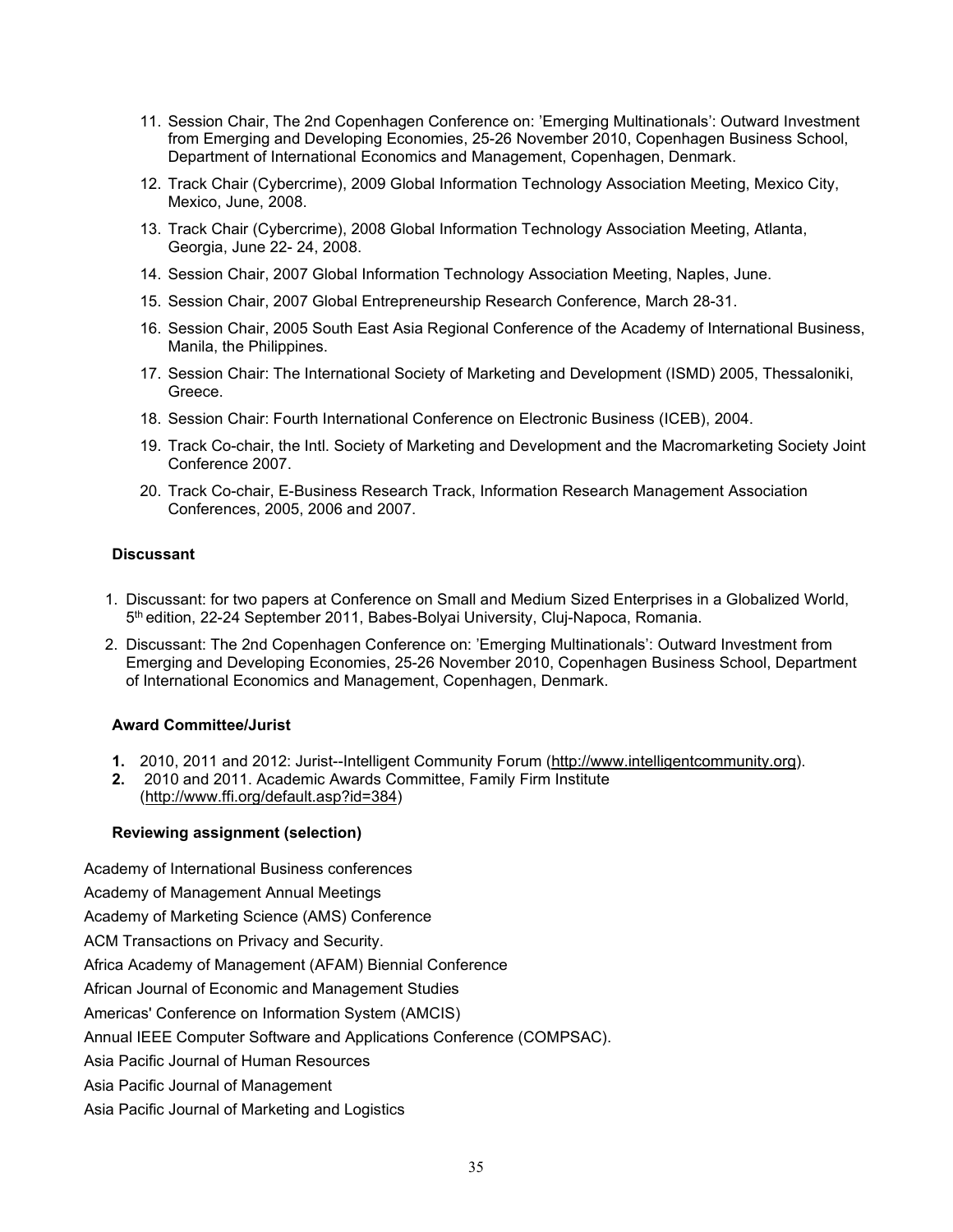11. Session Chair, The 2nd Copenhagen Conference on: 'Emerging Multinationals': Outward Investment from Emerging and Developing Economies, 25-26 November 2010, Copenhagen Business School, Department of International Economics and Management, Copenhagen, Denmark.
12. Track Chair (Cybercrime), 2009 Global Information Technology Association Meeting, Mexico City, Mexico, June, 2008.
13. Track Chair (Cybercrime), 2008 Global Information Technology Association Meeting, Atlanta, Georgia, June 22- 24, 2008.
14. Session Chair, 2007 Global Information Technology Association Meeting, Naples, June.
15. Session Chair, 2007 Global Entrepreneurship Research Conference, March 28-31.
16. Session Chair, 2005 South East Asia Regional Conference of the Academy of International Business, Manila, the Philippines.
17. Session Chair: The International Society of Marketing and Development (ISMD) 2005, Thessaloniki, Greece.
18. Session Chair: Fourth International Conference on Electronic Business (ICEB), 2004.
19. Track Co-chair, the Intl. Society of Marketing and Development and the Macromarketing Society Joint Conference 2007.
20. Track Co-chair, E-Business Research Track, Information Research Management Association Conferences, 2005, 2006 and 2007.

**Discussant**

1. Discussant: for two papers at Conference on Small and Medium Sized Enterprises in a Globalized World, 5th edition, 22-24 September 2011, Babes-Bolyai University, Cluj-Napoca, Romania.
2. Discussant: The 2nd Copenhagen Conference on: 'Emerging Multinationals': Outward Investment from Emerging and Developing Economies, 25-26 November 2010, Copenhagen Business School, Department of International Economics and Management, Copenhagen, Denmark.

**Award Committee/Jurist**

1. 2010, 2011 and 2012: Jurist--Intelligent Community Forum (http://www.intelligentcommunity.org).
2. 2010 and 2011. Academic Awards Committee, Family Firm Institute (http://www.ffi.org/default.asp?id=384)

**Reviewing assignment (selection)**

Academy of International Business conferences

Academy of Management Annual Meetings

Academy of Marketing Science (AMS) Conference

ACM Transactions on Privacy and Security.

Africa Academy of Management (AFAM) Biennial Conference

African Journal of Economic and Management Studies

Americas' Conference on Information System (AMCIS)

Annual IEEE Computer Software and Applications Conference (COMPSAC).

Asia Pacific Journal of Human Resources

Asia Pacific Journal of Management

Asia Pacific Journal of Marketing and Logistics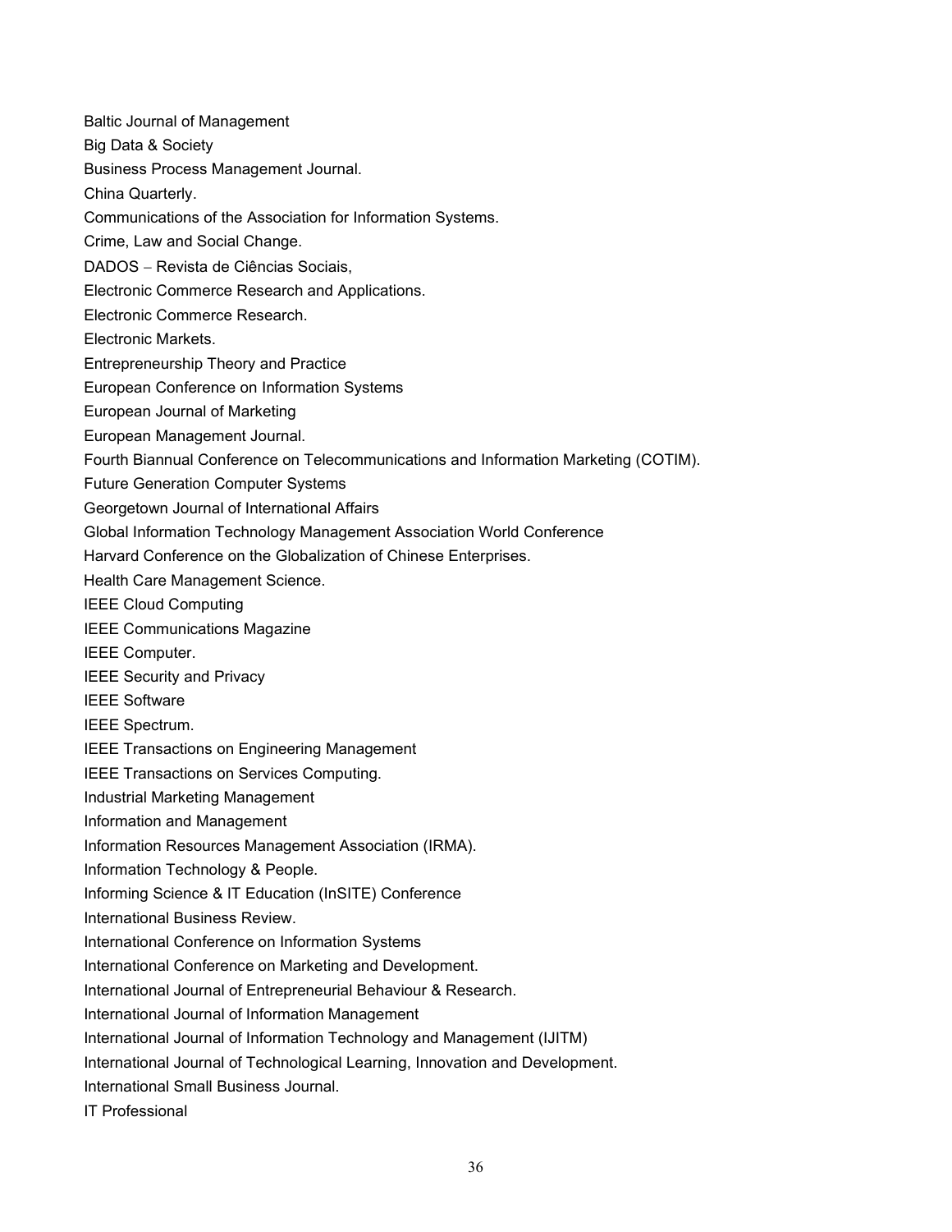Baltic Journal of Management

Big Data & Society

Business Process Management Journal.

China Quarterly.

Communications of the Association for Information Systems.

Crime, Law and Social Change.

DADOS – Revista de Ciências Sociais,

Electronic Commerce Research and Applications.

Electronic Commerce Research.

Electronic Markets.

Entrepreneurship Theory and Practice

European Conference on Information Systems

European Journal of Marketing

European Management Journal.

Fourth Biannual Conference on Telecommunications and Information Marketing (COTIM).

Future Generation Computer Systems

Georgetown Journal of International Affairs

Global Information Technology Management Association World Conference

Harvard Conference on the Globalization of Chinese Enterprises.

Health Care Management Science.

IEEE Cloud Computing

IEEE Communications Magazine

IEEE Computer.

IEEE Security and Privacy

IEEE Software

IEEE Spectrum.

IEEE Transactions on Engineering Management

IEEE Transactions on Services Computing.

Industrial Marketing Management

Information and Management

Information Resources Management Association (IRMA).

Information Technology & People.

Informing Science & IT Education (InSITE) Conference

International Business Review.

International Conference on Information Systems

International Conference on Marketing and Development.

International Journal of Entrepreneurial Behaviour & Research.

International Journal of Information Management

International Journal of Information Technology and Management (IJITM)

International Journal of Technological Learning, Innovation and Development.

International Small Business Journal.

IT Professional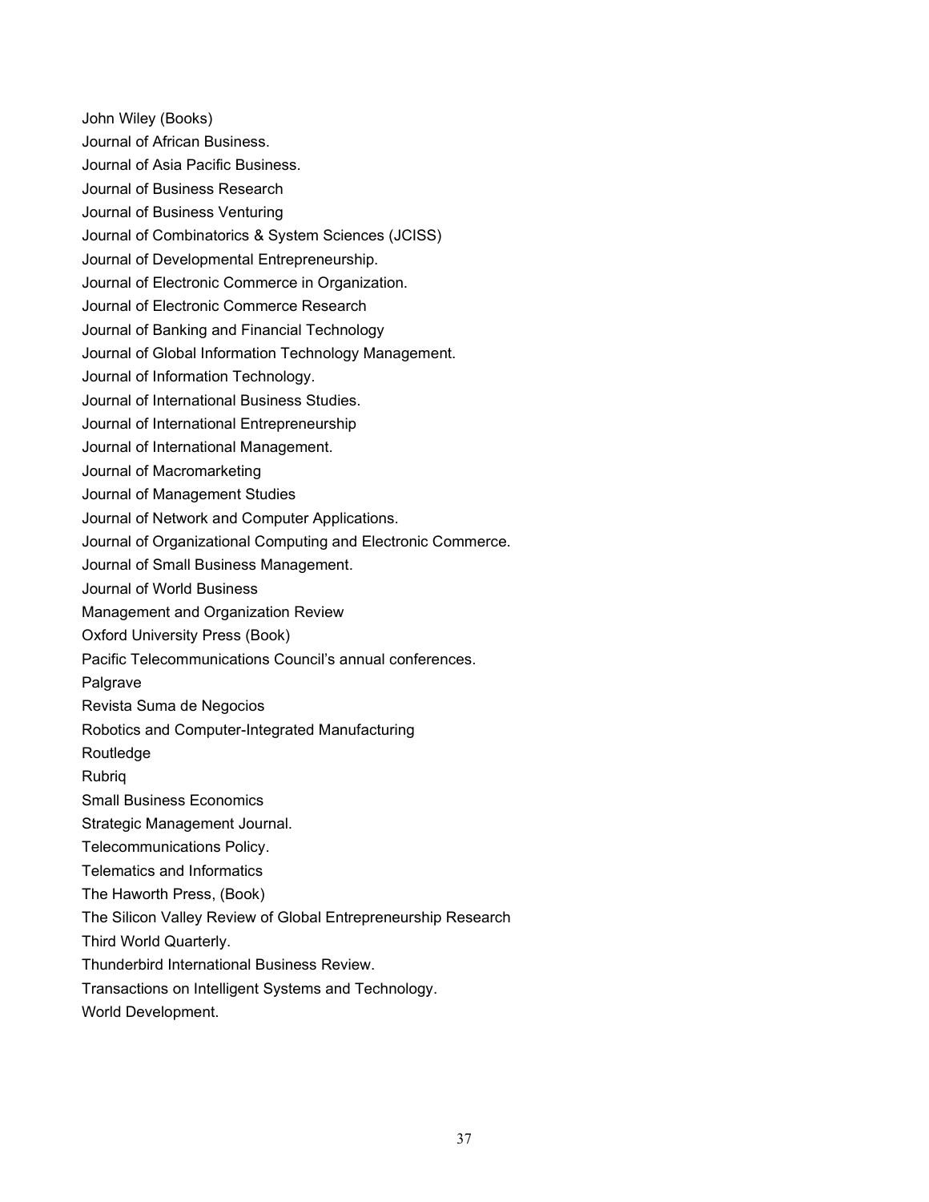John Wiley (Books)

Journal of African Business.

Journal of Asia Pacific Business.

Journal of Business Research

Journal of Business Venturing

Journal of Combinatorics & System Sciences (JCISS)

Journal of Developmental Entrepreneurship.

Journal of Electronic Commerce in Organization.

Journal of Electronic Commerce Research

Journal of Banking and Financial Technology

Journal of Global Information Technology Management.

Journal of Information Technology.

Journal of International Business Studies.

Journal of International Entrepreneurship

Journal of International Management.

Journal of Macromarketing

Journal of Management Studies

Journal of Network and Computer Applications.

Journal of Organizational Computing and Electronic Commerce.

Journal of Small Business Management.

Journal of World Business

Management and Organization Review

Oxford University Press (Book)

Pacific Telecommunications Council's annual conferences.

Palgrave

Revista Suma de Negocios

Robotics and Computer-Integrated Manufacturing

Routledge

Rubriq

Small Business Economics

Strategic Management Journal.

Telecommunications Policy.

Telematics and Informatics

The Haworth Press, (Book)

The Silicon Valley Review of Global Entrepreneurship Research

Third World Quarterly.

Thunderbird International Business Review.

Transactions on Intelligent Systems and Technology.

World Development.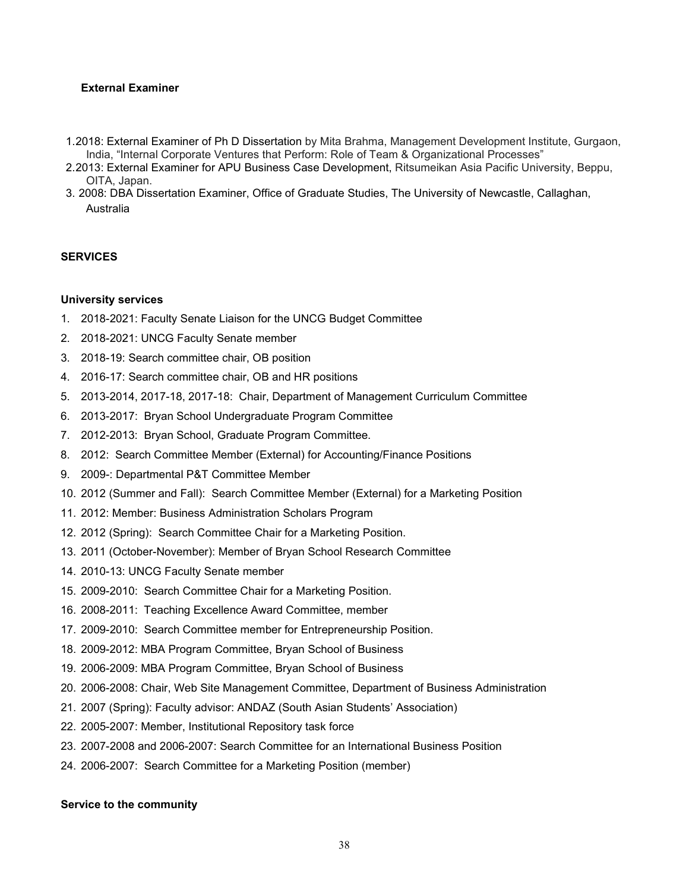### External Examiner

1. 2018: External Examiner of Ph D Dissertation by Mita Brahma, Management Development Institute, Gurgaon, India, "Internal Corporate Ventures that Perform: Role of Team & Organizational Processes"
2. 2013: External Examiner for APU Business Case Development, Ritsumeikan Asia Pacific University, Beppu, OITA, Japan.
3. 2008: DBA Dissertation Examiner, Office of Graduate Studies, The University of Newcastle, Callaghan, Australia

## SERVICES

### University services

1. 2018-2021: Faculty Senate Liaison for the UNCG Budget Committee
2. 2018-2021: UNCG Faculty Senate member
3. 2018-19: Search committee chair, OB position
4. 2016-17: Search committee chair, OB and HR positions
5. 2013-2014, 2017-18, 2017-18: Chair, Department of Management Curriculum Committee
6. 2013-2017: Bryan School Undergraduate Program Committee
7. 2012-2013: Bryan School, Graduate Program Committee.
8. 2012: Search Committee Member (External) for Accounting/Finance Positions
9. 2009-: Departmental P&T Committee Member
10. 2012 (Summer and Fall): Search Committee Member (External) for a Marketing Position
11. 2012: Member: Business Administration Scholars Program
12. 2012 (Spring): Search Committee Chair for a Marketing Position.
13. 2011 (October-November): Member of Bryan School Research Committee
14. 2010-13: UNCG Faculty Senate member
15. 2009-2010: Search Committee Chair for a Marketing Position.
16. 2008-2011: Teaching Excellence Award Committee, member
17. 2009-2010: Search Committee member for Entrepreneurship Position.
18. 2009-2012: MBA Program Committee, Bryan School of Business
19. 2006-2009: MBA Program Committee, Bryan School of Business
20. 2006-2008: Chair, Web Site Management Committee, Department of Business Administration
21. 2007 (Spring): Faculty advisor: ANDAZ (South Asian Students' Association)
22. 2005-2007: Member, Institutional Repository task force
23. 2007-2008 and 2006-2007: Search Committee for an International Business Position
24. 2006-2007: Search Committee for a Marketing Position (member)

### Service to the community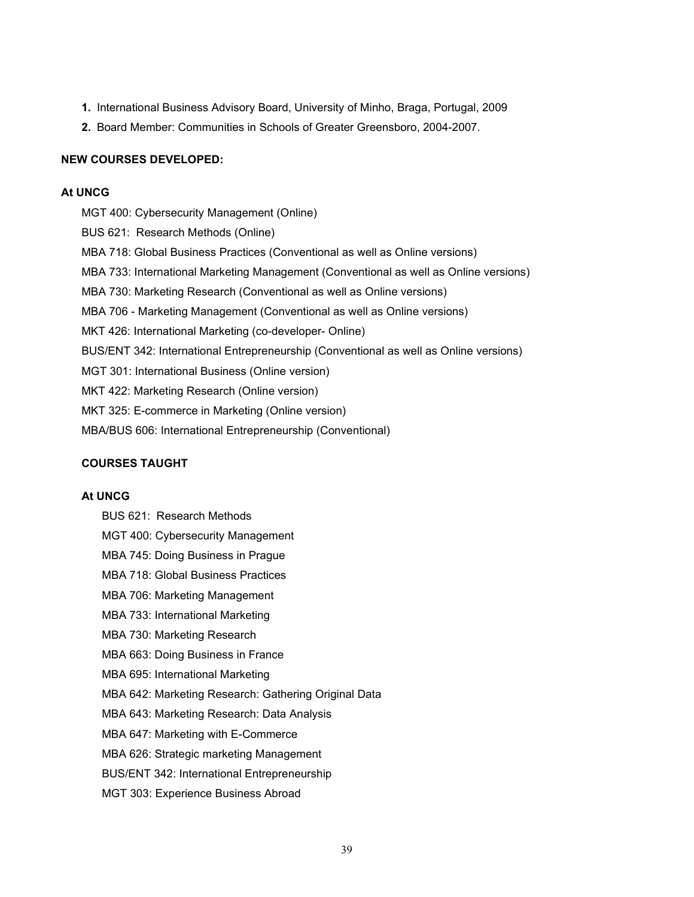1. International Business Advisory Board, University of Minho, Braga, Portugal, 2009
2. Board Member: Communities in Schools of Greater Greensboro, 2004-2007.

**NEW COURSES DEVELOPED:**

**At UNCG**

MGT 400: Cybersecurity Management (Online)

BUS 621: Research Methods (Online)

MBA 718: Global Business Practices (Conventional as well as Online versions)

MBA 733: International Marketing Management (Conventional as well as Online versions)

MBA 730: Marketing Research (Conventional as well as Online versions)

MBA 706 - Marketing Management (Conventional as well as Online versions)

MKT 426: International Marketing (co-developer- Online)

BUS/ENT 342: International Entrepreneurship (Conventional as well as Online versions)

MGT 301: International Business (Online version)

MKT 422: Marketing Research (Online version)

MKT 325: E-commerce in Marketing (Online version)

MBA/BUS 606: International Entrepreneurship (Conventional)

**COURSES TAUGHT**

**At UNCG**

BUS 621: Research Methods

MGT 400: Cybersecurity Management

MBA 745: Doing Business in Prague

MBA 718: Global Business Practices

MBA 706: Marketing Management

MBA 733: International Marketing

MBA 730: Marketing Research

MBA 663: Doing Business in France

MBA 695: International Marketing

MBA 642: Marketing Research: Gathering Original Data

MBA 643: Marketing Research: Data Analysis

MBA 647: Marketing with E-Commerce

MBA 626: Strategic marketing Management

BUS/ENT 342: International Entrepreneurship

MGT 303: Experience Business Abroad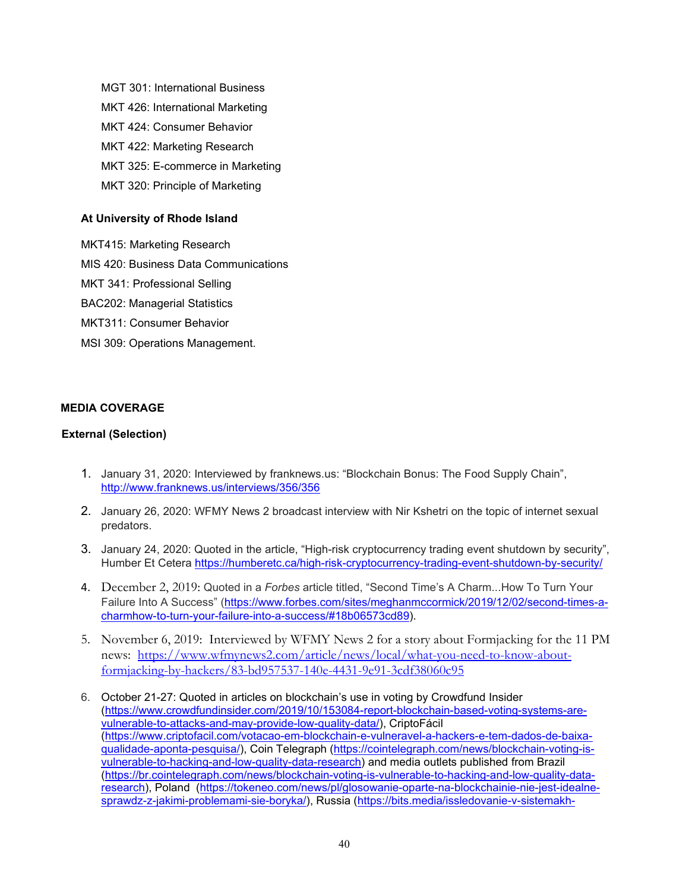MGT 301: International Business

MKT 426: International Marketing

MKT 424: Consumer Behavior

MKT 422: Marketing Research

MKT 325: E-commerce in Marketing

MKT 320: Principle of Marketing

**At University of Rhode Island**

MKT415: Marketing Research

MIS 420: Business Data Communications

MKT 341: Professional Selling

BAC202: Managerial Statistics

MKT311: Consumer Behavior

MSI 309: Operations Management.

**MEDIA COVERAGE**

**External (Selection)**

1. January 31, 2020: Interviewed by franknews.us: "Blockchain Bonus: The Food Supply Chain", http://www.franknews.us/interviews/356/356
2. January 26, 2020: WFMY News 2 broadcast interview with Nir Kshetri on the topic of internet sexual predators.
3. January 24, 2020: Quoted in the article, "High-risk cryptocurrency trading event shutdown by security", Humber Et Cetera https://humberetc.ca/high-risk-cryptocurrency-trading-event-shutdown-by-security/
4. December 2, 2019: Quoted in a *Forbes* article titled, "Second Time's A Charm...How To Turn Your Failure Into A Success" (https://www.forbes.com/sites/meghanmccormick/2019/12/02/second-times-a-charmhow-to-turn-your-failure-into-a-success/#18b06573cd89).
5. November 6, 2019: Interviewed by WFMY News 2 for a story about Formjacking for the 11 PM news: https://www.wfmynews2.com/article/news/local/what-you-need-to-know-about-formjacking-by-hackers/83-bd957537-140e-4431-9e91-3cdf38060c95
6. October 21-27: Quoted in articles on blockchain's use in voting by Crowdfund Insider (https://www.crowdfundinsider.com/2019/10/153084-report-blockchain-based-voting-systems-are-vulnerable-to-attacks-and-may-provide-low-quality-data/), CriptoFácil (https://www.criptofacil.com/votacao-em-blockchain-e-vulneravel-a-hackers-e-tem-dados-de-baixa-qualidade-aponta-pesquisa/), Coin Telegraph (https://cointelegraph.com/news/blockchain-voting-is-vulnerable-to-hacking-and-low-quality-data-research) and media outlets published from Brazil (https://br.cointelegraph.com/news/blockchain-voting-is-vulnerable-to-hacking-and-low-quality-data-research), Poland (https://tokeneo.com/news/pl/glosowanie-oparte-na-blockchainie-nie-jest-idealne-sprawdz-z-jakimi-problemami-sie-boryka/), Russia (https://bits.media/issledovanie-v-sistemakh-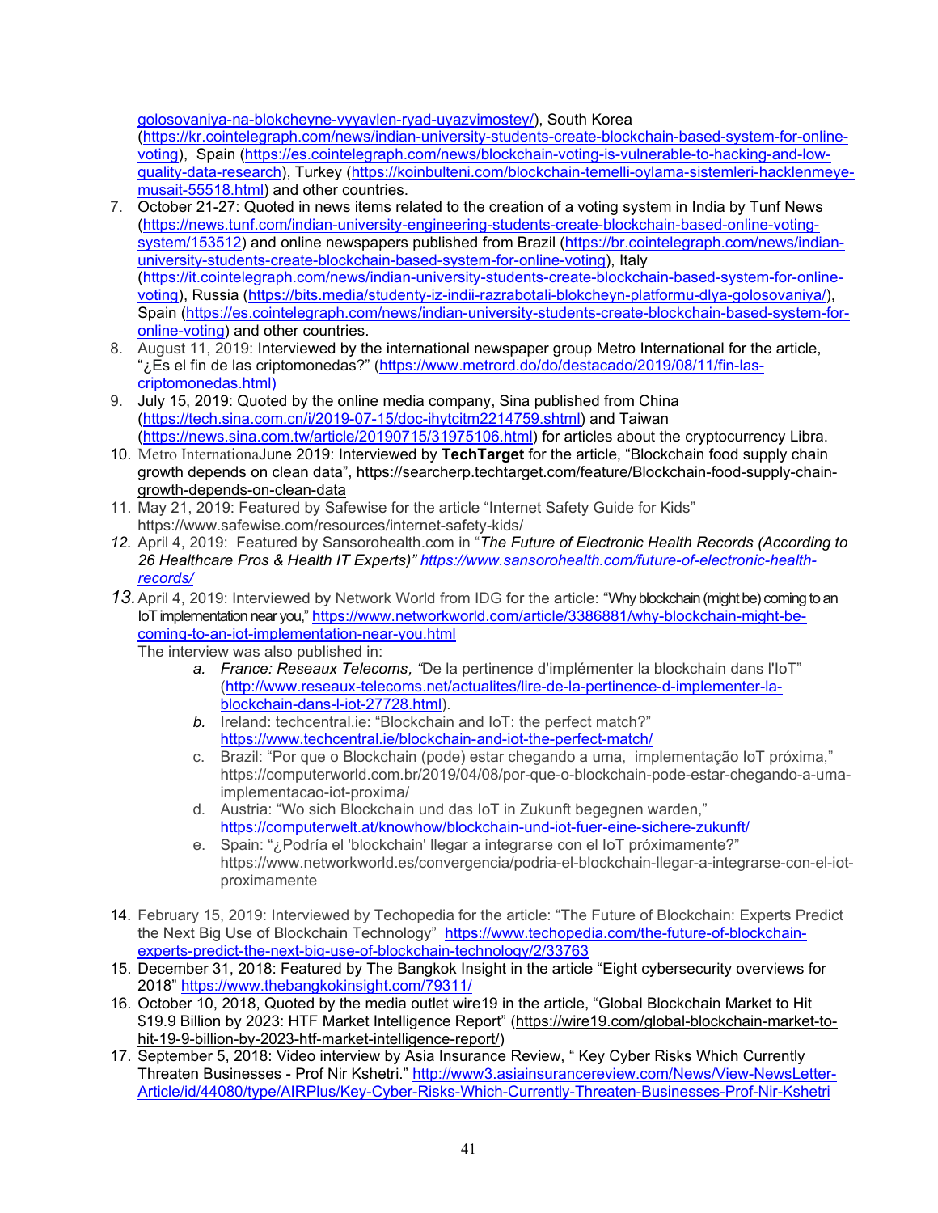golosovaniya-na-blokcheyne-vyyavlen-ryad-uyazvimostey/), South Korea (https://kr.cointelegraph.com/news/indian-university-students-create-blockchain-based-system-for-online-voting), Spain (https://es.cointelegraph.com/news/blockchain-voting-is-vulnerable-to-hacking-and-low-quality-data-research), Turkey (https://koinbulteni.com/blockchain-temelli-oylama-sistemleri-hacklenmeye-musait-55518.html) and other countries.

7. October 21-27: Quoted in news items related to the creation of a voting system in India by Tunf News (https://news.tunf.com/indian-university-engineering-students-create-blockchain-based-online-voting-system/153512) and online newspapers published from Brazil (https://br.cointelegraph.com/news/indian-university-students-create-blockchain-based-system-for-online-voting), Italy (https://it.cointelegraph.com/news/indian-university-students-create-blockchain-based-system-for-online-voting), Russia (https://bits.media/studenty-iz-indii-razrabotali-blokcheyn-platformu-dlya-golosovaniya/), Spain (https://es.cointelegraph.com/news/indian-university-students-create-blockchain-based-system-for-online-voting) and other countries.
8. August 11, 2019: Interviewed by the international newspaper group Metro International for the article, "¿Es el fin de las criptomonedas?" (https://www.metrord.do/do/destacado/2019/08/11/fin-las-criptomonedas.html)
9. July 15, 2019: Quoted by the online media company, Sina published from China (https://tech.sina.com.cn/i/2019-07-15/doc-ihytcitm2214759.shtml) and Taiwan (https://news.sina.com.tw/article/20190715/31975106.html) for articles about the cryptocurrency Libra.
10. Metro InternationaJune 2019: Interviewed by **TechTarget** for the article, "Blockchain food supply chain growth depends on clean data", https://searcherp.techtarget.com/feature/Blockchain-food-supply-chain-growth-depends-on-clean-data
11. May 21, 2019: Featured by Safewise for the article "Internet Safety Guide for Kids" https://www.safewise.com/resources/internet-safety-kids/
12. *April 4, 2019: Featured by Sansorohealth.com in "The Future of Electronic Health Records (According to 26 Healthcare Pros & Health IT Experts)" https://www.sansorohealth.com/future-of-electronic-health-records/*
13. April 4, 2019: Interviewed by Network World from IDG for the article: "Why blockchain (might be) coming to an IoT implementation near you," https://www.networkworld.com/article/3386881/why-blockchain-might-be-coming-to-an-iot-implementation-near-you.html
    The interview was also published in:
    a. *France: Reseaux Telecoms, "*De la pertinence d'implémenter la blockchain dans l'IoT" (http://www.reseaux-telecoms.net/actualites/lire-de-la-pertinence-d-implementer-la-blockchain-dans-l-iot-27728.html).
    b. Ireland: techcentral.ie: "Blockchain and IoT: the perfect match?" https://www.techcentral.ie/blockchain-and-iot-the-perfect-match/
    c. Brazil: "Por que o Blockchain (pode) estar chegando a uma, implementação IoT próxima," https://computerworld.com.br/2019/04/08/por-que-o-blockchain-pode-estar-chegando-a-uma-implementacao-iot-proxima/
    d. Austria: "Wo sich Blockchain und das IoT in Zukunft begegnen warden," https://computerwelt.at/knowhow/blockchain-und-iot-fuer-eine-sichere-zukunft/
    e. Spain: "¿Podría el 'blockchain' llegar a integrarse con el IoT próximamente?" https://www.networkworld.es/convergencia/podria-el-blockchain-llegar-a-integrarse-con-el-iot-proximamente
14. February 15, 2019: Interviewed by Techopedia for the article: "The Future of Blockchain: Experts Predict the Next Big Use of Blockchain Technology" https://www.techopedia.com/the-future-of-blockchain-experts-predict-the-next-big-use-of-blockchain-technology/2/33763
15. December 31, 2018: Featured by The Bangkok Insight in the article "Eight cybersecurity overviews for 2018" https://www.thebangkokinsight.com/79311/
16. October 10, 2018, Quoted by the media outlet wire19 in the article, "Global Blockchain Market to Hit $19.9 Billion by 2023: HTF Market Intelligence Report" (https://wire19.com/global-blockchain-market-to-hit-19-9-billion-by-2023-htf-market-intelligence-report/)
17. September 5, 2018: Video interview by Asia Insurance Review, " Key Cyber Risks Which Currently Threaten Businesses - Prof Nir Kshetri." http://www3.asiainsurancereview.com/News/View-NewsLetter-Article/id/44080/type/AIRPlus/Key-Cyber-Risks-Which-Currently-Threaten-Businesses-Prof-Nir-Kshetri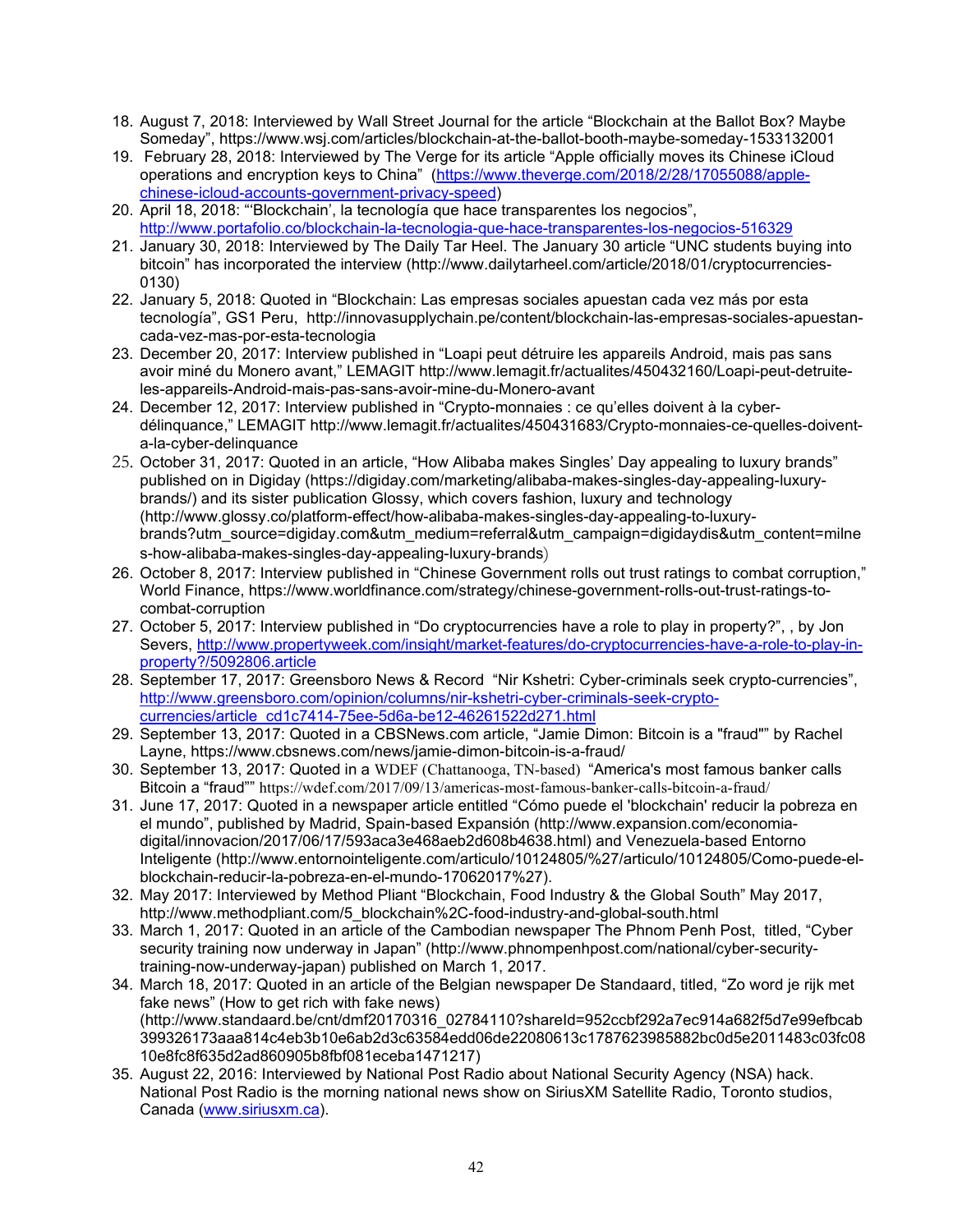18. August 7, 2018: Interviewed by Wall Street Journal for the article "Blockchain at the Ballot Box? Maybe Someday", https://www.wsj.com/articles/blockchain-at-the-ballot-booth-maybe-someday-1533132001
19. February 28, 2018: Interviewed by The Verge for its article "Apple officially moves its Chinese iCloud operations and encryption keys to China" (https://www.theverge.com/2018/2/28/17055088/apple-chinese-icloud-accounts-government-privacy-speed)
20. April 18, 2018: "'Blockchain', la tecnología que hace transparentes los negocios", http://www.portafolio.co/blockchain-la-tecnologia-que-hace-transparentes-los-negocios-516329
21. January 30, 2018: Interviewed by The Daily Tar Heel. The January 30 article "UNC students buying into bitcoin" has incorporated the interview (http://www.dailytarheel.com/article/2018/01/cryptocurrencies-0130)
22. January 5, 2018: Quoted in "Blockchain: Las empresas sociales apuestan cada vez más por esta tecnología", GS1 Peru, http://innovasupplychain.pe/content/blockchain-las-empresas-sociales-apuestan-cada-vez-mas-por-esta-tecnologia
23. December 20, 2017: Interview published in "Loapi peut détruire les appareils Android, mais pas sans avoir miné du Monero avant," LEMAGIT http://www.lemagit.fr/actualites/450432160/Loapi-peut-detruite-les-appareils-Android-mais-pas-sans-avoir-mine-du-Monero-avant
24. December 12, 2017: Interview published in "Crypto-monnaies : ce qu'elles doivent à la cyber-délinquance," LEMAGIT http://www.lemagit.fr/actualites/450431683/Crypto-monnaies-ce-quelles-doivent-a-la-cyber-delinquance
25. October 31, 2017: Quoted in an article, "How Alibaba makes Singles' Day appealing to luxury brands" published on in Digiday (https://digiday.com/marketing/alibaba-makes-singles-day-appealing-luxury-brands/) and its sister publication Glossy, which covers fashion, luxury and technology (http://www.glossy.co/platform-effect/how-alibaba-makes-singles-day-appealing-to-luxury-brands?utm_source=digiday.com&utm_medium=referral&utm_campaign=digidaydis&utm_content=milnes-how-alibaba-makes-singles-day-appealing-luxury-brands)
26. October 8, 2017: Interview published in "Chinese Government rolls out trust ratings to combat corruption," World Finance, https://www.worldfinance.com/strategy/chinese-government-rolls-out-trust-ratings-to-combat-corruption
27. October 5, 2017: Interview published in "Do cryptocurrencies have a role to play in property?", , by Jon Severs, http://www.propertyweek.com/insight/market-features/do-cryptocurrencies-have-a-role-to-play-in-property?/5092806.article
28. September 17, 2017: Greensboro News & Record "Nir Kshetri: Cyber-criminals seek crypto-currencies", http://www.greensboro.com/opinion/columns/nir-kshetri-cyber-criminals-seek-crypto-currencies/article_cd1c7414-75ee-5d6a-be12-46261522d271.html
29. September 13, 2017: Quoted in a CBSNews.com article, "Jamie Dimon: Bitcoin is a "fraud"" by Rachel Layne, https://www.cbsnews.com/news/jamie-dimon-bitcoin-is-a-fraud/
30. September 13, 2017: Quoted in a WDEF (Chattanooga, TN-based) "America's most famous banker calls Bitcoin a "fraud"" https://wdef.com/2017/09/13/americas-most-famous-banker-calls-bitcoin-a-fraud/
31. June 17, 2017: Quoted in a newspaper article entitled "Cómo puede el 'blockchain' reducir la pobreza en el mundo", published by Madrid, Spain-based Expansión (http://www.expansion.com/economia-digital/innovacion/2017/06/17/593aca3e468aeb2d608b4638.html) and Venezuela-based Entorno Inteligente (http://www.entornointeligente.com/articulo/10124805/%27/articulo/10124805/Como-puede-el-blockchain-reducir-la-pobreza-en-el-mundo-17062017%27).
32. May 2017: Interviewed by Method Pliant "Blockchain, Food Industry & the Global South" May 2017, http://www.methodpliant.com/5_blockchain%2C-food-industry-and-global-south.html
33. March 1, 2017: Quoted in an article of the Cambodian newspaper The Phnom Penh Post, titled, "Cyber security training now underway in Japan" (http://www.phnompenhpost.com/national/cyber-security-training-now-underway-japan) published on March 1, 2017.
34. March 18, 2017: Quoted in an article of the Belgian newspaper De Standaard, titled, "Zo word je rijk met fake news" (How to get rich with fake news) (http://www.standaard.be/cnt/dmf20170316_02784110?shareId=952ccbf292a7ec914a682f5d7e99efbcab399326173aaa814c4eb3b10e6ab2d3c63584edd06de22080613c1787623985882bc0d5e2011483c03fc0810e8fc8f635d2ad860905b8fbf081eceba1471217)
35. August 22, 2016: Interviewed by National Post Radio about National Security Agency (NSA) hack. National Post Radio is the morning national news show on SiriusXM Satellite Radio, Toronto studios, Canada (www.siriusxm.ca).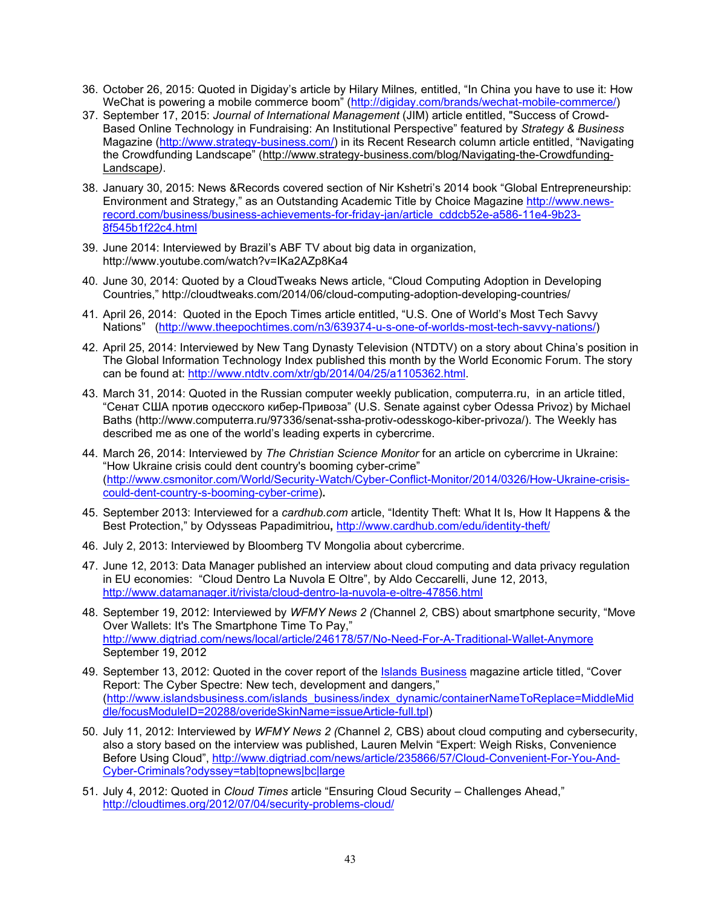36. October 26, 2015: Quoted in Digiday's article by Hilary Milnes*,* entitled, "In China you have to use it: How WeChat is powering a mobile commerce boom" (http://digiday.com/brands/wechat-mobile-commerce/)
37. September 17, 2015: *Journal of International Management* (JIM) article entitled, "Success of Crowd-Based Online Technology in Fundraising: An Institutional Perspective" featured by *Strategy & Business* Magazine (http://www.strategy-business.com/) in its Recent Research column article entitled, "Navigating the Crowdfunding Landscape" (http://www.strategy-business.com/blog/Navigating-the-Crowdfunding-Landscape).
38. January 30, 2015: News &Records covered section of Nir Kshetri's 2014 book "Global Entrepreneurship: Environment and Strategy," as an Outstanding Academic Title by Choice Magazine http://www.news-record.com/business/business-achievements-for-friday-jan/article_cddcb52e-a586-11e4-9b23-8f545b1f22c4.html
39. June 2014: Interviewed by Brazil's ABF TV about big data in organization, http://www.youtube.com/watch?v=IKa2AZp8Ka4
40. June 30, 2014: Quoted by a CloudTweaks News article, "Cloud Computing Adoption in Developing Countries," http://cloudtweaks.com/2014/06/cloud-computing-adoption-developing-countries/
41. April 26, 2014: Quoted in the Epoch Times article entitled, "U.S. One of World's Most Tech Savvy Nations" (http://www.theepochtimes.com/n3/639374-u-s-one-of-worlds-most-tech-savvy-nations/)
42. April 25, 2014: Interviewed by New Tang Dynasty Television (NTDTV) on a story about China's position in The Global Information Technology Index published this month by the World Economic Forum. The story can be found at: http://www.ntdtv.com/xtr/gb/2014/04/25/a1105362.html.
43. March 31, 2014: Quoted in the Russian computer weekly publication, computerra.ru, in an article titled, "Сенат США против одесского кибер-Привоза" (U.S. Senate against cyber Odessa Privoz) by Michael Baths (http://www.computerra.ru/97336/senat-ssha-protiv-odesskogo-kiber-privoza/). The Weekly has described me as one of the world's leading experts in cybercrime.
44. March 26, 2014: Interviewed by *The Christian Science Monitor* for an article on cybercrime in Ukraine: "How Ukraine crisis could dent country's booming cyber-crime" (http://www.csmonitor.com/World/Security-Watch/Cyber-Conflict-Monitor/2014/0326/How-Ukraine-crisis-could-dent-country-s-booming-cyber-crime).
45. September 2013: Interviewed for a *cardhub.com* article, "Identity Theft: What It Is, How It Happens & the Best Protection," by Odysseas Papadimitriou**,** http://www.cardhub.com/edu/identity-theft/
46. July 2, 2013: Interviewed by Bloomberg TV Mongolia about cybercrime.
47. June 12, 2013: Data Manager published an interview about cloud computing and data privacy regulation in EU economies: "Cloud Dentro La Nuvola E Oltre", by Aldo Ceccarelli, June 12, 2013, http://www.datamanager.it/rivista/cloud-dentro-la-nuvola-e-oltre-47856.html
48. September 19, 2012: Interviewed by *WFMY News 2 (*Channel *2,* CBS) about smartphone security, "Move Over Wallets: It's The Smartphone Time To Pay," http://www.digtriad.com/news/local/article/246178/57/No-Need-For-A-Traditional-Wallet-Anymore September 19, 2012
49. September 13, 2012: Quoted in the cover report of the Islands Business magazine article titled, "Cover Report: The Cyber Spectre: New tech, development and dangers," (http://www.islandsbusiness.com/islands_business/index_dynamic/containerNameToReplace=MiddleMiddle/focusModuleID=20288/overideSkinName=issueArticle-full.tpl)
50. July 11, 2012: Interviewed by *WFMY News 2 (*Channel *2,* CBS) about cloud computing and cybersecurity, also a story based on the interview was published, Lauren Melvin "Expert: Weigh Risks, Convenience Before Using Cloud", http://www.digtriad.com/news/article/235866/57/Cloud-Convenient-For-You-And-Cyber-Criminals?odyssey=tab|topnews|bc|large
51. July 4, 2012: Quoted in *Cloud Times* article "Ensuring Cloud Security – Challenges Ahead," http://cloudtimes.org/2012/07/04/security-problems-cloud/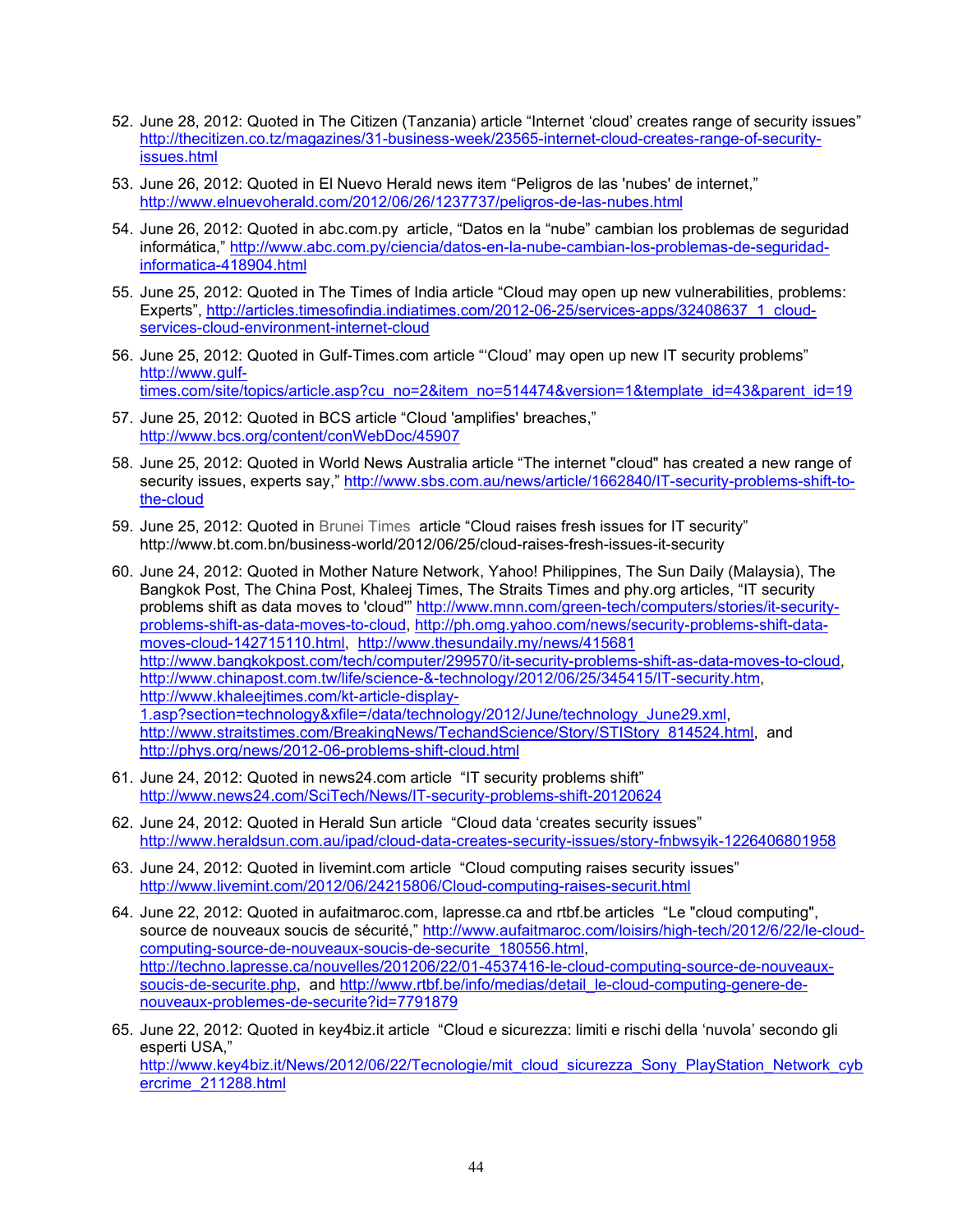52. June 28, 2012: Quoted in The Citizen (Tanzania) article "Internet 'cloud' creates range of security issues" http://thecitizen.co.tz/magazines/31-business-week/23565-internet-cloud-creates-range-of-security-issues.html

53. June 26, 2012: Quoted in El Nuevo Herald news item "Peligros de las 'nubes' de internet," http://www.elnuevoherald.com/2012/06/26/1237737/peligros-de-las-nubes.html

54. June 26, 2012: Quoted in abc.com.py article, "Datos en la "nube" cambian los problemas de seguridad informática," http://www.abc.com.py/ciencia/datos-en-la-nube-cambian-los-problemas-de-seguridad-informatica-418904.html

55. June 25, 2012: Quoted in The Times of India article "Cloud may open up new vulnerabilities, problems: Experts", http://articles.timesofindia.indiatimes.com/2012-06-25/services-apps/32408637_1_cloud-services-cloud-environment-internet-cloud

56. June 25, 2012: Quoted in Gulf-Times.com article "'Cloud' may open up new IT security problems" http://www.gulf-times.com/site/topics/article.asp?cu_no=2&item_no=514474&version=1&template_id=43&parent_id=19

57. June 25, 2012: Quoted in BCS article "Cloud 'amplifies' breaches," http://www.bcs.org/content/conWebDoc/45907

58. June 25, 2012: Quoted in World News Australia article "The internet "cloud" has created a new range of security issues, experts say," http://www.sbs.com.au/news/article/1662840/IT-security-problems-shift-to-the-cloud

59. June 25, 2012: Quoted in Brunei Times article "Cloud raises fresh issues for IT security" http://www.bt.com.bn/business-world/2012/06/25/cloud-raises-fresh-issues-it-security

60. June 24, 2012: Quoted in Mother Nature Network, Yahoo! Philippines, The Sun Daily (Malaysia), The Bangkok Post, The China Post, Khaleej Times, The Straits Times and phy.org articles, "IT security problems shift as data moves to 'cloud'" http://www.mnn.com/green-tech/computers/stories/it-security-problems-shift-as-data-moves-to-cloud, http://ph.omg.yahoo.com/news/security-problems-shift-data-moves-cloud-142715110.html, http://www.thesundaily.my/news/415681 http://www.bangkokpost.com/tech/computer/299570/it-security-problems-shift-as-data-moves-to-cloud, http://www.chinapost.com.tw/life/science-&-technology/2012/06/25/345415/IT-security.htm, http://www.khaleejtimes.com/kt-article-display-1.asp?section=technology&xfile=/data/technology/2012/June/technology_June29.xml, http://www.straitstimes.com/BreakingNews/TechandScience/Story/STIStory_814524.html, and http://phys.org/news/2012-06-problems-shift-cloud.html

61. June 24, 2012: Quoted in news24.com article "IT security problems shift" http://www.news24.com/SciTech/News/IT-security-problems-shift-20120624

62. June 24, 2012: Quoted in Herald Sun article "Cloud data 'creates security issues" http://www.heraldsun.com.au/ipad/cloud-data-creates-security-issues/story-fnbwsyik-1226406801958

63. June 24, 2012: Quoted in livemint.com article "Cloud computing raises security issues" http://www.livemint.com/2012/06/24215806/Cloud-computing-raises-securit.html

64. June 22, 2012: Quoted in aufaitmaroc.com, lapresse.ca and rtbf.be articles "Le "cloud computing", source de nouveaux soucis de sécurité," http://www.aufaitmaroc.com/loisirs/high-tech/2012/6/22/le-cloud-computing-source-de-nouveaux-soucis-de-securite_180556.html, http://techno.lapresse.ca/nouvelles/201206/22/01-4537416-le-cloud-computing-source-de-nouveaux-soucis-de-securite.php, and http://www.rtbf.be/info/medias/detail_le-cloud-computing-genere-de-nouveaux-problemes-de-securite?id=7791879

65. June 22, 2012: Quoted in key4biz.it article "Cloud e sicurezza: limiti e rischi della 'nuvola' secondo gli esperti USA," http://www.key4biz.it/News/2012/06/22/Tecnologie/mit_cloud_sicurezza_Sony_PlayStation_Network_cybercrime_211288.html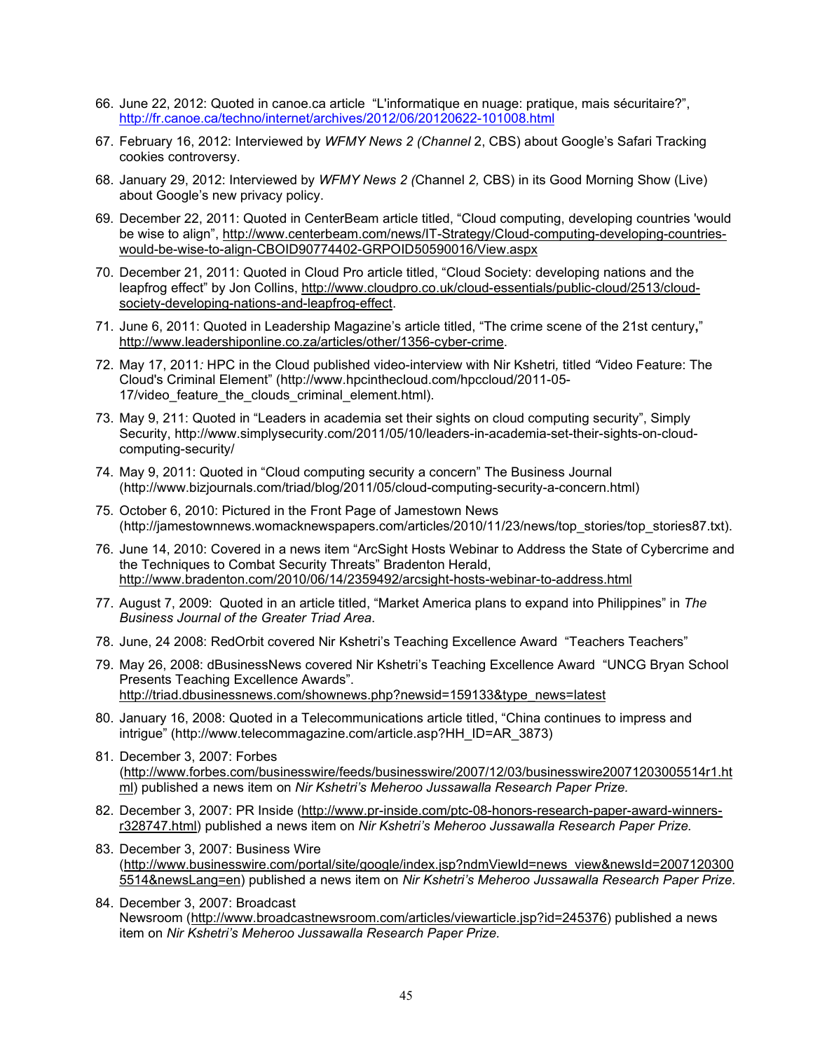66. June 22, 2012: Quoted in canoe.ca article "L'informatique en nuage: pratique, mais sécuritaire?", http://fr.canoe.ca/techno/internet/archives/2012/06/20120622-101008.html

67. February 16, 2012: Interviewed by *WFMY News 2 (Channel* 2, CBS) about Google's Safari Tracking cookies controversy.

68. January 29, 2012: Interviewed by *WFMY News 2 (*Channel *2,* CBS) in its Good Morning Show (Live) about Google's new privacy policy.

69. December 22, 2011: Quoted in CenterBeam article titled, "Cloud computing, developing countries 'would be wise to align", http://www.centerbeam.com/news/IT-Strategy/Cloud-computing-developing-countries-would-be-wise-to-align-CBOID90774402-GRPOID50590016/View.aspx

70. December 21, 2011: Quoted in Cloud Pro article titled, "Cloud Society: developing nations and the leapfrog effect" by Jon Collins, http://www.cloudpro.co.uk/cloud-essentials/public-cloud/2513/cloud-society-developing-nations-and-leapfrog-effect.

71. June 6, 2011: Quoted in Leadership Magazine's article titled, "The crime scene of the 21st century**,**" http://www.leadershiponline.co.za/articles/other/1356-cyber-crime.

72. May 17, 2011*:* HPC in the Cloud published video-interview with Nir Kshetri*,* titled *"*Video Feature: The Cloud's Criminal Element" (http://www.hpcinthecloud.com/hpccloud/2011-05-17/video_feature_the_clouds_criminal_element.html).

73. May 9, 211: Quoted in "Leaders in academia set their sights on cloud computing security", Simply Security, http://www.simplysecurity.com/2011/05/10/leaders-in-academia-set-their-sights-on-cloud-computing-security/

74. May 9, 2011: Quoted in "Cloud computing security a concern" The Business Journal (http://www.bizjournals.com/triad/blog/2011/05/cloud-computing-security-a-concern.html)

75. October 6, 2010: Pictured in the Front Page of Jamestown News (http://jamestownnews.womacknewspapers.com/articles/2010/11/23/news/top_stories/top_stories87.txt).

76. June 14, 2010: Covered in a news item "ArcSight Hosts Webinar to Address the State of Cybercrime and the Techniques to Combat Security Threats" Bradenton Herald, http://www.bradenton.com/2010/06/14/2359492/arcsight-hosts-webinar-to-address.html

77. August 7, 2009: Quoted in an article titled, "Market America plans to expand into Philippines" in *The Business Journal of the Greater Triad Area*.

78. June, 24 2008: RedOrbit covered Nir Kshetri's Teaching Excellence Award "Teachers Teachers"

79. May 26, 2008: dBusinessNews covered Nir Kshetri's Teaching Excellence Award "UNCG Bryan School Presents Teaching Excellence Awards". http://triad.dbusinessnews.com/shownews.php?newsid=159133&type_news=latest

80. January 16, 2008: Quoted in a Telecommunications article titled, "China continues to impress and intrigue" (http://www.telecommagazine.com/article.asp?HH_ID=AR_3873)

81. December 3, 2007: Forbes (http://www.forbes.com/businesswire/feeds/businesswire/2007/12/03/businesswire20071203005514r1.html) published a news item on *Nir Kshetri's Meheroo Jussawalla Research Paper Prize.*

82. December 3, 2007: PR Inside (http://www.pr-inside.com/ptc-08-honors-research-paper-award-winners-r328747.html) published a news item on *Nir Kshetri's Meheroo Jussawalla Research Paper Prize.*

83. December 3, 2007: Business Wire (http://www.businesswire.com/portal/site/google/index.jsp?ndmViewId=news_view&newsId=20071203005514&newsLang=en) published a news item on *Nir Kshetri's Meheroo Jussawalla Research Paper Prize.*

84. December 3, 2007: Broadcast Newsroom (http://www.broadcastnewsroom.com/articles/viewarticle.jsp?id=245376) published a news item on *Nir Kshetri's Meheroo Jussawalla Research Paper Prize.*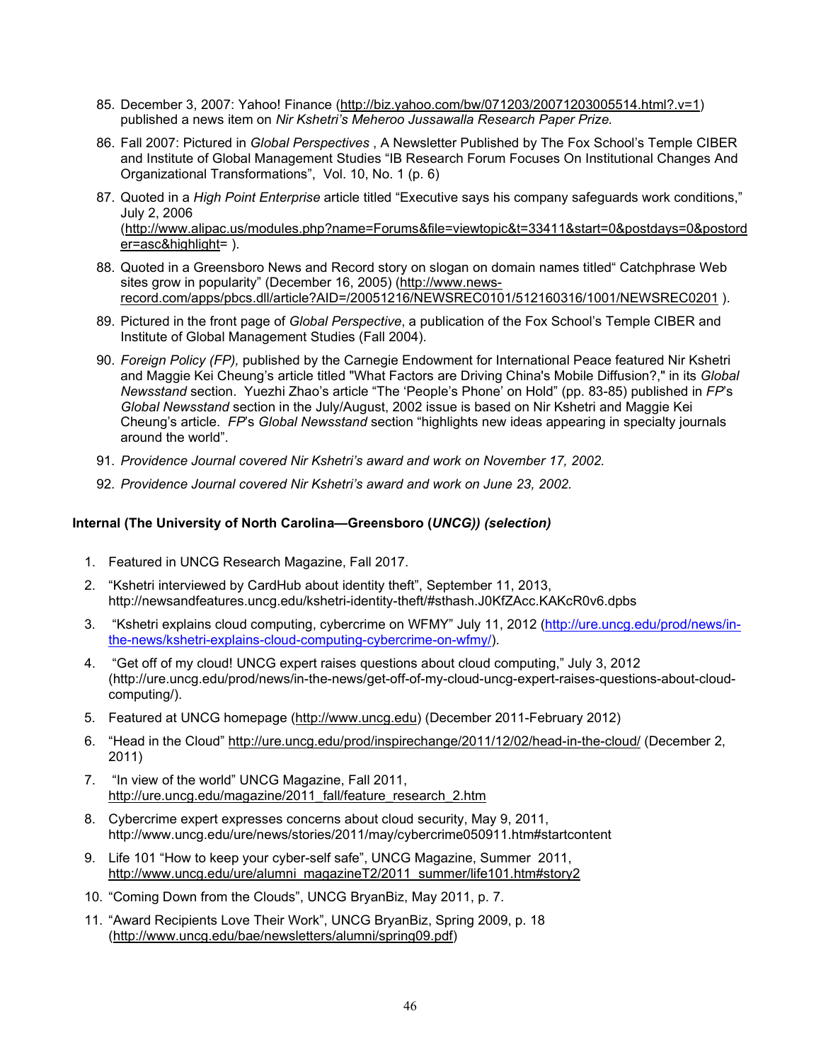85. December 3, 2007: Yahoo! Finance (http://biz.yahoo.com/bw/071203/20071203005514.html?.v=1) published a news item on *Nir Kshetri's Meheroo Jussawalla Research Paper Prize.*

86. Fall 2007: Pictured in *Global Perspectives* , A Newsletter Published by The Fox School's Temple CIBER and Institute of Global Management Studies "IB Research Forum Focuses On Institutional Changes And Organizational Transformations", Vol. 10, No. 1 (p. 6)

87. Quoted in a *High Point Enterprise* article titled "Executive says his company safeguards work conditions," July 2, 2006 (http://www.alipac.us/modules.php?name=Forums&file=viewtopic&t=33411&start=0&postdays=0&postorder=asc&highlight= ).

88. Quoted in a Greensboro News and Record story on slogan on domain names titled" Catchphrase Web sites grow in popularity" (December 16, 2005) (http://www.news-record.com/apps/pbcs.dll/article?AID=/20051216/NEWSREC0101/512160316/1001/NEWSREC0201 ).

89. Pictured in the front page of *Global Perspective*, a publication of the Fox School's Temple CIBER and Institute of Global Management Studies (Fall 2004).

90. *Foreign Policy (FP),* published by the Carnegie Endowment for International Peace featured Nir Kshetri and Maggie Kei Cheung's article titled "What Factors are Driving China's Mobile Diffusion?," in its *Global Newsstand* section. Yuezhi Zhao's article "The 'People's Phone' on Hold" (pp. 83-85) published in *FP*'s *Global Newsstand* section in the July/August, 2002 issue is based on Nir Kshetri and Maggie Kei Cheung's article. *FP*'s *Global Newsstand* section "highlights new ideas appearing in specialty journals around the world".

91. *Providence Journal covered Nir Kshetri's award and work on November 17, 2002.*

92. *Providence Journal covered Nir Kshetri's award and work on June 23, 2002.*

**Internal (The University of North Carolina—Greensboro (*UNCG*)) *(selection)***

1. Featured in UNCG Research Magazine, Fall 2017.
2. "Kshetri interviewed by CardHub about identity theft", September 11, 2013, http://newsandfeatures.uncg.edu/kshetri-identity-theft/#sthash.J0KfZAcc.KAKcR0v6.dpbs
3. "Kshetri explains cloud computing, cybercrime on WFMY" July 11, 2012 (http://ure.uncg.edu/prod/news/in-the-news/kshetri-explains-cloud-computing-cybercrime-on-wfmy/).
4. "Get off of my cloud! UNCG expert raises questions about cloud computing," July 3, 2012 (http://ure.uncg.edu/prod/news/in-the-news/get-off-of-my-cloud-uncg-expert-raises-questions-about-cloud-computing/).
5. Featured at UNCG homepage (http://www.uncg.edu) (December 2011-February 2012)
6. "Head in the Cloud" http://ure.uncg.edu/prod/inspirechange/2011/12/02/head-in-the-cloud/ (December 2, 2011)
7. "In view of the world" UNCG Magazine, Fall 2011, http://ure.uncg.edu/magazine/2011_fall/feature_research_2.htm
8. Cybercrime expert expresses concerns about cloud security, May 9, 2011, http://www.uncg.edu/ure/news/stories/2011/may/cybercrime050911.htm#startcontent
9. Life 101 "How to keep your cyber-self safe", UNCG Magazine, Summer 2011, http://www.uncg.edu/ure/alumni_magazineT2/2011_summer/life101.htm#story2
10. "Coming Down from the Clouds", UNCG BryanBiz, May 2011, p. 7.
11. "Award Recipients Love Their Work", UNCG BryanBiz, Spring 2009, p. 18 (http://www.uncg.edu/bae/newsletters/alumni/spring09.pdf)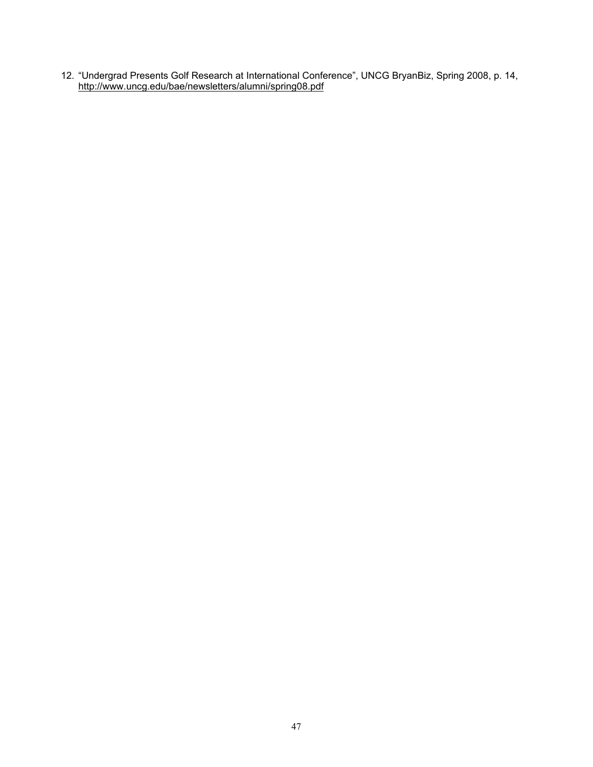12. "Undergrad Presents Golf Research at International Conference", UNCG BryanBiz, Spring 2008, p. 14, http://www.uncg.edu/bae/newsletters/alumni/spring08.pdf